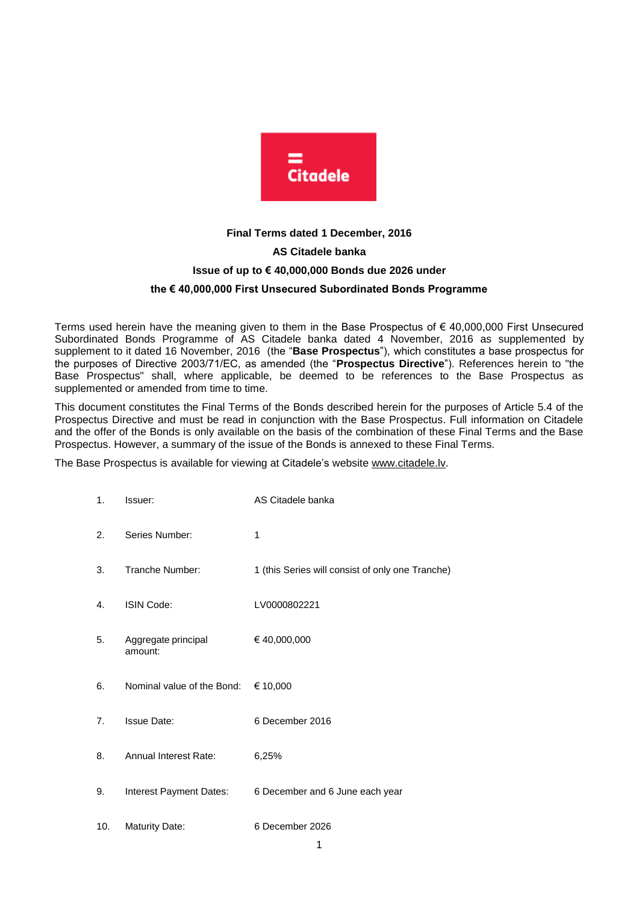**Final Terms dated 1 December, 2016**

**AS Citadele banka**

**Issue of up to € 40,000,000 Bonds due 2026 under**

**the € 40,000,000 First Unsecured Subordinated Bonds Programme**

Terms used herein have the meaning given to them in the Base Prospectus of € 40,000,000 First Unsecured Subordinated Bonds Programme of AS Citadele banka dated 4 November, 2016 as supplemented by supplement to it dated 16 November, 2016 (the "**Base Prospectus**"), which constitutes a base prospectus for the purposes of Directive 2003/71/EC, as amended (the "**Prospectus Directive**"). References herein to "the Base Prospectus" shall, where applicable, be deemed to be references to the Base Prospectus as supplemented or amended from time to time.

This document constitutes the Final Terms of the Bonds described herein for the purposes of Article 5.4 of the Prospectus Directive and must be read in conjunction with the Base Prospectus. Full information on Citadele and the offer of the Bonds is only available on the basis of the combination of these Final Terms and the Base Prospectus. However, a summary of the issue of the Bonds is annexed to these Final Terms.

The Base Prospectus is available for viewing at Citadele's website www.citadele.lv.

| | | |
|---|---|---|
| 1. | Issuer: | AS Citadele banka |
| 2. | Series Number: | 1 |
| 3. | Tranche Number: | 1 (this Series will consist of only one Tranche) |
| 4. | ISIN Code: | LV0000802221 |
| 5. | Aggregate principal amount: | € 40,000,000 |
| 6. | Nominal value of the Bond: | € 10,000 |
| 7. | Issue Date: | 6 December 2016 |
| 8. | Annual Interest Rate: | 6,25% |
| 9. | Interest Payment Dates: | 6 December and 6 June each year |
| 10. | Maturity Date: | 6 December 2026 |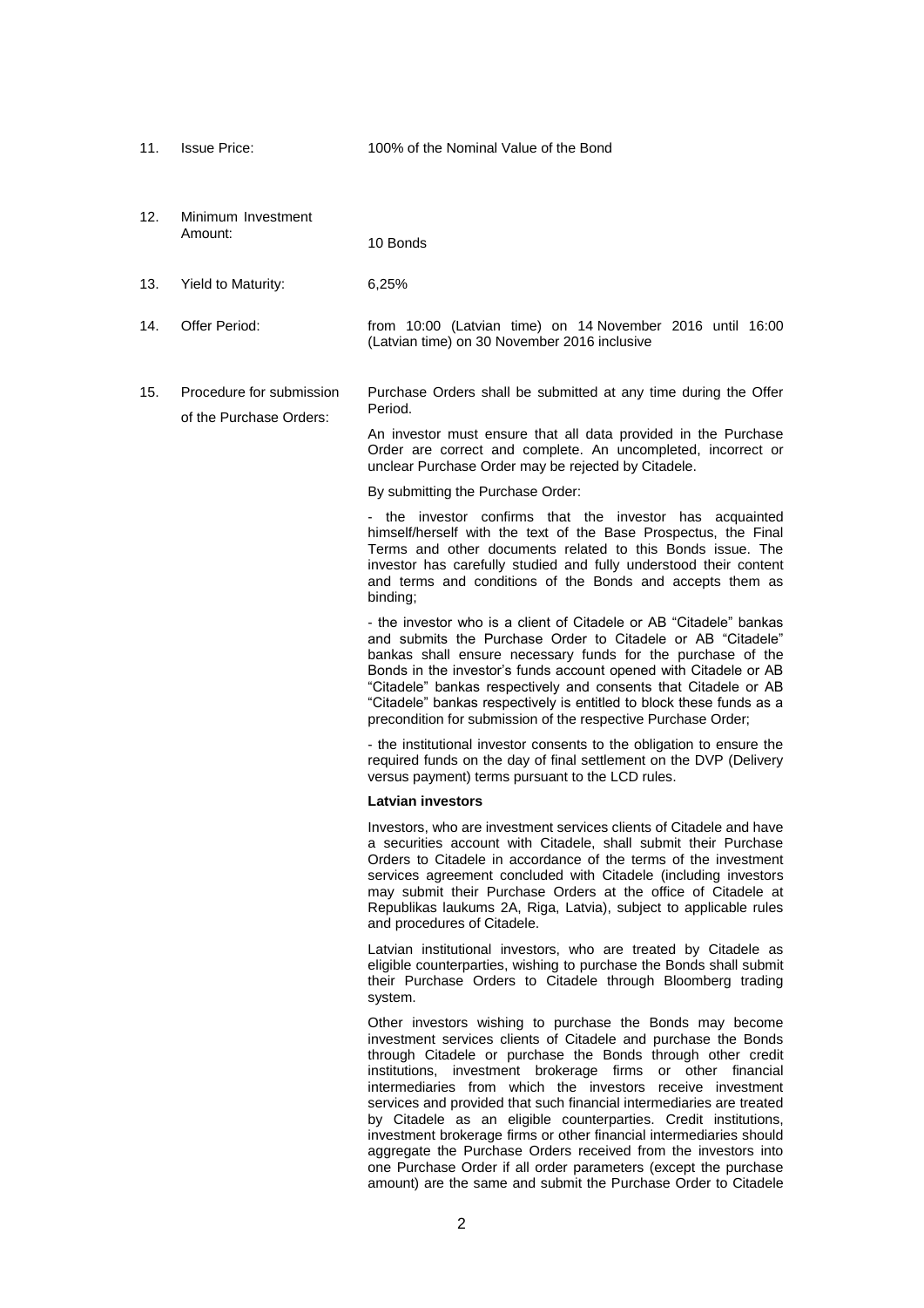| | | |
|---|---|---|
| 11. | Issue Price: | 100% of the Nominal Value of the Bond |
| 12. | Minimum Investment Amount: | 10 Bonds |
| 13. | Yield to Maturity: | 6,25% |
| 14. | Offer Period: | from 10:00 (Latvian time) on 14 November 2016 until 16:00 (Latvian time) on 30 November 2016 inclusive |
| 15. | Procedure for submission of the Purchase Orders: | Purchase Orders shall be submitted at any time during the Offer Period. |

An investor must ensure that all data provided in the Purchase Order are correct and complete. An uncompleted, incorrect or unclear Purchase Order may be rejected by Citadele.

By submitting the Purchase Order:

- the investor confirms that the investor has acquainted himself/herself with the text of the Base Prospectus, the Final Terms and other documents related to this Bonds issue. The investor has carefully studied and fully understood their content and terms and conditions of the Bonds and accepts them as binding;

- the investor who is a client of Citadele or AB "Citadele" bankas and submits the Purchase Order to Citadele or AB "Citadele" bankas shall ensure necessary funds for the purchase of the Bonds in the investor's funds account opened with Citadele or AB "Citadele" bankas respectively and consents that Citadele or AB "Citadele" bankas respectively is entitled to block these funds as a precondition for submission of the respective Purchase Order;

- the institutional investor consents to the obligation to ensure the required funds on the day of final settlement on the DVP (Delivery versus payment) terms pursuant to the LCD rules.

**Latvian investors**

Investors, who are investment services clients of Citadele and have a securities account with Citadele, shall submit their Purchase Orders to Citadele in accordance of the terms of the investment services agreement concluded with Citadele (including investors may submit their Purchase Orders at the office of Citadele at Republikas laukums 2A, Riga, Latvia), subject to applicable rules and procedures of Citadele.

Latvian institutional investors, who are treated by Citadele as eligible counterparties, wishing to purchase the Bonds shall submit their Purchase Orders to Citadele through Bloomberg trading system.

Other investors wishing to purchase the Bonds may become investment services clients of Citadele and purchase the Bonds through Citadele or purchase the Bonds through other credit institutions, investment brokerage firms or other financial intermediaries from which the investors receive investment services and provided that such financial intermediaries are treated by Citadele as an eligible counterparties. Credit institutions, investment brokerage firms or other financial intermediaries should aggregate the Purchase Orders received from the investors into one Purchase Order if all order parameters (except the purchase amount) are the same and submit the Purchase Order to Citadele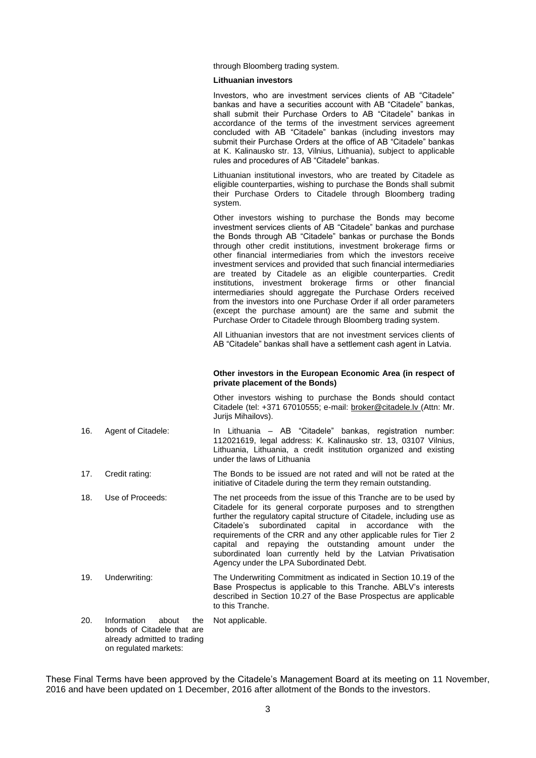through Bloomberg trading system.

**Lithuanian investors**

Investors, who are investment services clients of AB "Citadele" bankas and have a securities account with AB "Citadele" bankas, shall submit their Purchase Orders to AB "Citadele" bankas in accordance of the terms of the investment services agreement concluded with AB "Citadele" bankas (including investors may submit their Purchase Orders at the office of AB "Citadele" bankas at K. Kalinausko str. 13, Vilnius, Lithuania), subject to applicable rules and procedures of AB "Citadele" bankas.

Lithuanian institutional investors, who are treated by Citadele as eligible counterparties, wishing to purchase the Bonds shall submit their Purchase Orders to Citadele through Bloomberg trading system.

Other investors wishing to purchase the Bonds may become investment services clients of AB "Citadele" bankas and purchase the Bonds through AB "Citadele" bankas or purchase the Bonds through other credit institutions, investment brokerage firms or other financial intermediaries from which the investors receive investment services and provided that such financial intermediaries are treated by Citadele as an eligible counterparties. Credit institutions, investment brokerage firms or other financial intermediaries should aggregate the Purchase Orders received from the investors into one Purchase Order if all order parameters (except the purchase amount) are the same and submit the Purchase Order to Citadele through Bloomberg trading system.

All Lithuanian investors that are not investment services clients of AB "Citadele" bankas shall have a settlement cash agent in Latvia.

**Other investors in the European Economic Area (in respect of private placement of the Bonds)**

Other investors wishing to purchase the Bonds should contact Citadele (tel: +371 67010555; e-mail: broker@citadele.lv (Attn: Mr. Jurijs Mihailovs).

| | | |
|---|---|---|
| 16. | Agent of Citadele: | In Lithuania – AB "Citadele" bankas, registration number: 112021619, legal address: K. Kalinausko str. 13, 03107 Vilnius, Lithuania, Lithuania, a credit institution organized and existing under the laws of Lithuania |
| 17. | Credit rating: | The Bonds to be issued are not rated and will not be rated at the initiative of Citadele during the term they remain outstanding. |
| 18. | Use of Proceeds: | The net proceeds from the issue of this Tranche are to be used by Citadele for its general corporate purposes and to strengthen further the regulatory capital structure of Citadele, including use as Citadele's subordinated capital in accordance with the requirements of the CRR and any other applicable rules for Tier 2 capital and repaying the outstanding amount under the subordinated loan currently held by the Latvian Privatisation Agency under the LPA Subordinated Debt. |
| 19. | Underwriting: | The Underwriting Commitment as indicated in Section 10.19 of the Base Prospectus is applicable to this Tranche. ABLV's interests described in Section 10.27 of the Base Prospectus are applicable to this Tranche. |
| 20. | Information about the bonds of Citadele that are already admitted to trading on regulated markets: | Not applicable. |

These Final Terms have been approved by the Citadele's Management Board at its meeting on 11 November, 2016 and have been updated on 1 December, 2016 after allotment of the Bonds to the investors.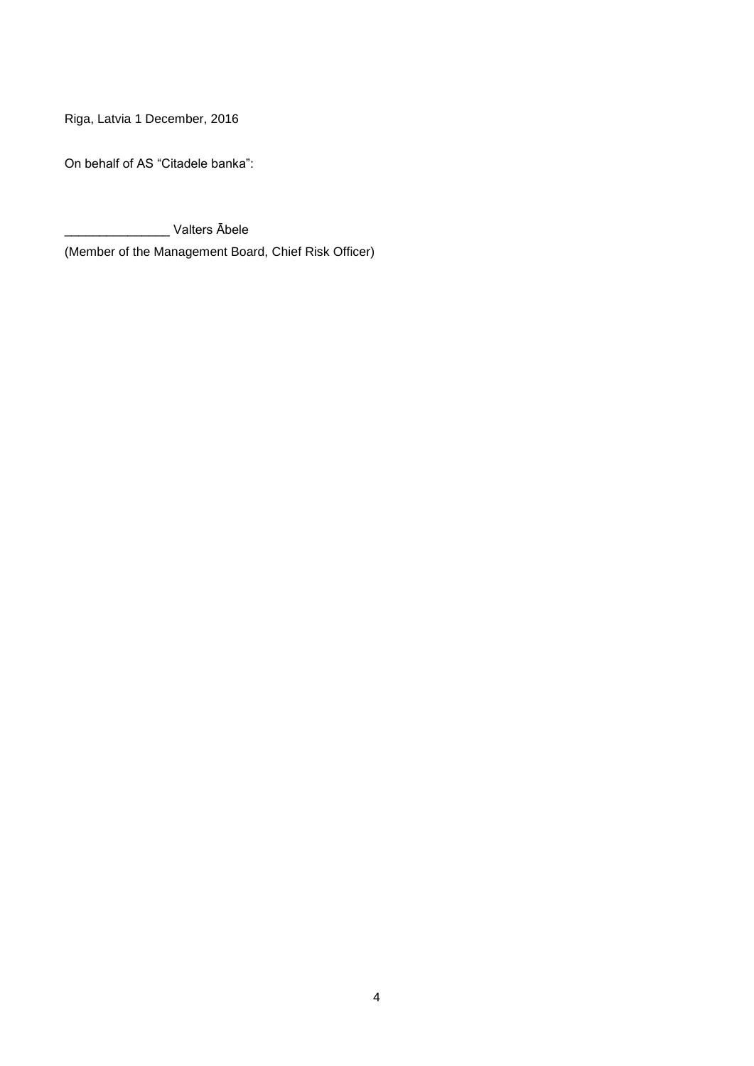Riga, Latvia 1 December, 2016

On behalf of AS "Citadele banka":

_______________ Valters Ābele

(Member of the Management Board, Chief Risk Officer)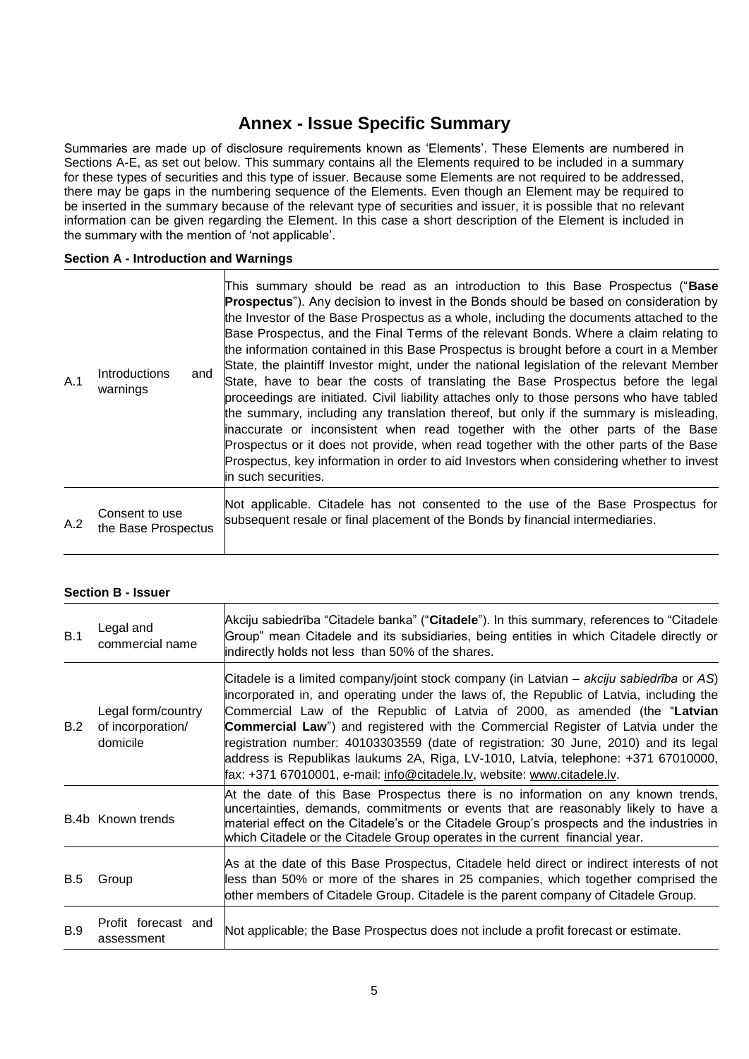# Annex - Issue Specific Summary

Summaries are made up of disclosure requirements known as 'Elements'. These Elements are numbered in Sections A-E, as set out below. This summary contains all the Elements required to be included in a summary for these types of securities and this type of issuer. Because some Elements are not required to be addressed, there may be gaps in the numbering sequence of the Elements. Even though an Element may be required to be inserted in the summary because of the relevant type of securities and issuer, it is possible that no relevant information can be given regarding the Element. In this case a short description of the Element is included in the summary with the mention of 'not applicable'.

**Section A - Introduction and Warnings**

| | | |
|---|---|---|
| A.1 | Introductions and warnings | This summary should be read as an introduction to this Base Prospectus ("**Base Prospectus**"). Any decision to invest in the Bonds should be based on consideration by the Investor of the Base Prospectus as a whole, including the documents attached to the Base Prospectus, and the Final Terms of the relevant Bonds. Where a claim relating to the information contained in this Base Prospectus is brought before a court in a Member State, the plaintiff Investor might, under the national legislation of the relevant Member State, have to bear the costs of translating the Base Prospectus before the legal proceedings are initiated. Civil liability attaches only to those persons who have tabled the summary, including any translation thereof, but only if the summary is misleading, inaccurate or inconsistent when read together with the other parts of the Base Prospectus or it does not provide, when read together with the other parts of the Base Prospectus, key information in order to aid Investors when considering whether to invest in such securities. |
| A.2 | Consent to use the Base Prospectus | Not applicable. Citadele has not consented to the use of the Base Prospectus for subsequent resale or final placement of the Bonds by financial intermediaries. |

**Section B - Issuer**

| | | |
|---|---|---|
| B.1 | Legal and commercial name | Akciju sabiedrība "Citadele banka" ("**Citadele**"). In this summary, references to "Citadele Group" mean Citadele and its subsidiaries, being entities in which Citadele directly or indirectly holds not less than 50% of the shares. |
| B.2 | Legal form/country of incorporation/ domicile | Citadele is a limited company/joint stock company (in Latvian – *akciju sabiedrība* or *AS*) incorporated in, and operating under the laws of, the Republic of Latvia, including the Commercial Law of the Republic of Latvia of 2000, as amended (the "**Latvian Commercial Law**") and registered with the Commercial Register of Latvia under the registration number: 40103303559 (date of registration: 30 June, 2010) and its legal address is Republikas laukums 2A, Riga, LV-1010, Latvia, telephone: +371 67010000, fax: +371 67010001, e-mail: info@citadele.lv, website: www.citadele.lv. |
| B.4b | Known trends | At the date of this Base Prospectus there is no information on any known trends, uncertainties, demands, commitments or events that are reasonably likely to have a material effect on the Citadele's or the Citadele Group's prospects and the industries in which Citadele or the Citadele Group operates in the current financial year. |
| B.5 | Group | As at the date of this Base Prospectus, Citadele held direct or indirect interests of not less than 50% or more of the shares in 25 companies, which together comprised the other members of Citadele Group. Citadele is the parent company of Citadele Group. |
| B.9 | Profit forecast and assessment | Not applicable; the Base Prospectus does not include a profit forecast or estimate. |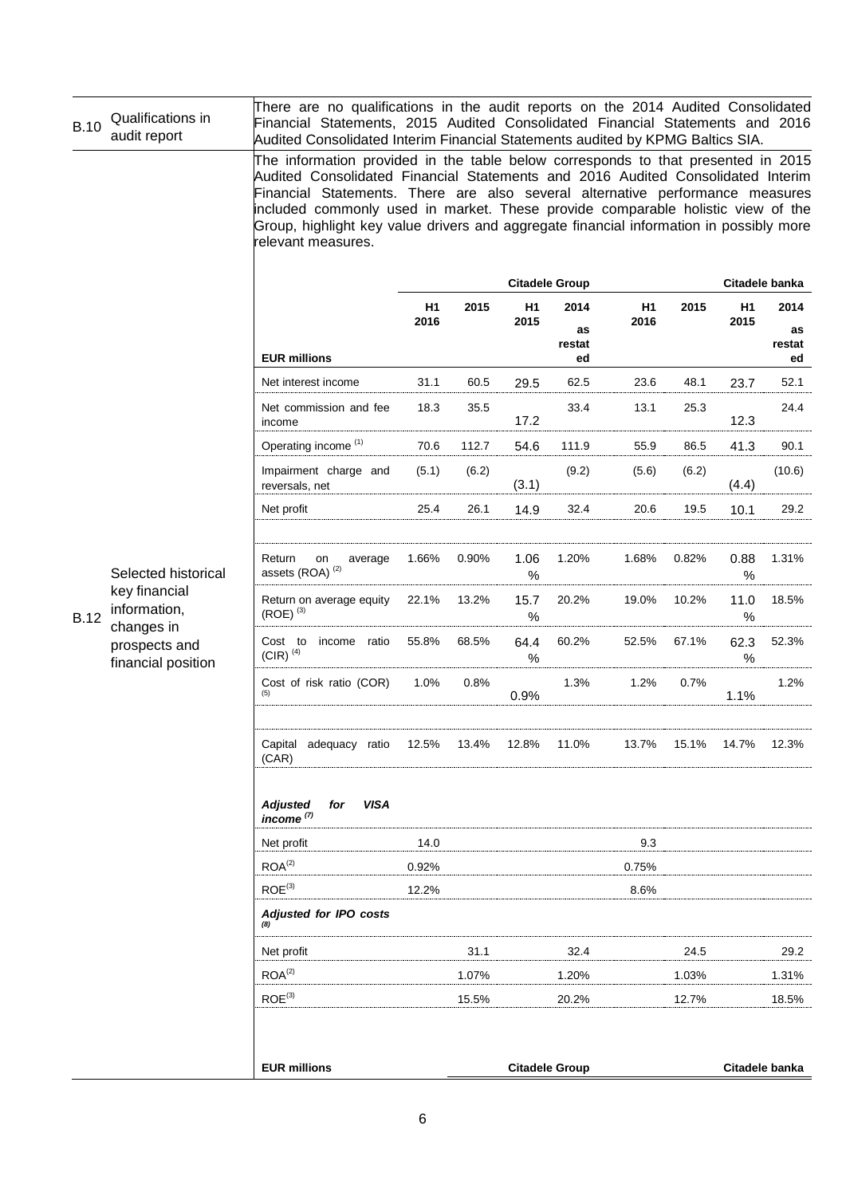| | | |
|---|---|---|
| B.10 | Qualifications in audit report | There are no qualifications in the audit reports on the 2014 Audited Consolidated Financial Statements, 2015 Audited Consolidated Financial Statements and 2016 Audited Consolidated Interim Financial Statements audited by KPMG Baltics SIA. |
| B.12 | Selected historical key financial information, changes in prospects and financial position | The information provided in the table below corresponds to that presented in 2015 Audited Consolidated Financial Statements and 2016 Audited Consolidated Interim Financial Statements. There are also several alternative performance measures included commonly used in market. These provide comparable holistic view of the Group, highlight key value drivers and aggregate financial information in possibly more relevant measures. |

| | Citadele Group | | | | Citadele banka | | | |
|---|---|---|---|---|---|---|---|---|
| **EUR millions** | **H1 2016** | **2015** | **H1 2015** | **2014 as restated** | **H1 2016** | **2015** | **H1 2015** | **2014 as restated** |
| Net interest income | 31.1 | 60.5 | 29.5 | 62.5 | 23.6 | 48.1 | 23.7 | 52.1 |
| Net commission and fee income | 18.3 | 35.5 | 17.2 | 33.4 | 13.1 | 25.3 | 12.3 | 24.4 |
| Operating income [(1)] | 70.6 | 112.7 | 54.6 | 111.9 | 55.9 | 86.5 | 41.3 | 90.1 |
| Impairment charge and reversals, net | (5.1) | (6.2) | (3.1) | (9.2) | (5.6) | (6.2) | (4.4) | (10.6) |
| Net profit | 25.4 | 26.1 | 14.9 | 32.4 | 20.6 | 19.5 | 10.1 | 29.2 |
| | | | | | | | | |
| Return on average assets (ROA) [(2)] | 1.66% | 0.90% | 1.06 % | 1.20% | 1.68% | 0.82% | 0.88 % | 1.31% |
| Return on average equity (ROE) [(3)] | 22.1% | 13.2% | 15.7 % | 20.2% | 19.0% | 10.2% | 11.0 % | 18.5% |
| Cost to income ratio (CIR) [(4)] | 55.8% | 68.5% | 64.4 % | 60.2% | 52.5% | 67.1% | 62.3 % | 52.3% |
| Cost of risk ratio (COR) [(5)] | 1.0% | 0.8% | 0.9% | 1.3% | 1.2% | 0.7% | 1.1% | 1.2% |
| | | | | | | | | |
| Capital adequacy ratio (CAR) | 12.5% | 13.4% | 12.8% | 11.0% | 13.7% | 15.1% | 14.7% | 12.3% |
| | | | | | | | | |
| ***Adjusted for VISA income*** [(7)] | | | | | | | | |
| Net profit | 14.0 | | | | 9.3 | | | |
| ROA[(2)] | 0.92% | | | | 0.75% | | | |
| ROE[(3)] | 12.2% | | | | 8.6% | | | |
| ***Adjusted for IPO costs*** [(8)] | | | | | | | | |
| Net profit | | 31.1 | | 32.4 | | 24.5 | | 29.2 |
| ROA[(2)] | | 1.07% | | 1.20% | | 1.03% | | 1.31% |
| ROE[(3)] | | 15.5% | | 20.2% | | 12.7% | | 18.5% |
| | | | | | | | | |
| **EUR millions** | **Citadele Group** | | | | **Citadele banka** | | | |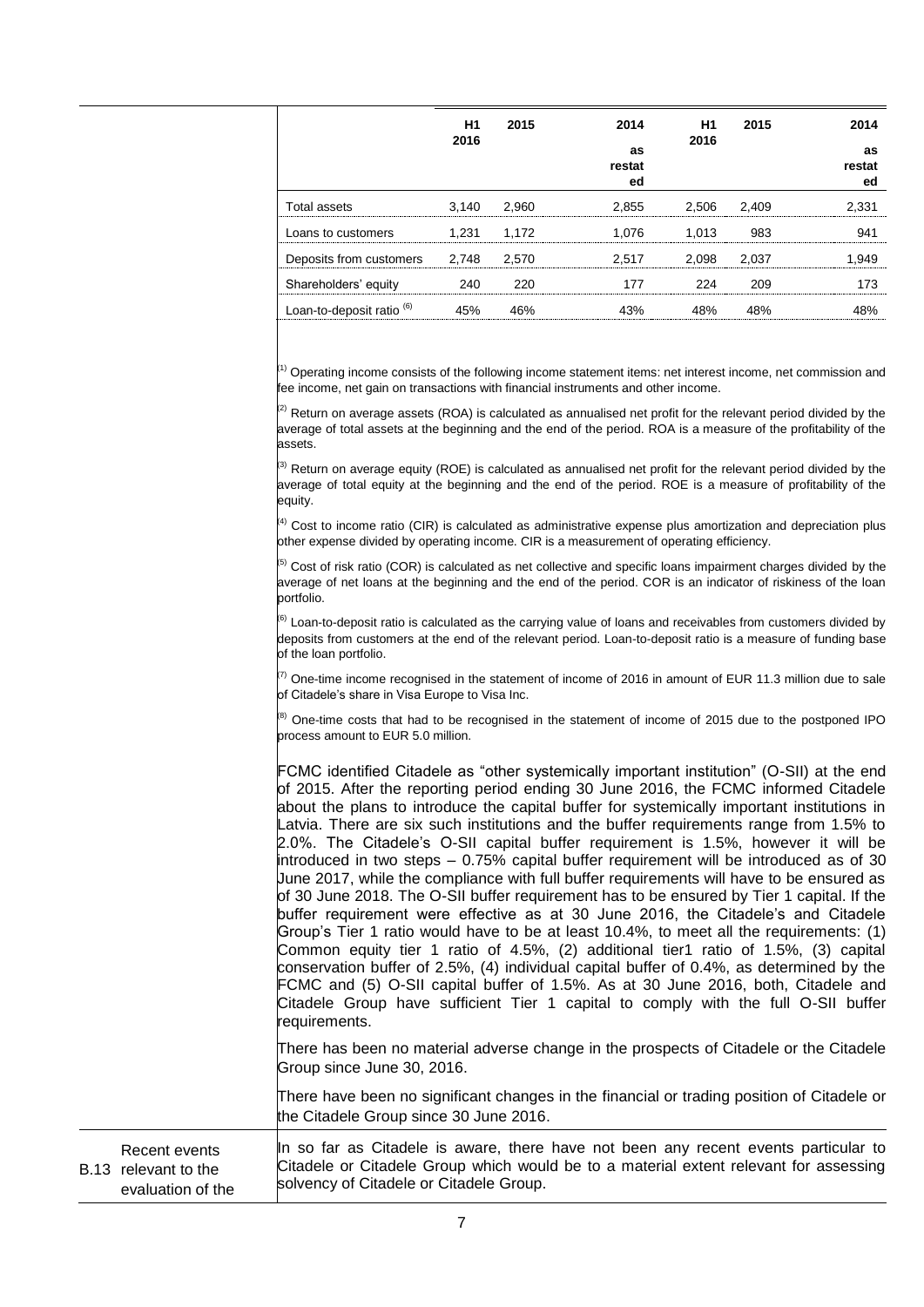| | H1 2016 | 2015 | 2014 as restated | H1 2016 | 2015 | 2014 as restated |
|---|---|---|---|---|---|---|
| Total assets | 3,140 | 2,960 | 2,855 | 2,506 | 2,409 | 2,331 |
| Loans to customers | 1,231 | 1,172 | 1,076 | 1,013 | 983 | 941 |
| Deposits from customers | 2,748 | 2,570 | 2,517 | 2,098 | 2,037 | 1,949 |
| Shareholders' equity | 240 | 220 | 177 | 224 | 209 | 173 |
| Loan-to-deposit ratio [(6)] | 45% | 46% | 43% | 48% | 48% | 48% |

[(1)] Operating income consists of the following income statement items: net interest income, net commission and fee income, net gain on transactions with financial instruments and other income.

[(2)] Return on average assets (ROA) is calculated as annualised net profit for the relevant period divided by the average of total assets at the beginning and the end of the period. ROA is a measure of the profitability of the assets.

[(3)] Return on average equity (ROE) is calculated as annualised net profit for the relevant period divided by the average of total equity at the beginning and the end of the period. ROE is a measure of profitability of the equity.

[(4)] Cost to income ratio (CIR) is calculated as administrative expense plus amortization and depreciation plus other expense divided by operating income. CIR is a measurement of operating efficiency.

[(5)] Cost of risk ratio (COR) is calculated as net collective and specific loans impairment charges divided by the average of net loans at the beginning and the end of the period. COR is an indicator of riskiness of the loan portfolio.

[(6)] Loan-to-deposit ratio is calculated as the carrying value of loans and receivables from customers divided by deposits from customers at the end of the relevant period. Loan-to-deposit ratio is a measure of funding base of the loan portfolio.

[(7)] One-time income recognised in the statement of income of 2016 in amount of EUR 11.3 million due to sale of Citadele's share in Visa Europe to Visa Inc.

[(8)] One-time costs that had to be recognised in the statement of income of 2015 due to the postponed IPO process amount to EUR 5.0 million.

FCMC identified Citadele as "other systemically important institution" (O-SII) at the end of 2015. After the reporting period ending 30 June 2016, the FCMC informed Citadele about the plans to introduce the capital buffer for systemically important institutions in Latvia. There are six such institutions and the buffer requirements range from 1.5% to 2.0%. The Citadele's O-SII capital buffer requirement is 1.5%, however it will be introduced in two steps – 0.75% capital buffer requirement will be introduced as of 30 June 2017, while the compliance with full buffer requirements will have to be ensured as of 30 June 2018. The O-SII buffer requirement has to be ensured by Tier 1 capital. If the buffer requirement were effective as at 30 June 2016, the Citadele's and Citadele Group's Tier 1 ratio would have to be at least 10.4%, to meet all the requirements: (1) Common equity tier 1 ratio of 4.5%, (2) additional tier1 ratio of 1.5%, (3) capital conservation buffer of 2.5%, (4) individual capital buffer of 0.4%, as determined by the FCMC and (5) O-SII capital buffer of 1.5%. As at 30 June 2016, both, Citadele and Citadele Group have sufficient Tier 1 capital to comply with the full O-SII buffer requirements.

There has been no material adverse change in the prospects of Citadele or the Citadele Group since June 30, 2016.

There have been no significant changes in the financial or trading position of Citadele or the Citadele Group since 30 June 2016.

| | | |
|---|---|---|
| B.13 | Recent events relevant to the evaluation of the | In so far as Citadele is aware, there have not been any recent events particular to Citadele or Citadele Group which would be to a material extent relevant for assessing solvency of Citadele or Citadele Group. |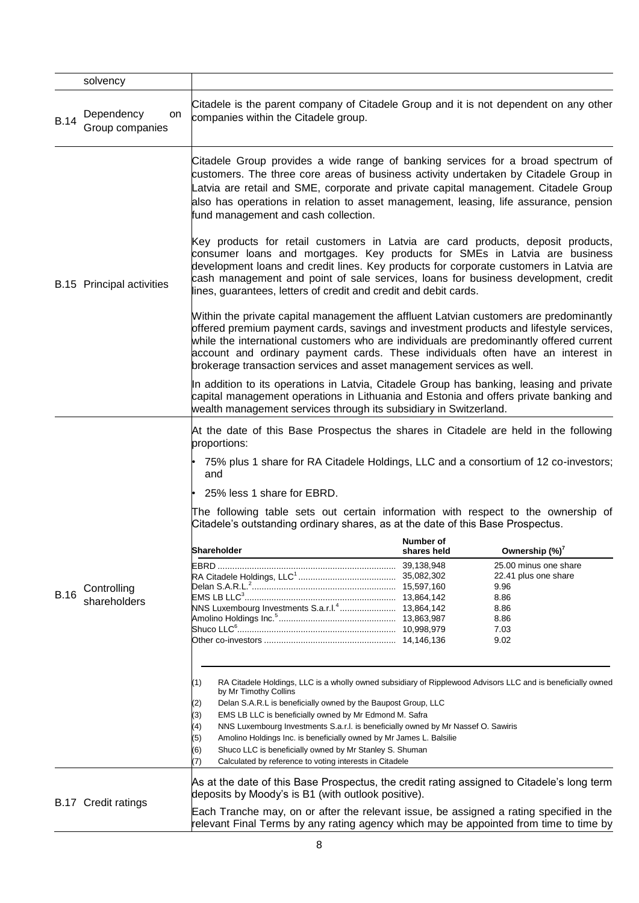| | | |
|---|---|---|
| | solvency | |
| B.14 | Dependency on Group companies | Citadele is the parent company of Citadele Group and it is not dependent on any other companies within the Citadele group. |
| B.15 | Principal activities | Citadele Group provides a wide range of banking services for a broad spectrum of customers. The three core areas of business activity undertaken by Citadele Group in Latvia are retail and SME, corporate and private capital management. Citadele Group also has operations in relation to asset management, leasing, life assurance, pension fund management and cash collection.<br><br>Key products for retail customers in Latvia are card products, deposit products, consumer loans and mortgages. Key products for SMEs in Latvia are business development loans and credit lines. Key products for corporate customers in Latvia are cash management and point of sale services, loans for business development, credit lines, guarantees, letters of credit and credit and debit cards.<br><br>Within the private capital management the affluent Latvian customers are predominantly offered premium payment cards, savings and investment products and lifestyle services, while the international customers who are individuals are predominantly offered current account and ordinary payment cards. These individuals often have an interest in brokerage transaction services and asset management services as well.<br><br>In addition to its operations in Latvia, Citadele Group has banking, leasing and private capital management operations in Lithuania and Estonia and offers private banking and wealth management services through its subsidiary in Switzerland. |
| B.16 | Controlling shareholders | At the date of this Base Prospectus the shares in Citadele are held in the following proportions:<br><br>• 75% plus 1 share for RA Citadele Holdings, LLC and a consortium of 12 co-investors; and<br><br>• 25% less 1 share for EBRD.<br><br>The following table sets out certain information with respect to the ownership of Citadele's outstanding ordinary shares, as at the date of this Base Prospectus. |

| Shareholder | Number of shares held | Ownership (%)[7] |
|---|---|---|
| EBRD | 39,138,948 | 25.00 minus one share |
| RA Citadele Holdings, LLC[1] | 35,082,302 | 22.41 plus one share |
| Delan S.A.R.L.[2] | 15,597,160 | 9.96 |
| EMS LB LLC[3] | 13,864,142 | 8.86 |
| NNS Luxembourg Investments S.a.r.l.[4] | 13,864,142 | 8.86 |
| Amolino Holdings Inc.[5] | 13,863,987 | 8.86 |
| Shuco LLC[6] | 10,998,979 | 7.03 |
| Other co-investors | 14,146,136 | 9.02 |

(1) RA Citadele Holdings, LLC is a wholly owned subsidiary of Ripplewood Advisors LLC and is beneficially owned by Mr Timothy Collins

(2) Delan S.A.R.L is beneficially owned by the Baupost Group, LLC

(3) EMS LB LLC is beneficially owned by Mr Edmond M. Safra

(4) NNS Luxembourg Investments S.a.r.l. is beneficially owned by Mr Nassef O. Sawiris

(5) Amolino Holdings Inc. is beneficially owned by Mr James L. Balsilie

(6) Shuco LLC is beneficially owned by Mr Stanley S. Shuman

(7) Calculated by reference to voting interests in Citadele

| | | |
|---|---|---|
| B.17 | Credit ratings | As at the date of this Base Prospectus, the credit rating assigned to Citadele's long term deposits by Moody's is B1 (with outlook positive).<br><br>Each Tranche may, on or after the relevant issue, be assigned a rating specified in the relevant Final Terms by any rating agency which may be appointed from time to time by |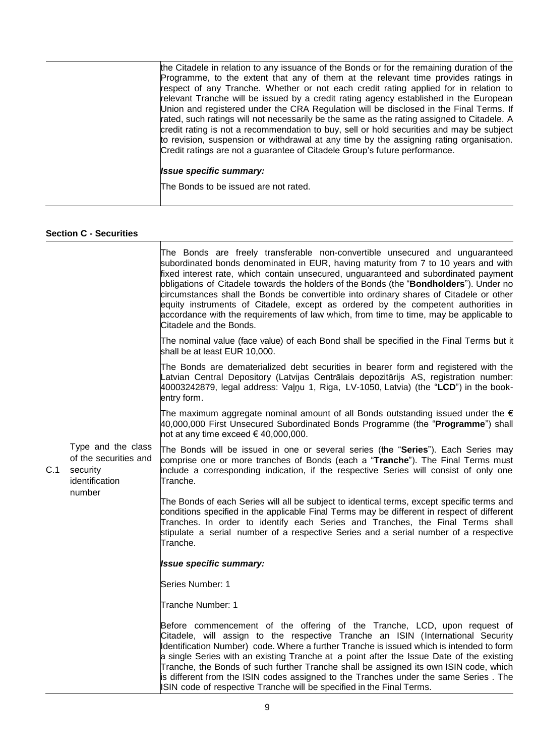| | | |
|---|---|---|
| | | the Citadele in relation to any issuance of the Bonds or for the remaining duration of the Programme, to the extent that any of them at the relevant time provides ratings in respect of any Tranche. Whether or not each credit rating applied for in relation to relevant Tranche will be issued by a credit rating agency established in the European Union and registered under the CRA Regulation will be disclosed in the Final Terms. If rated, such ratings will not necessarily be the same as the rating assigned to Citadele. A credit rating is not a recommendation to buy, sell or hold securities and may be subject to revision, suspension or withdrawal at any time by the assigning rating organisation. Credit ratings are not a guarantee of Citadele Group's future performance.<br><br>***Issue specific summary:***<br><br>The Bonds to be issued are not rated. |

**Section C - Securities**

| | | |
|---|---|---|
| C.1 | Type and the class of the securities and security identification number | The Bonds are freely transferable non-convertible unsecured and unguaranteed subordinated bonds denominated in EUR, having maturity from 7 to 10 years and with fixed interest rate, which contain unsecured, unguaranteed and subordinated payment obligations of Citadele towards the holders of the Bonds (the "**Bondholders**"). Under no circumstances shall the Bonds be convertible into ordinary shares of Citadele or other equity instruments of Citadele, except as ordered by the competent authorities in accordance with the requirements of law which, from time to time, may be applicable to Citadele and the Bonds.<br><br>The nominal value (face value) of each Bond shall be specified in the Final Terms but it shall be at least EUR 10,000.<br><br>The Bonds are dematerialized debt securities in bearer form and registered with the Latvian Central Depository (Latvijas Centrālais depozitārijs AS, registration number: 40003242879, legal address: Vaļņu 1, Riga, LV-1050, Latvia) (the "**LCD**") in the book-entry form.<br><br>The maximum aggregate nominal amount of all Bonds outstanding issued under the € 40,000,000 First Unsecured Subordinated Bonds Programme (the "**Programme**") shall not at any time exceed € 40,000,000.<br><br>The Bonds will be issued in one or several series (the "**Series**"). Each Series may comprise one or more tranches of Bonds (each a "**Tranche**"). The Final Terms must include a corresponding indication, if the respective Series will consist of only one Tranche.<br><br>The Bonds of each Series will all be subject to identical terms, except specific terms and conditions specified in the applicable Final Terms may be different in respect of different Tranches. In order to identify each Series and Tranches, the Final Terms shall stipulate a serial number of a respective Series and a serial number of a respective Tranche.<br><br>***Issue specific summary:***<br><br>Series Number: 1<br><br>Tranche Number: 1<br><br>Before commencement of the offering of the Tranche, LCD, upon request of Citadele, will assign to the respective Tranche an ISIN (International Security Identification Number) code. Where a further Tranche is issued which is intended to form a single Series with an existing Tranche at a point after the Issue Date of the existing Tranche, the Bonds of such further Tranche shall be assigned its own ISIN code, which is different from the ISIN codes assigned to the Tranches under the same Series . The ISIN code of respective Tranche will be specified in the Final Terms. |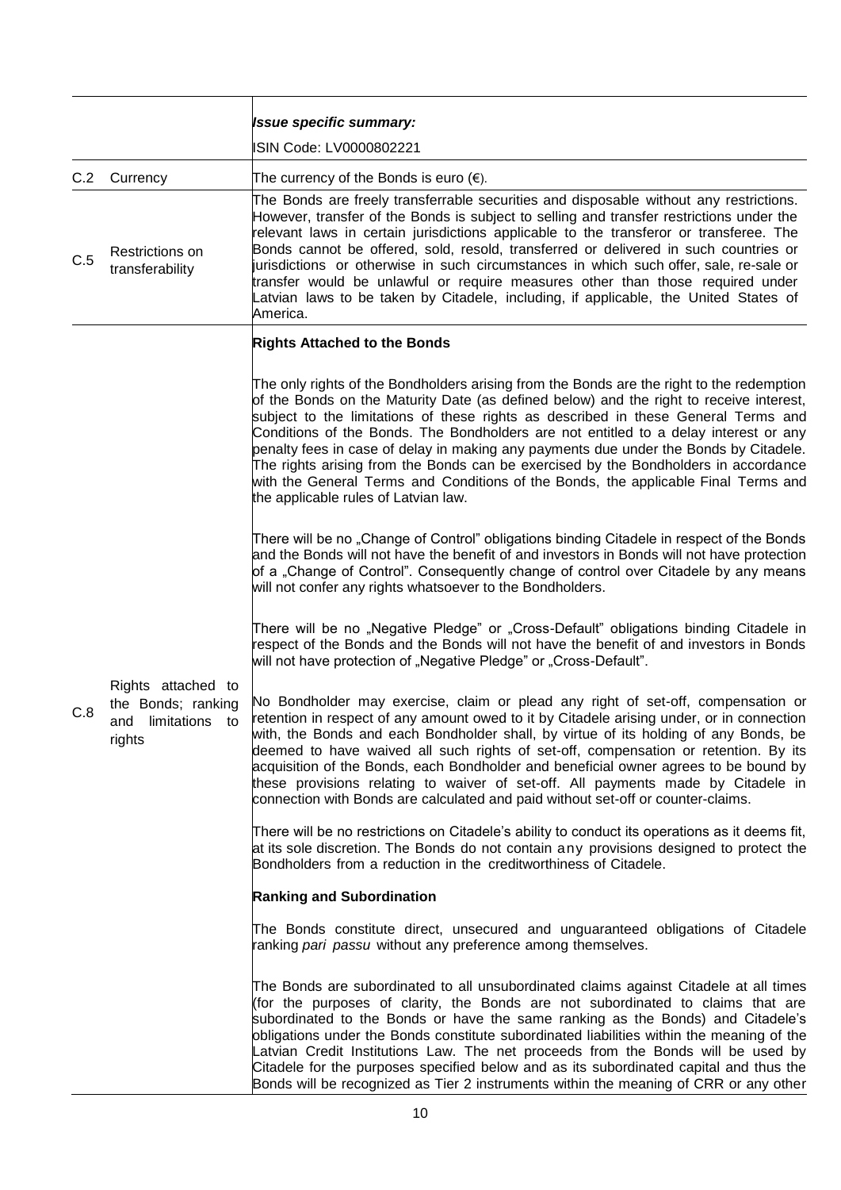| | | ***Issue specific summary:***<br>ISIN Code: LV0000802221 |
|---|---|---|
| C.2 | Currency | The currency of the Bonds is euro (€). |
| C.5 | Restrictions on transferability | The Bonds are freely transferrable securities and disposable without any restrictions. However, transfer of the Bonds is subject to selling and transfer restrictions under the relevant laws in certain jurisdictions applicable to the transferor or transferee. The Bonds cannot be offered, sold, resold, transferred or delivered in such countries or jurisdictions or otherwise in such circumstances in which such offer, sale, re-sale or transfer would be unlawful or require measures other than those required under Latvian laws to be taken by Citadele, including, if applicable, the United States of America. |
| C.8 | Rights attached to the Bonds; ranking and limitations to rights | **Rights Attached to the Bonds**<br><br>The only rights of the Bondholders arising from the Bonds are the right to the redemption of the Bonds on the Maturity Date (as defined below) and the right to receive interest, subject to the limitations of these rights as described in these General Terms and Conditions of the Bonds. The Bondholders are not entitled to a delay interest or any penalty fees in case of delay in making any payments due under the Bonds by Citadele. The rights arising from the Bonds can be exercised by the Bondholders in accordance with the General Terms and Conditions of the Bonds, the applicable Final Terms and the applicable rules of Latvian law.<br><br>There will be no „Change of Control" obligations binding Citadele in respect of the Bonds and the Bonds will not have the benefit of and investors in Bonds will not have protection of a „Change of Control". Consequently change of control over Citadele by any means will not confer any rights whatsoever to the Bondholders.<br><br>There will be no „Negative Pledge" or „Cross-Default" obligations binding Citadele in respect of the Bonds and the Bonds will not have the benefit of and investors in Bonds will not have protection of „Negative Pledge" or „Cross-Default".<br><br>No Bondholder may exercise, claim or plead any right of set-off, compensation or retention in respect of any amount owed to it by Citadele arising under, or in connection with, the Bonds and each Bondholder shall, by virtue of its holding of any Bonds, be deemed to have waived all such rights of set-off, compensation or retention. By its acquisition of the Bonds, each Bondholder and beneficial owner agrees to be bound by these provisions relating to waiver of set-off. All payments made by Citadele in connection with Bonds are calculated and paid without set-off or counter-claims.<br><br>There will be no restrictions on Citadele's ability to conduct its operations as it deems fit, at its sole discretion. The Bonds do not contain any provisions designed to protect the Bondholders from a reduction in the creditworthiness of Citadele.<br><br>**Ranking and Subordination**<br><br>The Bonds constitute direct, unsecured and unguaranteed obligations of Citadele ranking *pari passu* without any preference among themselves.<br><br>The Bonds are subordinated to all unsubordinated claims against Citadele at all times (for the purposes of clarity, the Bonds are not subordinated to claims that are subordinated to the Bonds or have the same ranking as the Bonds) and Citadele's obligations under the Bonds constitute subordinated liabilities within the meaning of the Latvian Credit Institutions Law. The net proceeds from the Bonds will be used by Citadele for the purposes specified below and as its subordinated capital and thus the Bonds will be recognized as Tier 2 instruments within the meaning of CRR or any other |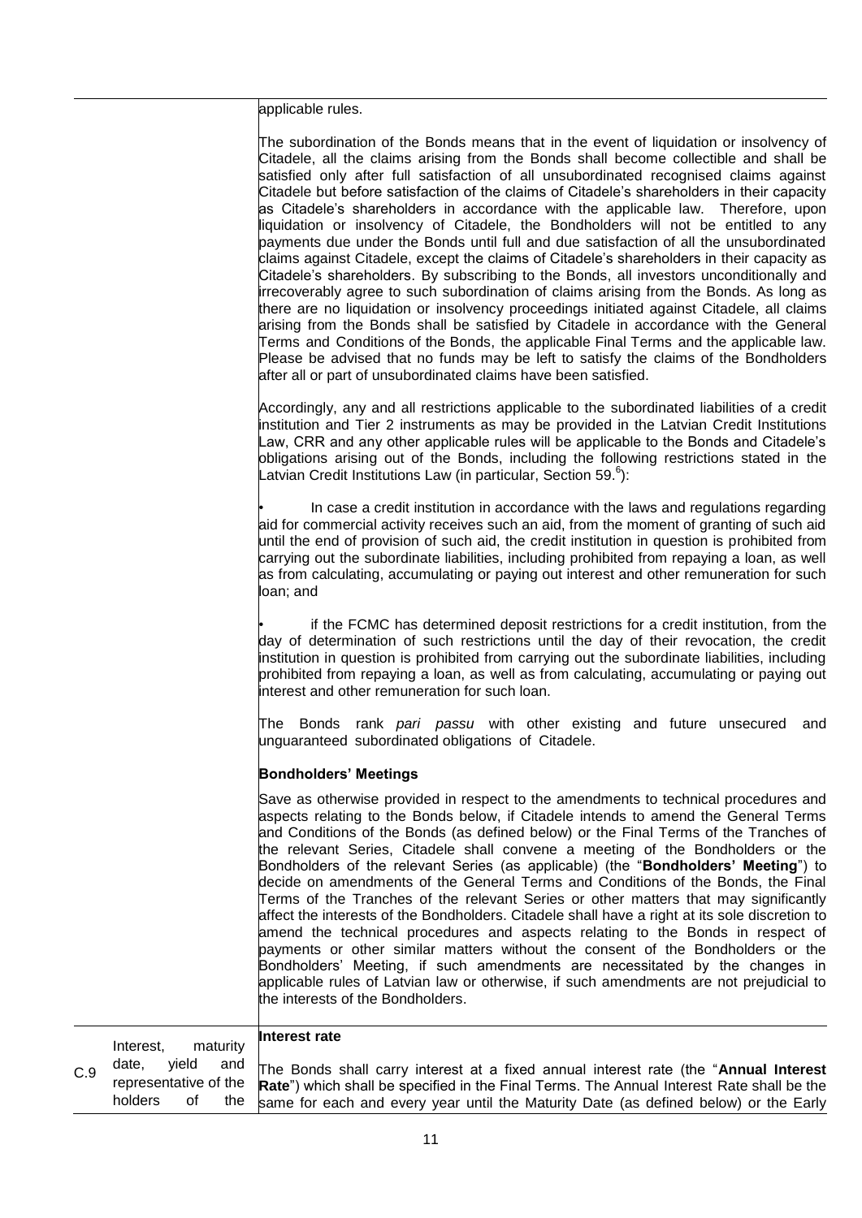| | | |
|---|---|---|
| | | applicable rules.<br><br>The subordination of the Bonds means that in the event of liquidation or insolvency of Citadele, all the claims arising from the Bonds shall become collectible and shall be satisfied only after full satisfaction of all unsubordinated recognised claims against Citadele but before satisfaction of the claims of Citadele's shareholders in their capacity as Citadele's shareholders in accordance with the applicable law. Therefore, upon liquidation or insolvency of Citadele, the Bondholders will not be entitled to any payments due under the Bonds until full and due satisfaction of all the unsubordinated claims against Citadele, except the claims of Citadele's shareholders in their capacity as Citadele's shareholders. By subscribing to the Bonds, all investors unconditionally and irrecoverably agree to such subordination of claims arising from the Bonds. As long as there are no liquidation or insolvency proceedings initiated against Citadele, all claims arising from the Bonds shall be satisfied by Citadele in accordance with the General Terms and Conditions of the Bonds, the applicable Final Terms and the applicable law. Please be advised that no funds may be left to satisfy the claims of the Bondholders after all or part of unsubordinated claims have been satisfied.<br><br>Accordingly, any and all restrictions applicable to the subordinated liabilities of a credit institution and Tier 2 instruments as may be provided in the Latvian Credit Institutions Law, CRR and any other applicable rules will be applicable to the Bonds and Citadele's obligations arising out of the Bonds, including the following restrictions stated in the Latvian Credit Institutions Law (in particular, Section 59.[6]):<br><br>• In case a credit institution in accordance with the laws and regulations regarding aid for commercial activity receives such an aid, from the moment of granting of such aid until the end of provision of such aid, the credit institution in question is prohibited from carrying out the subordinate liabilities, including prohibited from repaying a loan, as well as from calculating, accumulating or paying out interest and other remuneration for such loan; and<br><br>• if the FCMC has determined deposit restrictions for a credit institution, from the day of determination of such restrictions until the day of their revocation, the credit institution in question is prohibited from carrying out the subordinate liabilities, including prohibited from repaying a loan, as well as from calculating, accumulating or paying out interest and other remuneration for such loan.<br><br>The Bonds rank *pari passu* with other existing and future unsecured and unguaranteed subordinated obligations of Citadele.<br><br>**Bondholders' Meetings**<br><br>Save as otherwise provided in respect to the amendments to technical procedures and aspects relating to the Bonds below, if Citadele intends to amend the General Terms and Conditions of the Bonds (as defined below) or the Final Terms of the Tranches of the relevant Series, Citadele shall convene a meeting of the Bondholders or the Bondholders of the relevant Series (as applicable) (the "**Bondholders' Meeting**") to decide on amendments of the General Terms and Conditions of the Bonds, the Final Terms of the Tranches of the relevant Series or other matters that may significantly affect the interests of the Bondholders. Citadele shall have a right at its sole discretion to amend the technical procedures and aspects relating to the Bonds in respect of payments or other similar matters without the consent of the Bondholders or the Bondholders' Meeting, if such amendments are necessitated by the changes in applicable rules of Latvian law or otherwise, if such amendments are not prejudicial to the interests of the Bondholders. |
| C.9 | Interest, maturity date, yield and representative of the holders of the | **Interest rate**<br><br>The Bonds shall carry interest at a fixed annual interest rate (the "**Annual Interest Rate**") which shall be specified in the Final Terms. The Annual Interest Rate shall be the same for each and every year until the Maturity Date (as defined below) or the Early |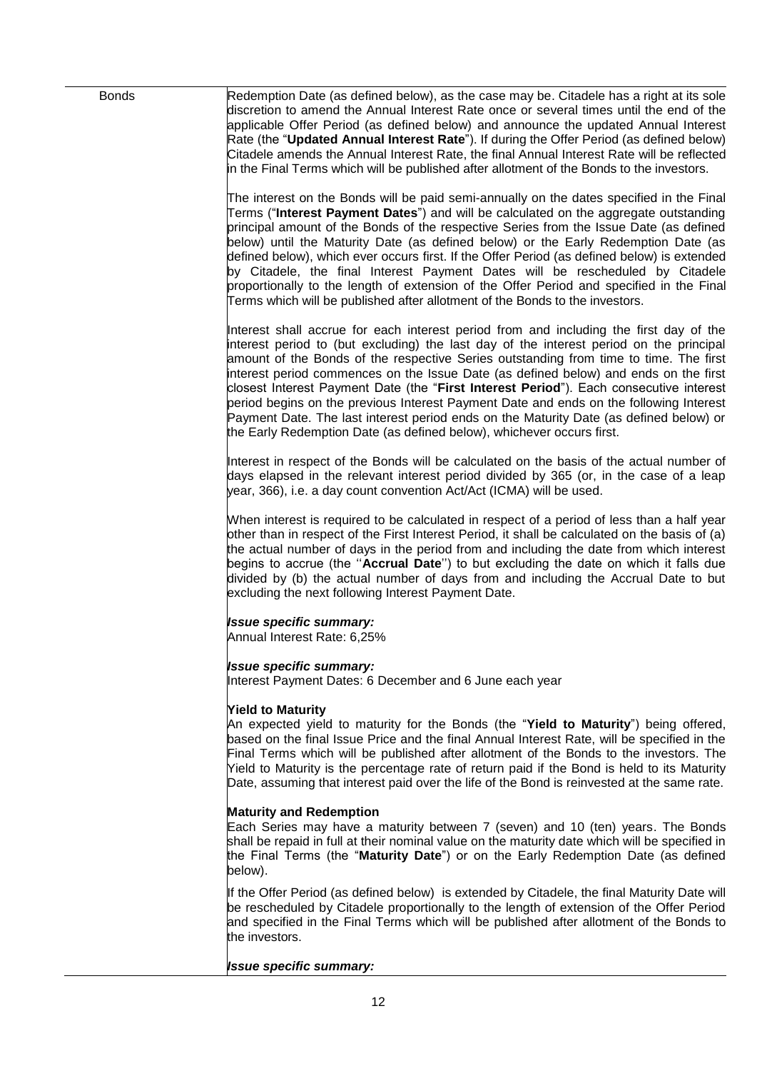| | |
|---|---|
| Bonds | Redemption Date (as defined below), as the case may be. Citadele has a right at its sole discretion to amend the Annual Interest Rate once or several times until the end of the applicable Offer Period (as defined below) and announce the updated Annual Interest Rate (the "**Updated Annual Interest Rate**"). If during the Offer Period (as defined below) Citadele amends the Annual Interest Rate, the final Annual Interest Rate will be reflected in the Final Terms which will be published after allotment of the Bonds to the investors.<br><br>The interest on the Bonds will be paid semi-annually on the dates specified in the Final Terms ("**Interest Payment Dates**") and will be calculated on the aggregate outstanding principal amount of the Bonds of the respective Series from the Issue Date (as defined below) until the Maturity Date (as defined below) or the Early Redemption Date (as defined below), which ever occurs first. If the Offer Period (as defined below) is extended by Citadele, the final Interest Payment Dates will be rescheduled by Citadele proportionally to the length of extension of the Offer Period and specified in the Final Terms which will be published after allotment of the Bonds to the investors.<br><br>Interest shall accrue for each interest period from and including the first day of the interest period to (but excluding) the last day of the interest period on the principal amount of the Bonds of the respective Series outstanding from time to time. The first interest period commences on the Issue Date (as defined below) and ends on the first closest Interest Payment Date (the "**First Interest Period**"). Each consecutive interest period begins on the previous Interest Payment Date and ends on the following Interest Payment Date. The last interest period ends on the Maturity Date (as defined below) or the Early Redemption Date (as defined below), whichever occurs first.<br><br>Interest in respect of the Bonds will be calculated on the basis of the actual number of days elapsed in the relevant interest period divided by 365 (or, in the case of a leap year, 366), i.e. a day count convention Act/Act (ICMA) will be used.<br><br>When interest is required to be calculated in respect of a period of less than a half year other than in respect of the First Interest Period, it shall be calculated on the basis of (a) the actual number of days in the period from and including the date from which interest begins to accrue (the ''**Accrual Date**'') to but excluding the date on which it falls due divided by (b) the actual number of days from and including the Accrual Date to but excluding the next following Interest Payment Date.<br><br>***Issue specific summary:***<br>Annual Interest Rate: 6,25%<br><br>***Issue specific summary:***<br>Interest Payment Dates: 6 December and 6 June each year<br><br>**Yield to Maturity**<br>An expected yield to maturity for the Bonds (the "**Yield to Maturity**") being offered, based on the final Issue Price and the final Annual Interest Rate, will be specified in the Final Terms which will be published after allotment of the Bonds to the investors. The Yield to Maturity is the percentage rate of return paid if the Bond is held to its Maturity Date, assuming that interest paid over the life of the Bond is reinvested at the same rate.<br><br>**Maturity and Redemption**<br>Each Series may have a maturity between 7 (seven) and 10 (ten) years. The Bonds shall be repaid in full at their nominal value on the maturity date which will be specified in the Final Terms (the "**Maturity Date**") or on the Early Redemption Date (as defined below).<br><br>If the Offer Period (as defined below) is extended by Citadele, the final Maturity Date will be rescheduled by Citadele proportionally to the length of extension of the Offer Period and specified in the Final Terms which will be published after allotment of the Bonds to the investors.<br><br>***Issue specific summary:*** |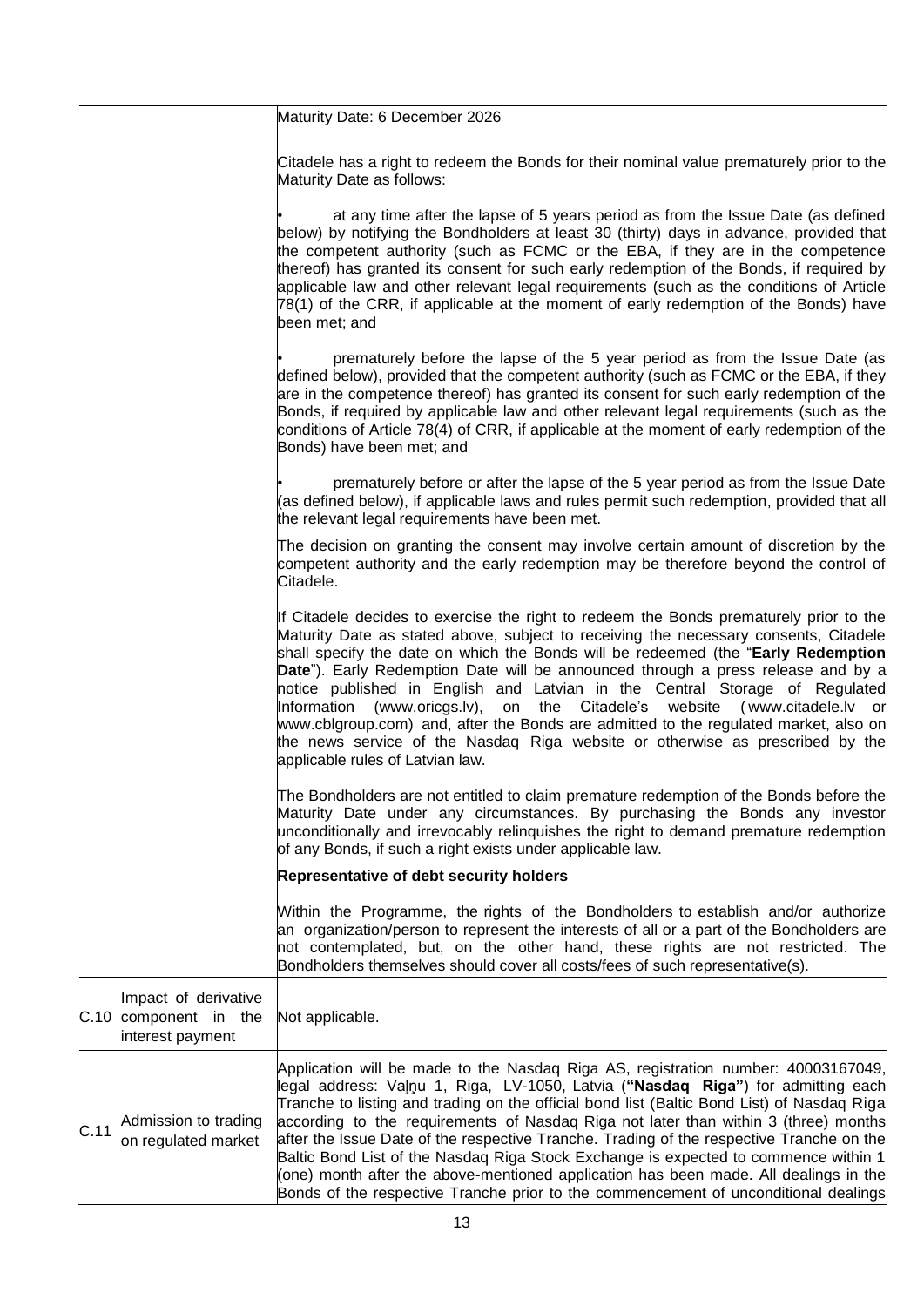| | | |
|---|---|---|
| | | Maturity Date: 6 December 2026<br><br>Citadele has a right to redeem the Bonds for their nominal value prematurely prior to the Maturity Date as follows:<br><br>• at any time after the lapse of 5 years period as from the Issue Date (as defined below) by notifying the Bondholders at least 30 (thirty) days in advance, provided that the competent authority (such as FCMC or the EBA, if they are in the competence thereof) has granted its consent for such early redemption of the Bonds, if required by applicable law and other relevant legal requirements (such as the conditions of Article 78(1) of the CRR, if applicable at the moment of early redemption of the Bonds) have been met; and<br><br>• prematurely before the lapse of the 5 year period as from the Issue Date (as defined below), provided that the competent authority (such as FCMC or the EBA, if they are in the competence thereof) has granted its consent for such early redemption of the Bonds, if required by applicable law and other relevant legal requirements (such as the conditions of Article 78(4) of CRR, if applicable at the moment of early redemption of the Bonds) have been met; and<br><br>• prematurely before or after the lapse of the 5 year period as from the Issue Date (as defined below), if applicable laws and rules permit such redemption, provided that all the relevant legal requirements have been met.<br><br>The decision on granting the consent may involve certain amount of discretion by the competent authority and the early redemption may be therefore beyond the control of Citadele.<br><br>If Citadele decides to exercise the right to redeem the Bonds prematurely prior to the Maturity Date as stated above, subject to receiving the necessary consents, Citadele shall specify the date on which the Bonds will be redeemed (the "**Early Redemption Date**"). Early Redemption Date will be announced through a press release and by a notice published in English and Latvian in the Central Storage of Regulated Information (www.oricgs.lv), on the Citadele's website (www.citadele.lv or www.cblgroup.com) and, after the Bonds are admitted to the regulated market, also on the news service of the Nasdaq Riga website or otherwise as prescribed by the applicable rules of Latvian law.<br><br>The Bondholders are not entitled to claim premature redemption of the Bonds before the Maturity Date under any circumstances. By purchasing the Bonds any investor unconditionally and irrevocably relinquishes the right to demand premature redemption of any Bonds, if such a right exists under applicable law.<br><br>**Representative of debt security holders**<br><br>Within the Programme, the rights of the Bondholders to establish and/or authorize an organization/person to represent the interests of all or a part of the Bondholders are not contemplated, but, on the other hand, these rights are not restricted. The Bondholders themselves should cover all costs/fees of such representative(s). |
| C.10 | Impact of derivative component in the interest payment | Not applicable. |
| C.11 | Admission to trading on regulated market | Application will be made to the Nasdaq Riga AS, registration number: 40003167049, legal address: Vaļņu 1, Riga, LV-1050, Latvia (**"Nasdaq Riga"**) for admitting each Tranche to listing and trading on the official bond list (Baltic Bond List) of Nasdaq Riga according to the requirements of Nasdaq Riga not later than within 3 (three) months after the Issue Date of the respective Tranche. Trading of the respective Tranche on the Baltic Bond List of the Nasdaq Riga Stock Exchange is expected to commence within 1 (one) month after the above-mentioned application has been made. All dealings in the Bonds of the respective Tranche prior to the commencement of unconditional dealings |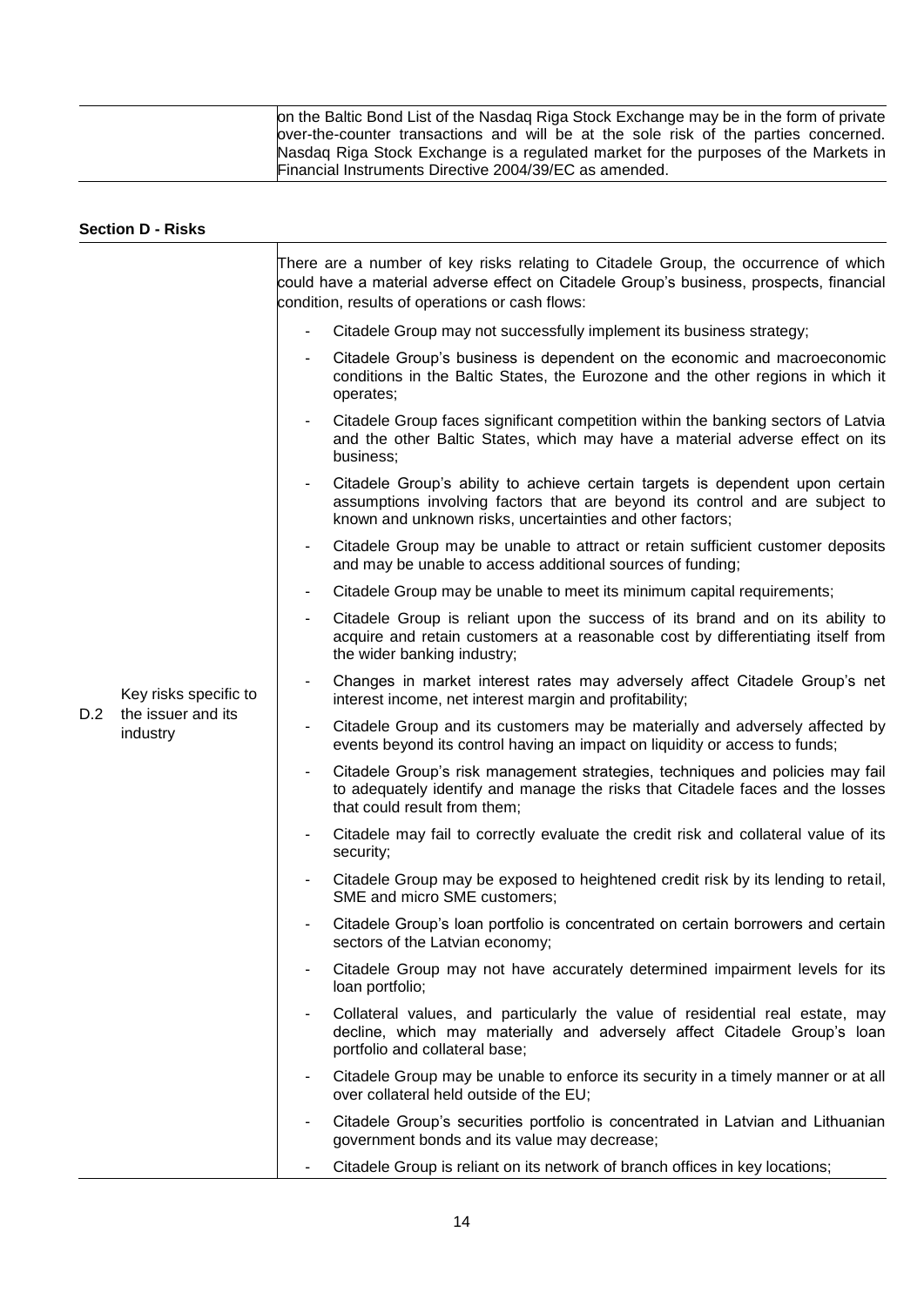| | | |
|---|---|---|
| | | on the Baltic Bond List of the Nasdaq Riga Stock Exchange may be in the form of private over-the-counter transactions and will be at the sole risk of the parties concerned. Nasdaq Riga Stock Exchange is a regulated market for the purposes of the Markets in Financial Instruments Directive 2004/39/EC as amended. |

**Section D - Risks**

| | | |
|---|---|---|
| D.2 | Key risks specific to the issuer and its industry | There are a number of key risks relating to Citadele Group, the occurrence of which could have a material adverse effect on Citadele Group's business, prospects, financial condition, results of operations or cash flows:<br>- Citadele Group may not successfully implement its business strategy;<br>- Citadele Group's business is dependent on the economic and macroeconomic conditions in the Baltic States, the Eurozone and the other regions in which it operates;<br>- Citadele Group faces significant competition within the banking sectors of Latvia and the other Baltic States, which may have a material adverse effect on its business;<br>- Citadele Group's ability to achieve certain targets is dependent upon certain assumptions involving factors that are beyond its control and are subject to known and unknown risks, uncertainties and other factors;<br>- Citadele Group may be unable to attract or retain sufficient customer deposits and may be unable to access additional sources of funding;<br>- Citadele Group may be unable to meet its minimum capital requirements;<br>- Citadele Group is reliant upon the success of its brand and on its ability to acquire and retain customers at a reasonable cost by differentiating itself from the wider banking industry;<br>- Changes in market interest rates may adversely affect Citadele Group's net interest income, net interest margin and profitability;<br>- Citadele Group and its customers may be materially and adversely affected by events beyond its control having an impact on liquidity or access to funds;<br>- Citadele Group's risk management strategies, techniques and policies may fail to adequately identify and manage the risks that Citadele faces and the losses that could result from them;<br>- Citadele may fail to correctly evaluate the credit risk and collateral value of its security;<br>- Citadele Group may be exposed to heightened credit risk by its lending to retail, SME and micro SME customers;<br>- Citadele Group's loan portfolio is concentrated on certain borrowers and certain sectors of the Latvian economy;<br>- Citadele Group may not have accurately determined impairment levels for its loan portfolio;<br>- Collateral values, and particularly the value of residential real estate, may decline, which may materially and adversely affect Citadele Group's loan portfolio and collateral base;<br>- Citadele Group may be unable to enforce its security in a timely manner or at all over collateral held outside of the EU;<br>- Citadele Group's securities portfolio is concentrated in Latvian and Lithuanian government bonds and its value may decrease;<br>- Citadele Group is reliant on its network of branch offices in key locations; |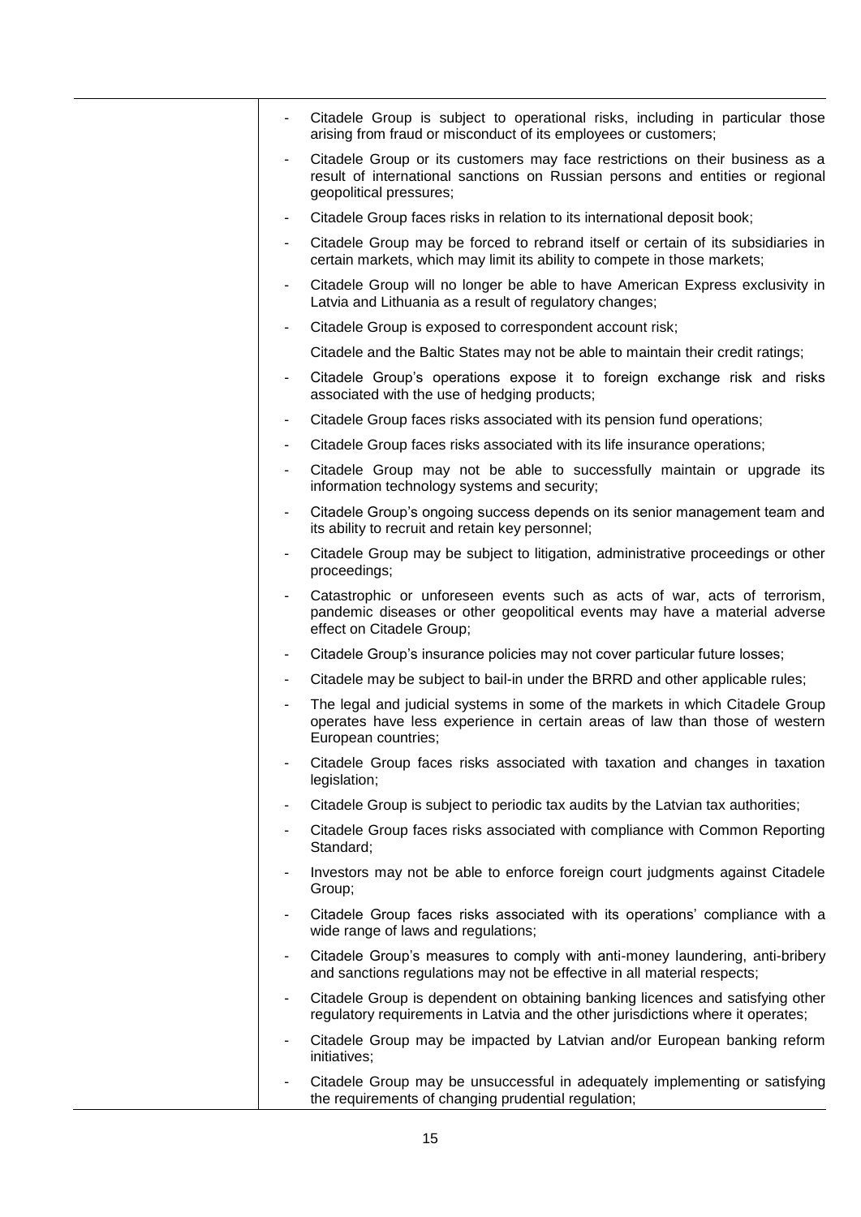- Citadele Group is subject to operational risks, including in particular those arising from fraud or misconduct of its employees or customers;
- Citadele Group or its customers may face restrictions on their business as a result of international sanctions on Russian persons and entities or regional geopolitical pressures;
- Citadele Group faces risks in relation to its international deposit book;
- Citadele Group may be forced to rebrand itself or certain of its subsidiaries in certain markets, which may limit its ability to compete in those markets;
- Citadele Group will no longer be able to have American Express exclusivity in Latvia and Lithuania as a result of regulatory changes;
- Citadele Group is exposed to correspondent account risk;

  Citadele and the Baltic States may not be able to maintain their credit ratings;
- Citadele Group's operations expose it to foreign exchange risk and risks associated with the use of hedging products;
- Citadele Group faces risks associated with its pension fund operations;
- Citadele Group faces risks associated with its life insurance operations;
- Citadele Group may not be able to successfully maintain or upgrade its information technology systems and security;
- Citadele Group's ongoing success depends on its senior management team and its ability to recruit and retain key personnel;
- Citadele Group may be subject to litigation, administrative proceedings or other proceedings;
- Catastrophic or unforeseen events such as acts of war, acts of terrorism, pandemic diseases or other geopolitical events may have a material adverse effect on Citadele Group;
- Citadele Group's insurance policies may not cover particular future losses;
- Citadele may be subject to bail-in under the BRRD and other applicable rules;
- The legal and judicial systems in some of the markets in which Citadele Group operates have less experience in certain areas of law than those of western European countries;
- Citadele Group faces risks associated with taxation and changes in taxation legislation;
- Citadele Group is subject to periodic tax audits by the Latvian tax authorities;
- Citadele Group faces risks associated with compliance with Common Reporting Standard;
- Investors may not be able to enforce foreign court judgments against Citadele Group;
- Citadele Group faces risks associated with its operations' compliance with a wide range of laws and regulations;
- Citadele Group's measures to comply with anti-money laundering, anti-bribery and sanctions regulations may not be effective in all material respects;
- Citadele Group is dependent on obtaining banking licences and satisfying other regulatory requirements in Latvia and the other jurisdictions where it operates;
- Citadele Group may be impacted by Latvian and/or European banking reform initiatives;
- Citadele Group may be unsuccessful in adequately implementing or satisfying the requirements of changing prudential regulation;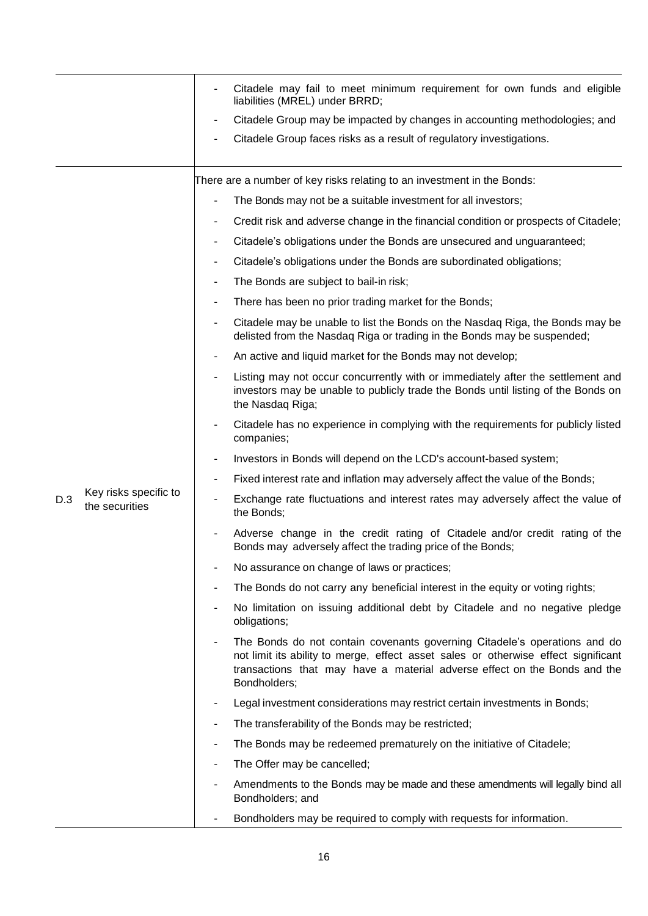| | | |
|---|---|---|
| | | - Citadele may fail to meet minimum requirement for own funds and eligible liabilities (MREL) under BRRD;<br>- Citadele Group may be impacted by changes in accounting methodologies; and<br>- Citadele Group faces risks as a result of regulatory investigations. |
| D.3 | Key risks specific to the securities | There are a number of key risks relating to an investment in the Bonds:<br>- The Bonds may not be a suitable investment for all investors;<br>- Credit risk and adverse change in the financial condition or prospects of Citadele;<br>- Citadele's obligations under the Bonds are unsecured and unguaranteed;<br>- Citadele's obligations under the Bonds are subordinated obligations;<br>- The Bonds are subject to bail-in risk;<br>- There has been no prior trading market for the Bonds;<br>- Citadele may be unable to list the Bonds on the Nasdaq Riga, the Bonds may be delisted from the Nasdaq Riga or trading in the Bonds may be suspended;<br>- An active and liquid market for the Bonds may not develop;<br>- Listing may not occur concurrently with or immediately after the settlement and investors may be unable to publicly trade the Bonds until listing of the Bonds on the Nasdaq Riga;<br>- Citadele has no experience in complying with the requirements for publicly listed companies;<br>- Investors in Bonds will depend on the LCD's account-based system;<br>- Fixed interest rate and inflation may adversely affect the value of the Bonds;<br>- Exchange rate fluctuations and interest rates may adversely affect the value of the Bonds;<br>- Adverse change in the credit rating of Citadele and/or credit rating of the Bonds may adversely affect the trading price of the Bonds;<br>- No assurance on change of laws or practices;<br>- The Bonds do not carry any beneficial interest in the equity or voting rights;<br>- No limitation on issuing additional debt by Citadele and no negative pledge obligations;<br>- The Bonds do not contain covenants governing Citadele's operations and do not limit its ability to merge, effect asset sales or otherwise effect significant transactions that may have a material adverse effect on the Bonds and the Bondholders;<br>- Legal investment considerations may restrict certain investments in Bonds;<br>- The transferability of the Bonds may be restricted;<br>- The Bonds may be redeemed prematurely on the initiative of Citadele;<br>- The Offer may be cancelled;<br>- Amendments to the Bonds may be made and these amendments will legally bind all Bondholders; and<br>- Bondholders may be required to comply with requests for information. |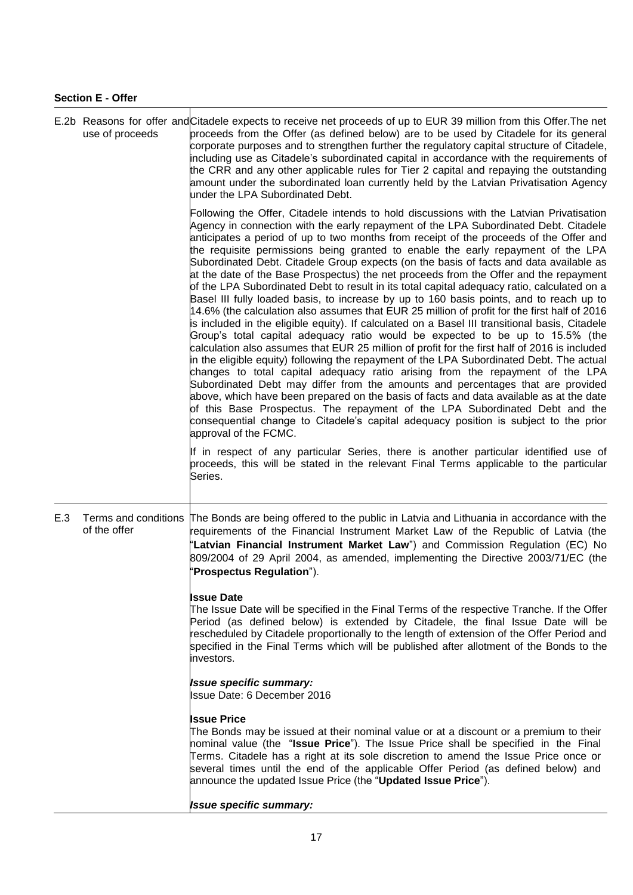**Section E - Offer**

| | | |
|---|---|---|
| E.2b | Reasons for offer and use of proceeds | Citadele expects to receive net proceeds of up to EUR 39 million from this Offer.The net proceeds from the Offer (as defined below) are to be used by Citadele for its general corporate purposes and to strengthen further the regulatory capital structure of Citadele, including use as Citadele's subordinated capital in accordance with the requirements of the CRR and any other applicable rules for Tier 2 capital and repaying the outstanding amount under the subordinated loan currently held by the Latvian Privatisation Agency under the LPA Subordinated Debt.<br><br>Following the Offer, Citadele intends to hold discussions with the Latvian Privatisation Agency in connection with the early repayment of the LPA Subordinated Debt. Citadele anticipates a period of up to two months from receipt of the proceeds of the Offer and the requisite permissions being granted to enable the early repayment of the LPA Subordinated Debt. Citadele Group expects (on the basis of facts and data available as at the date of the Base Prospectus) the net proceeds from the Offer and the repayment of the LPA Subordinated Debt to result in its total capital adequacy ratio, calculated on a Basel III fully loaded basis, to increase by up to 160 basis points, and to reach up to 14.6% (the calculation also assumes that EUR 25 million of profit for the first half of 2016 is included in the eligible equity). If calculated on a Basel III transitional basis, Citadele Group's total capital adequacy ratio would be expected to be up to 15.5% (the calculation also assumes that EUR 25 million of profit for the first half of 2016 is included in the eligible equity) following the repayment of the LPA Subordinated Debt. The actual changes to total capital adequacy ratio arising from the repayment of the LPA Subordinated Debt may differ from the amounts and percentages that are provided above, which have been prepared on the basis of facts and data available as at the date of this Base Prospectus. The repayment of the LPA Subordinated Debt and the consequential change to Citadele's capital adequacy position is subject to the prior approval of the FCMC.<br><br>If in respect of any particular Series, there is another particular identified use of proceeds, this will be stated in the relevant Final Terms applicable to the particular Series. |
| E.3 | Terms and conditions of the offer | The Bonds are being offered to the public in Latvia and Lithuania in accordance with the requirements of the Financial Instrument Market Law of the Republic of Latvia (the "**Latvian Financial Instrument Market Law**") and Commission Regulation (EC) No 809/2004 of 29 April 2004, as amended, implementing the Directive 2003/71/EC (the "**Prospectus Regulation**").<br><br>**Issue Date**<br>The Issue Date will be specified in the Final Terms of the respective Tranche. If the Offer Period (as defined below) is extended by Citadele, the final Issue Date will be rescheduled by Citadele proportionally to the length of extension of the Offer Period and specified in the Final Terms which will be published after allotment of the Bonds to the investors.<br><br>***Issue specific summary:***<br>Issue Date: 6 December 2016<br><br>**Issue Price**<br>The Bonds may be issued at their nominal value or at a discount or a premium to their nominal value (the "**Issue Price**"). The Issue Price shall be specified in the Final Terms. Citadele has a right at its sole discretion to amend the Issue Price once or several times until the end of the applicable Offer Period (as defined below) and announce the updated Issue Price (the "**Updated Issue Price**").<br><br>***Issue specific summary:*** |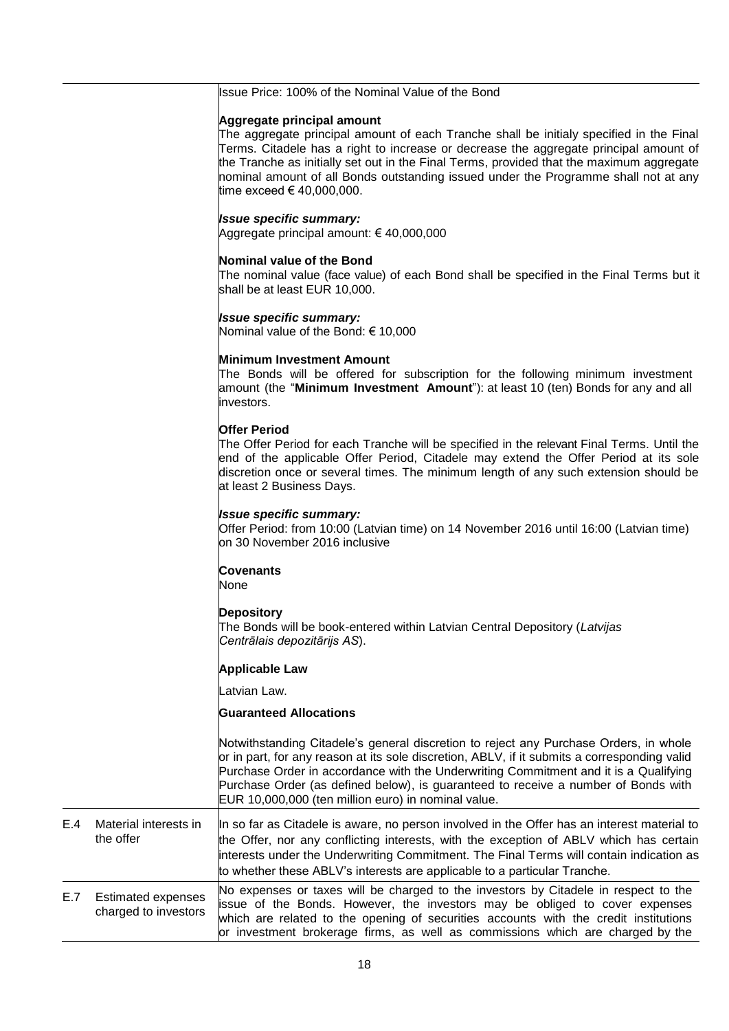| | | |
|---|---|---|
| | | Issue Price: 100% of the Nominal Value of the Bond<br><br>**Aggregate principal amount**<br>The aggregate principal amount of each Tranche shall be initialy specified in the Final Terms. Citadele has a right to increase or decrease the aggregate principal amount of the Tranche as initially set out in the Final Terms, provided that the maximum aggregate nominal amount of all Bonds outstanding issued under the Programme shall not at any time exceed € 40,000,000.<br><br>***Issue specific summary:***<br>Aggregate principal amount: € 40,000,000<br><br>**Nominal value of the Bond**<br>The nominal value (face value) of each Bond shall be specified in the Final Terms but it shall be at least EUR 10,000.<br><br>***Issue specific summary:***<br>Nominal value of the Bond: € 10,000<br><br>**Minimum Investment Amount**<br>The Bonds will be offered for subscription for the following minimum investment amount (the "**Minimum Investment Amount**"): at least 10 (ten) Bonds for any and all investors.<br><br>**Offer Period**<br>The Offer Period for each Tranche will be specified in the relevant Final Terms. Until the end of the applicable Offer Period, Citadele may extend the Offer Period at its sole discretion once or several times. The minimum length of any such extension should be at least 2 Business Days.<br><br>***Issue specific summary:***<br>Offer Period: from 10:00 (Latvian time) on 14 November 2016 until 16:00 (Latvian time) on 30 November 2016 inclusive<br><br>**Covenants**<br>None<br><br>**Depository**<br>The Bonds will be book-entered within Latvian Central Depository (*Latvijas Centrālais depozitārijs AS*).<br><br>**Applicable Law**<br>Latvian Law.<br><br>**Guaranteed Allocations**<br>Notwithstanding Citadele's general discretion to reject any Purchase Orders, in whole or in part, for any reason at its sole discretion, ABLV, if it submits a corresponding valid Purchase Order in accordance with the Underwriting Commitment and it is a Qualifying Purchase Order (as defined below), is guaranteed to receive a number of Bonds with EUR 10,000,000 (ten million euro) in nominal value. |
| E.4 | Material interests in the offer | In so far as Citadele is aware, no person involved in the Offer has an interest material to the Offer, nor any conflicting interests, with the exception of ABLV which has certain interests under the Underwriting Commitment. The Final Terms will contain indication as to whether these ABLV's interests are applicable to a particular Tranche. |
| E.7 | Estimated expenses charged to investors | No expenses or taxes will be charged to the investors by Citadele in respect to the issue of the Bonds. However, the investors may be obliged to cover expenses which are related to the opening of securities accounts with the credit institutions or investment brokerage firms, as well as commissions which are charged by the |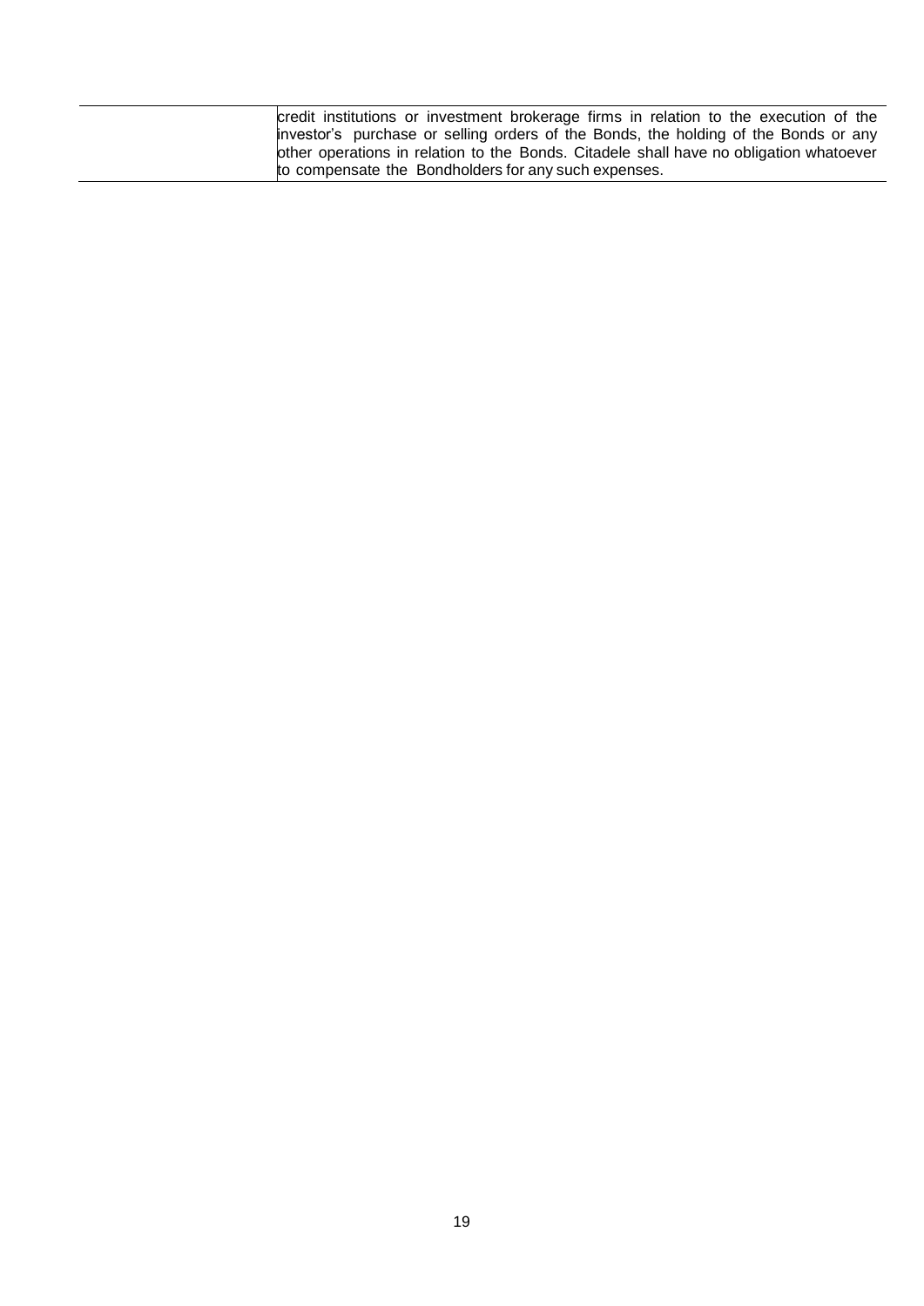| | |
|---|---|
| | credit institutions or investment brokerage firms in relation to the execution of the investor's purchase or selling orders of the Bonds, the holding of the Bonds or any other operations in relation to the Bonds. Citadele shall have no obligation whatoever to compensate the Bondholders for any such expenses. |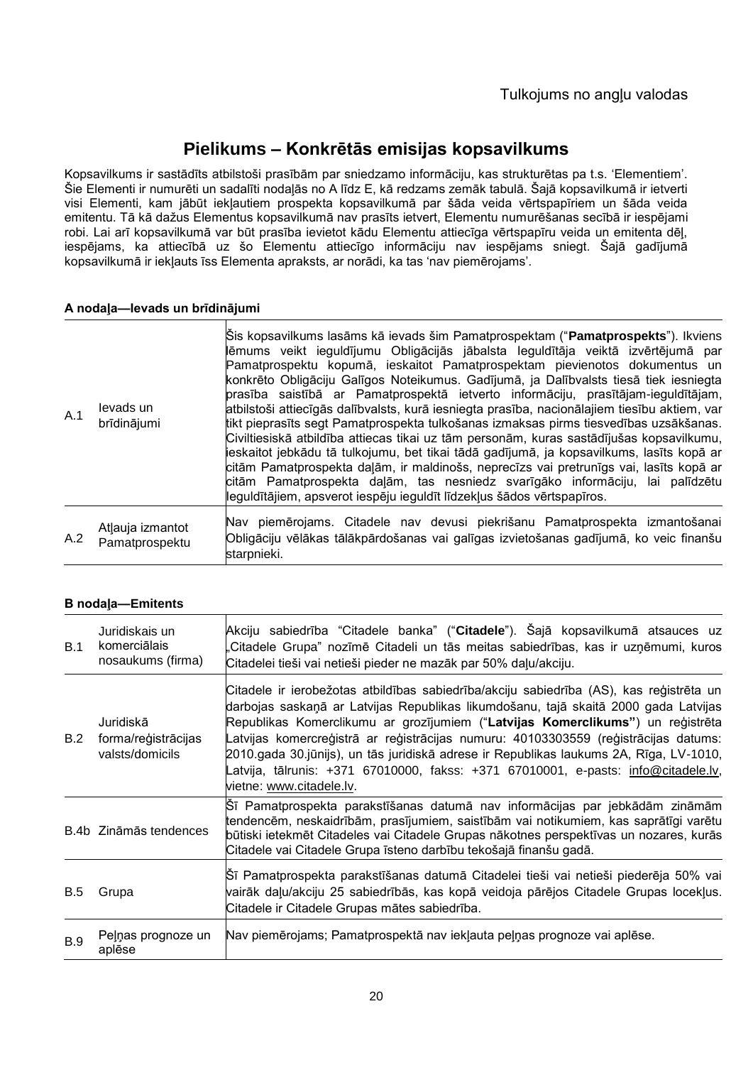Tulkojums no angļu valodas

# Pielikums – Konkrētās emisijas kopsavilkums

Kopsavilkums ir sastādīts atbilstoši prasībām par sniedzamo informāciju, kas strukturētas pa t.s. 'Elementiem'. Šie Elementi ir numurēti un sadalīti nodaļās no A līdz E, kā redzams zemāk tabulā. Šajā kopsavilkumā ir ietverti visi Elementi, kam jābūt iekļautiem prospekta kopsavilkumā par šāda veida vērtspapīriem un šāda veida emitentu. Tā kā dažus Elementus kopsavilkumā nav prasīts ietvert, Elementu numurēšanas secībā ir iespējami robi. Lai arī kopsavilkumā var būt prasība ievietot kādu Elementu attiecīga vērtspapīru veida un emitenta dēļ, iespējams, ka attiecībā uz šo Elementu attiecīgo informāciju nav iespējams sniegt. Šajā gadījumā kopsavilkumā ir iekļauts īss Elementa apraksts, ar norādi, ka tas 'nav piemērojams'.

**A nodaļa—Ievads un brīdinājumi**

| | | |
|---|---|---|
| A.1 | Ievads un brīdinājumi | Šis kopsavilkums lasāms kā ievads šim Pamatprospektam ("**Pamatprospekts**"). Ikviens lēmums veikt ieguldījumu Obligācijās jābalsta Ieguldītāja veiktā izvērtējumā par Pamatprospektu kopumā, ieskaitot Pamatprospektam pievienotos dokumentus un konkrēto Obligāciju Galīgos Noteikumus. Gadījumā, ja Dalībvalsts tiesā tiek iesniegta prasība saistībā ar Pamatprospektā ietverto informāciju, prasītājam-ieguldītājam, atbilstoši attiecīgās dalībvalsts, kurā iesniegta prasība, nacionālajiem tiesību aktiem, var tikt pieprasīts segt Pamatprospekta tulkošanas izmaksas pirms tiesvedības uzsākšanas. Civiltiesiskā atbildība attiecas tikai uz tām personām, kuras sastādījušas kopsavilkumu, ieskaitot jebkādu tā tulkojumu, bet tikai tādā gadījumā, ja kopsavilkums, lasīts kopā ar citām Pamatprospekta daļām, ir maldinošs, neprecīzs vai pretrunīgs vai, lasīts kopā ar citām Pamatprospekta daļām, tas nesniedz svarīgāko informāciju, lai palīdzētu Ieguldītājiem, apsverot iespēju ieguldīt līdzekļus šādos vērtspapīros. |
| A.2 | Atļauja izmantot Pamatprospektu | Nav piemērojams. Citadele nav devusi piekrišanu Pamatprospekta izmantošanai Obligāciju vēlākas tālākpārdošanas vai galīgas izvietošanas gadījumā, ko veic finanšu starpnieki. |

**B nodaļa—Emitents**

| | | |
|---|---|---|
| B.1 | Juridiskais un komerciālais nosaukums (firma) | Akciju sabiedrība "Citadele banka" ("**Citadele**"). Šajā kopsavilkumā atsauces uz „Citadele Grupa" nozīmē Citadeli un tās meitas sabiedrības, kas ir uzņēmumi, kuros Citadelei tieši vai netieši pieder ne mazāk par 50% daļu/akciju. |
| B.2 | Juridiskā forma/reģistrācijas valsts/domicils | Citadele ir ierobežotas atbildības sabiedrība/akciju sabiedrība (AS), kas reģistrēta un darbojas saskaņā ar Latvijas Republikas likumdošanu, tajā skaitā 2000 gada Latvijas Republikas Komerclikumu ar grozījumiem ("**Latvijas Komerclikums"**) un reģistrēta Latvijas komercreģistrā ar reģistrācijas numuru: 40103303559 (reģistrācijas datums: 2010.gada 30.jūnijs), un tās juridiskā adrese ir Republikas laukums 2A, Rīga, LV-1010, Latvija, tālrunis: +371 67010000, fakss: +371 67010001, e-pasts: info@citadele.lv, vietne: www.citadele.lv. |
| B.4b | Zināmās tendences | Šī Pamatprospekta parakstīšanas datumā nav informācijas par jebkādām zināmām tendencēm, neskaidrībām, prasījumiem, saistībām vai notikumiem, kas saprātīgi varētu būtiski ietekmēt Citadeles vai Citadele Grupas nākotnes perspektīvas un nozares, kurās Citadele vai Citadele Grupa īsteno darbību tekošajā finanšu gadā. |
| B.5 | Grupa | Šī Pamatprospekta parakstīšanas datumā Citadelei tieši vai netieši piederēja 50% vai vairāk daļu/akciju 25 sabiedrībās, kas kopā veidoja pārējos Citadele Grupas locekļus. Citadele ir Citadele Grupas mātes sabiedrība. |
| B.9 | Peļņas prognoze un aplēse | Nav piemērojams; Pamatprospektā nav iekļauta peļņas prognoze vai aplēse. |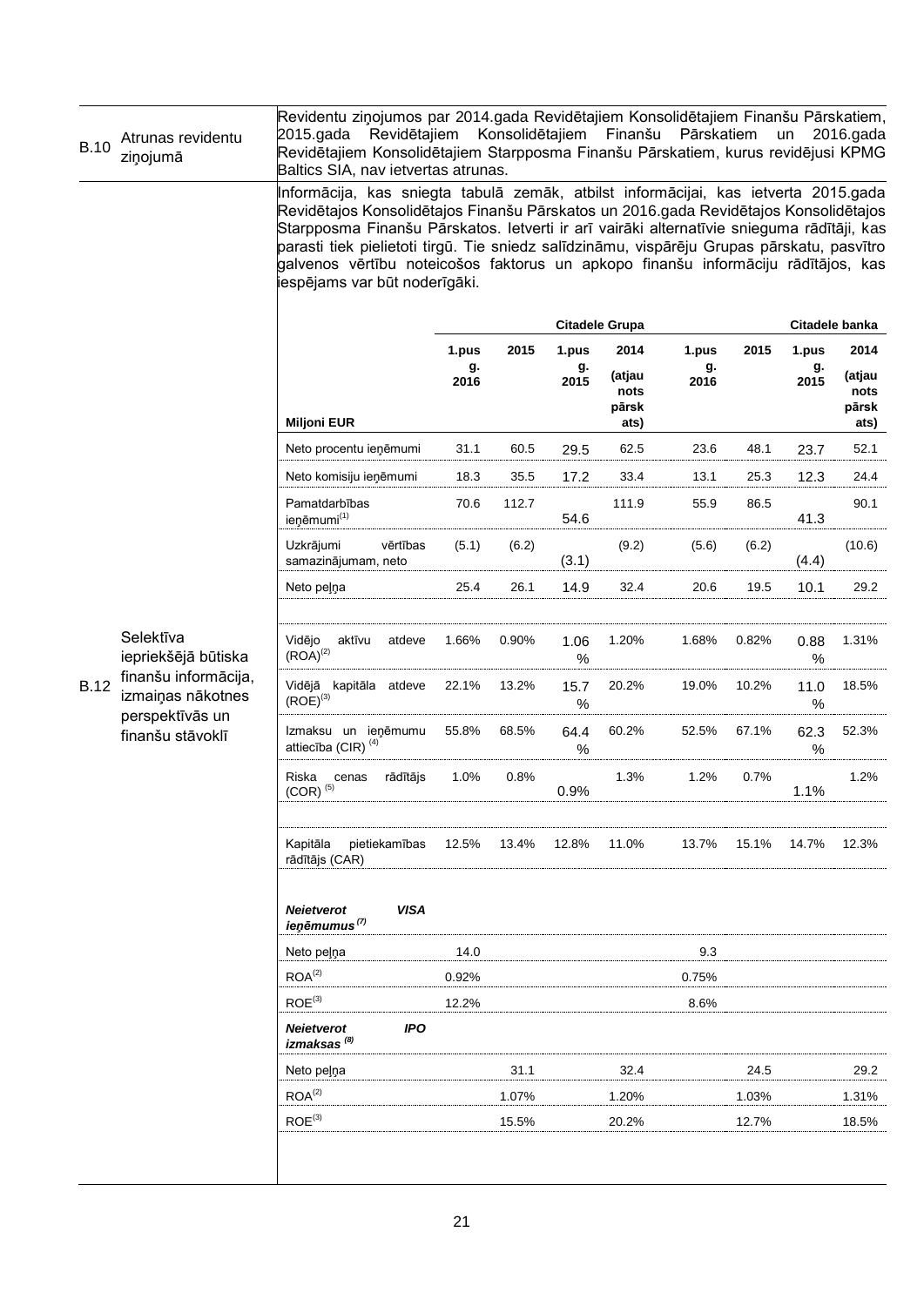| | | |
|---|---|---|
| B.10 | Atrunas revidentu ziņojumā | Revidentu ziņojumos par 2014.gada Revidētajiem Konsolidētajiem Finanšu Pārskatiem, 2015.gada Revidētajiem Konsolidētajiem Finanšu Pārskatiem un 2016.gada Revidētajiem Konsolidētajiem Starpposma Finanšu Pārskatiem, kurus revidējusi KPMG Baltics SIA, nav ietvertas atrunas. |
| B.12 | Selektīva iepriekšējā būtiska finanšu informācija, izmaiņas nākotnes perspektīvās un finanšu stāvoklī | Informācija, kas sniegta tabulā zemāk, atbilst informācijai, kas ietverta 2015.gada Revidētajos Konsolidētajos Finanšu Pārskatos un 2016.gada Revidētajos Konsolidētajos Starpposma Finanšu Pārskatos. Ietverti ir arī vairāki alternatīvie snieguma rādītāji, kas parasti tiek pielietoti tirgū. Tie sniedz salīdzināmu, vispārēju Grupas pārskatu, pasvītro galvenos vērtību noteicošos faktorus un apkopo finanšu informāciju rādītājos, kas iespējams var būt noderīgāki. |

| | Citadele Grupa | | | | Citadele banka | | | |
|---|---|---|---|---|---|---|---|---|
| **Miljoni EUR** | **1.pusg. 2016** | **2015** | **1.pusg. 2015** | **2014 (atjaunots pārskats)** | **1.pusg. 2016** | **2015** | **1.pusg. 2015** | **2014 (atjaunots pārskats)** |
| Neto procentu ieņēmumi | 31.1 | 60.5 | 29.5 | 62.5 | 23.6 | 48.1 | 23.7 | 52.1 |
| Neto komisiju ieņēmumi | 18.3 | 35.5 | 17.2 | 33.4 | 13.1 | 25.3 | 12.3 | 24.4 |
| Pamatdarbības ieņēmumi[(1)] | 70.6 | 112.7 | 54.6 | 111.9 | 55.9 | 86.5 | 41.3 | 90.1 |
| Uzkrājumi vērtības samazinājumam, neto | (5.1) | (6.2) | (3.1) | (9.2) | (5.6) | (6.2) | (4.4) | (10.6) |
| Neto peļņa | 25.4 | 26.1 | 14.9 | 32.4 | 20.6 | 19.5 | 10.1 | 29.2 |
| | | | | | | | | |
| Vidējo aktīvu atdeve (ROA)[(2)] | 1.66% | 0.90% | 1.06 % | 1.20% | 1.68% | 0.82% | 0.88 % | 1.31% |
| Vidējā kapitāla atdeve (ROE)[(3)] | 22.1% | 13.2% | 15.7 % | 20.2% | 19.0% | 10.2% | 11.0 % | 18.5% |
| Izmaksu un ieņēmumu attiecība (CIR)[(4)] | 55.8% | 68.5% | 64.4 % | 60.2% | 52.5% | 67.1% | 62.3 % | 52.3% |
| Riska cenas rādītājs (COR)[(5)] | 1.0% | 0.8% | 0.9% | 1.3% | 1.2% | 0.7% | 1.1% | 1.2% |
| | | | | | | | | |
| Kapitāla pietiekamības rādītājs (CAR) | 12.5% | 13.4% | 12.8% | 11.0% | 13.7% | 15.1% | 14.7% | 12.3% |
| | | | | | | | | |
| ***Neietverot VISA ieņēmumus***[(7)] | | | | | | | | |
| Neto peļņa | 14.0 | | | | 9.3 | | | |
| ROA[(2)] | 0.92% | | | | 0.75% | | | |
| ROE[(3)] | 12.2% | | | | 8.6% | | | |
| ***Neietverot IPO izmaksas***[(8)] | | | | | | | | |
| Neto peļņa | | 31.1 | | 32.4 | | 24.5 | | 29.2 |
| ROA[(2)] | | 1.07% | | 1.20% | | 1.03% | | 1.31% |
| ROE[(3)] | | 15.5% | | 20.2% | | 12.7% | | 18.5% |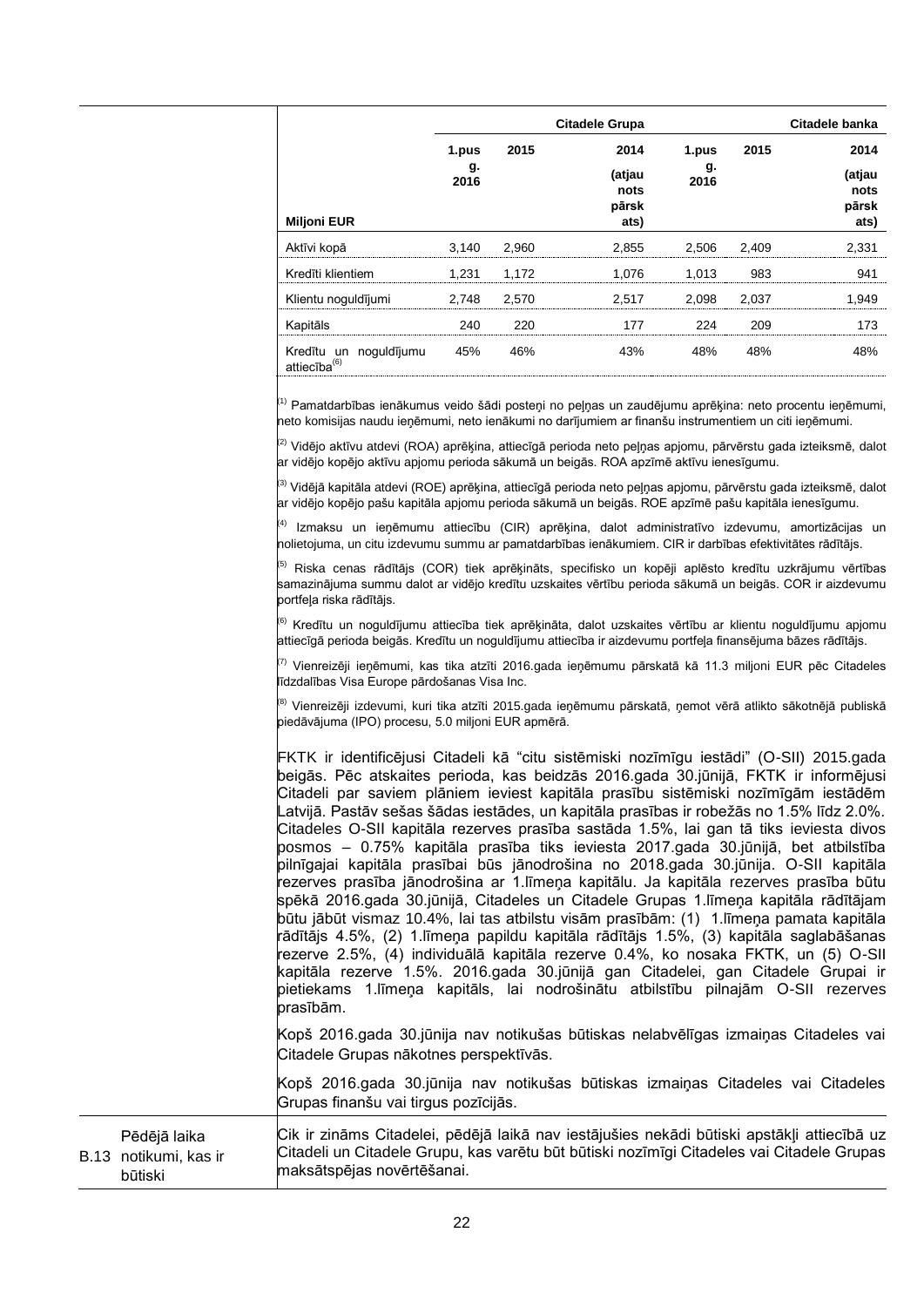| Miljoni EUR | Citadele Grupa | | | Citadele banka | | |
|---|---|---|---|---|---|---|
| | 1.pusg. 2016 | 2015 | 2014 (atjaunots pārskats) | 1.pusg. 2016 | 2015 | 2014 (atjaunots pārskats) |
| Aktīvi kopā | 3,140 | 2,960 | 2,855 | 2,506 | 2,409 | 2,331 |
| Kredīti klientiem | 1,231 | 1,172 | 1,076 | 1,013 | 983 | 941 |
| Klientu noguldījumi | 2,748 | 2,570 | 2,517 | 2,098 | 2,037 | 1,949 |
| Kapitāls | 240 | 220 | 177 | 224 | 209 | 173 |
| Kredītu un noguldījumu attiecība[6] | 45% | 46% | 43% | 48% | 48% | 48% |

[1] Pamatdarbības ienākumus veido šādi posteņi no peļņas un zaudējumu aprēķina: neto procentu ieņēmumi, neto komisijas naudu ieņēmumi, neto ienākumi no darījumiem ar finanšu instrumentiem un citi ieņēmumi.

[2] Vidējo aktīvu atdevi (ROA) aprēķina, attiecīgā perioda neto peļņas apjomu, pārvērstu gada izteiksmē, dalot ar vidējo kopējo aktīvu apjomu perioda sākumā un beigās. ROA apzīmē aktīvu ienesīgumu.

[3] Vidējā kapitāla atdevi (ROE) aprēķina, attiecīgā perioda neto peļņas apjomu, pārvērstu gada izteiksmē, dalot ar vidējo kopējo pašu kapitāla apjomu perioda sākumā un beigās. ROE apzīmē pašu kapitāla ienesīgumu.

[4] Izmaksu un ieņēmumu attiecību (CIR) aprēķina, dalot administratīvo izdevumu, amortizācijas un nolietojuma, un citu izdevumu summu ar pamatdarbības ienākumiem. CIR ir darbības efektivitātes rādītājs.

[5] Riska cenas rādītājs (COR) tiek aprēķināts, specifisko un kopēji aplēsto kredītu uzkrājumu vērtības samazinājuma summu dalot ar vidējo kredītu uzskaites vērtību perioda sākumā un beigās. COR ir aizdevumu portfeļa riska rādītājs.

[6] Kredītu un noguldījumu attiecība tiek aprēķināta, dalot uzskaites vērtību ar klientu noguldījumu apjomu attiecīgā perioda beigās. Kredītu un noguldījumu attiecība ir aizdevumu portfeļa finansējuma bāzes rādītājs.

[7] Vienreizēji ieņēmumi, kas tika atzīti 2016.gada ieņēmumu pārskatā kā 11.3 miljoni EUR pēc Citadeles līdzdalības Visa Europe pārdošanas Visa Inc.

[8] Vienreizēji izdevumi, kuri tika atzīti 2015.gada ieņēmumu pārskatā, ņemot vērā atlikto sākotnējā publiskā piedāvājuma (IPO) procesu, 5.0 miljoni EUR apmērā.

FKTK ir identificējusi Citadeli kā "citu sistēmiski nozīmīgu iestādi" (O-SII) 2015.gada beigās. Pēc atskaites perioda, kas beidzās 2016.gada 30.jūnijā, FKTK ir informējusi Citadeli par saviem plāniem ieviest kapitāla prasību sistēmiski nozīmīgām iestādēm Latvijā. Pastāv sešas šādas iestādes, un kapitāla prasības ir robežās no 1.5% līdz 2.0%. Citadeles O-SII kapitāla rezerves prasība sastāda 1.5%, lai gan tā tiks ieviesta divos posmos – 0.75% kapitāla prasība tiks ieviesta 2017.gada 30.jūnijā, bet atbilstība pilnīgajai kapitāla prasībai būs jānodrošina no 2018.gada 30.jūnija. O-SII kapitāla rezerves prasība jānodrošina ar 1.līmeņa kapitālu. Ja kapitāla rezerves prasība būtu spēkā 2016.gada 30.jūnijā, Citadeles un Citadele Grupas 1.līmeņa kapitāla rādītājam būtu jābūt vismaz 10.4%, lai tas atbilstu visām prasībām: (1) 1.līmeņa pamata kapitāla rādītājs 4.5%, (2) 1.līmeņa papildu kapitāla rādītājs 1.5%, (3) kapitāla saglabāšanas rezerve 2.5%, (4) individuālā kapitāla rezerve 0.4%, ko nosaka FKTK, un (5) O-SII kapitāla rezerve 1.5%. 2016.gada 30.jūnijā gan Citadelei, gan Citadele Grupai ir pietiekams 1.līmeņa kapitāls, lai nodrošinātu atbilstību pilnajām O-SII rezerves prasībām.

Kopš 2016.gada 30.jūnija nav notikušas būtiskas nelabvēlīgas izmaiņas Citadeles vai Citadele Grupas nākotnes perspektīvās.

Kopš 2016.gada 30.jūnija nav notikušas būtiskas izmaiņas Citadeles vai Citadeles Grupas finanšu vai tirgus pozīcijās.

| | |
|---|---|
| B.13 Pēdējā laika notikumi, kas ir būtiski | Cik ir zināms Citadelei, pēdējā laikā nav iestājušies nekādi būtiski apstākļi attiecībā uz Citadeli un Citadele Grupu, kas varētu būt būtiski nozīmīgi Citadeles vai Citadele Grupas maksātspējas novērtēšanai. |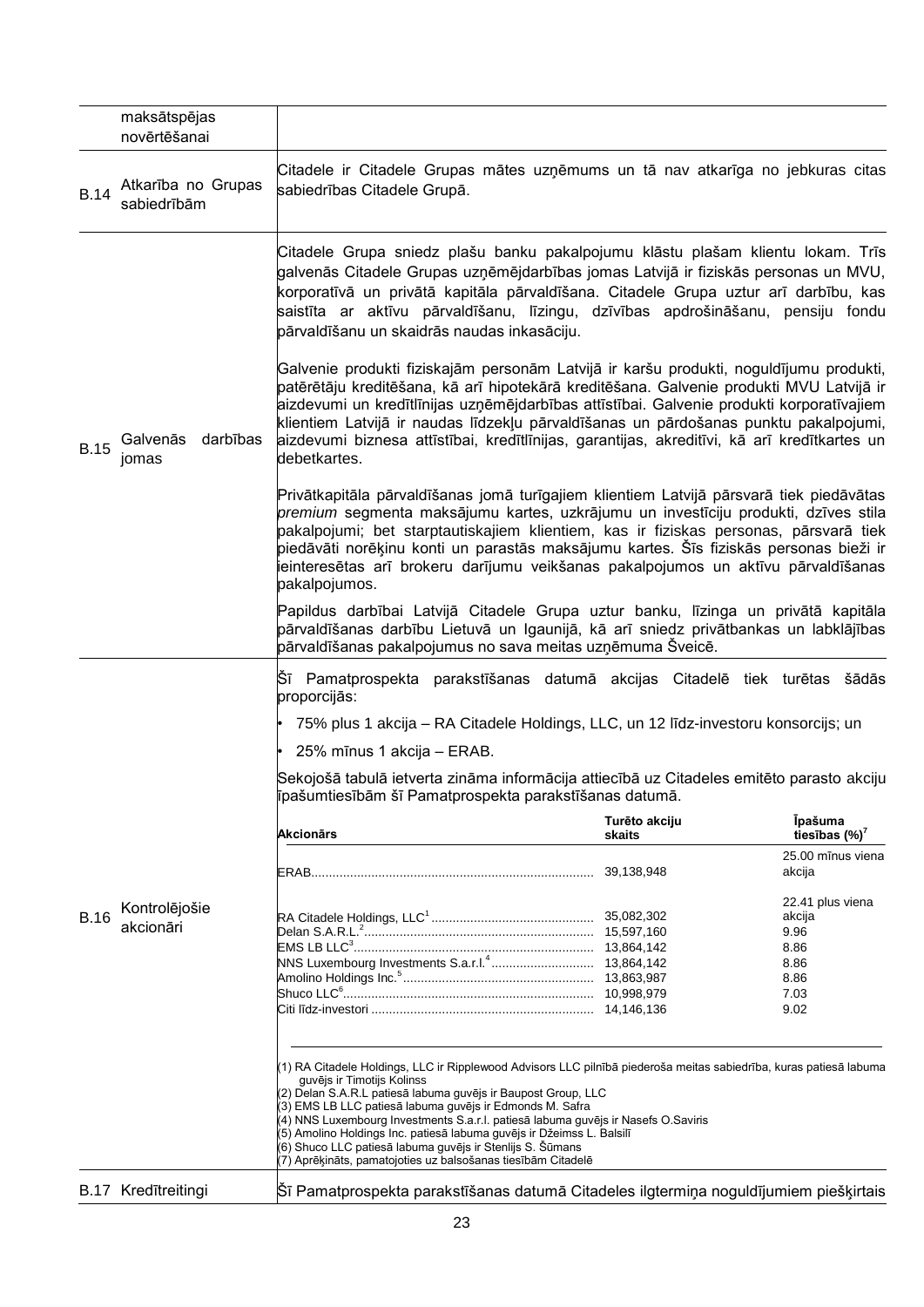| | | |
|---|---|---|
| | maksātspējas novērtēšanai | |
| B.14 | Atkarība no Grupas sabiedrībām | Citadele ir Citadele Grupas mātes uzņēmums un tā nav atkarīga no jebkuras citas sabiedrības Citadele Grupā. |
| B.15 | Galvenās darbības jomas | Citadele Grupa sniedz plašu banku pakalpojumu klāstu plašam klientu lokam. Trīs galvenās Citadele Grupas uzņēmējdarbības jomas Latvijā ir fiziskās personas un MVU, korporatīvā un privātā kapitāla pārvaldīšana. Citadele Grupa uztur arī darbību, kas saistīta ar aktīvu pārvaldīšanu, līzingu, dzīvības apdrošināšanu, pensiju fondu pārvaldīšanu un skaidrās naudas inkasāciju.<br><br>Galvenie produkti fiziskajām personām Latvijā ir karšu produkti, noguldījumu produkti, patērētāju kreditēšana, kā arī hipotekārā kreditēšana. Galvenie produkti MVU Latvijā ir aizdevumi un kredītlīnijas uzņēmējdarbības attīstībai. Galvenie produkti korporatīvajiem klientiem Latvijā ir naudas līdzekļu pārvaldīšanas un pārdošanas punktu pakalpojumi, aizdevumi biznesa attīstībai, kredītlīnijas, garantijas, akreditīvi, kā arī kredītkartes un debetkartes.<br><br>Privātkapitāla pārvaldīšanas jomā turīgajiem klientiem Latvijā pārsvarā tiek piedāvātas *premium* segmenta maksājumu kartes, uzkrājumu un investīciju produkti, dzīves stila pakalpojumi; bet starptautiskajiem klientiem, kas ir fiziskas personas, pārsvarā tiek piedāvāti norēķinu konti un parastās maksājumu kartes. Šīs fiziskās personas bieži ir ieinteresētas arī brokeru darījumu veikšanas pakalpojumos un aktīvu pārvaldīšanas pakalpojumos.<br><br>Papildus darbībai Latvijā Citadele Grupa uztur banku, līzinga un privātā kapitāla pārvaldīšanas darbību Lietuvā un Igaunijā, kā arī sniedz privātbankas un labklājības pārvaldīšanas pakalpojumus no sava meitas uzņēmuma Šveicē. |
| B.16 | Kontrolējošie akcionāri | Šī Pamatprospekta parakstīšanas datumā akcijas Citadelē tiek turētas šādās proporcijās:<br><br>• 75% plus 1 akcija – RA Citadele Holdings, LLC, un 12 līdz-investoru konsorcijs; un<br>• 25% mīnus 1 akcija – ERAB.<br><br>Sekojošā tabulā ietverta zināma informācija attiecībā uz Citadeles emitēto parasto akciju īpašumtiesībām šī Pamatprospekta parakstīšanas datumā. (see table below) |

| Akcionārs | Turēto akciju skaits | Īpašuma tiesības (%)[7] |
|---|---|---|
| ERAB | 39,138,948 | 25.00 mīnus viena akcija |
| RA Citadele Holdings, LLC[1] | 35,082,302 | 22.41 plus viena akcija |
| Delan S.A.R.L.[2] | 15,597,160 | 9.96 |
| EMS LB LLC[3] | 13,864,142 | 8.86 |
| NNS Luxembourg Investments S.a.r.l.[4] | 13,864,142 | 8.86 |
| Amolino Holdings Inc.[5] | 13,863,987 | 8.86 |
| Shuco LLC[6] | 10,998,979 | 7.03 |
| Citi līdz-investori | 14,146,136 | 9.02 |

(1) RA Citadele Holdings, LLC ir Ripplewood Advisors LLC pilnībā piederoša meitas sabiedrība, kuras patiesā labuma guvējs ir Timotijs Kolinss
(2) Delan S.A.R.L patiesā labuma guvējs ir Baupost Group, LLC
(3) EMS LB LLC patiesā labuma guvējs ir Edmonds M. Safra
(4) NNS Luxembourg Investments S.a.r.l. patiesā labuma guvējs ir Nasefs O.Saviris
(5) Amolino Holdings Inc. patiesā labuma guvējs ir Džeimss L. Balsilī
(6) Shuco LLC patiesā labuma guvējs ir Stenlijs S. Šūmans
(7) Aprēķināts, pamatojoties uz balsošanas tiesībām Citadelē

| | | |
|---|---|---|
| B.17 | Kredītreitingi | Šī Pamatprospekta parakstīšanas datumā Citadeles ilgtermiņa noguldījumiem piešķirtais |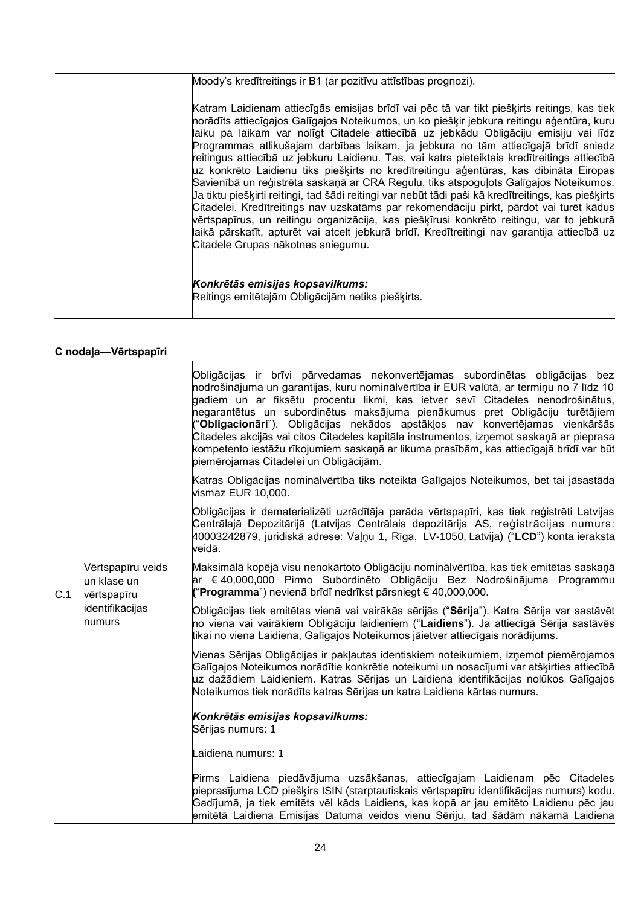| | | |
|---|---|---|
| | | Moody's kredītreitings ir B1 (ar pozitīvu attīstības prognozi).<br><br>Katram Laidienam attiecīgās emisijas brīdī vai pēc tā var tikt piešķirts reitings, kas tiek norādīts attiecīgajos Galīgajos Noteikumos, un ko piešķir jebkura reitingu aģentūra, kuru laiku pa laikam var nolīgt Citadele attiecībā uz jebkādu Obligāciju emisiju vai līdz Programmas atlikušajam darbības laikam, ja jebkura no tām attiecīgajā brīdī sniedz reitingus attiecībā uz jebkuru Laidienu. Tas, vai katrs pieteiktais kredītreitings attiecībā uz konkrēto Laidienu tiks piešķirts no kredītreitingu aģentūras, kas dibināta Eiropas Savienībā un reģistrēta saskaņā ar CRA Regulu, tiks atspoguļots Galīgajos Noteikumos. Ja tiktu piešķirti reitingi, tad šādi reitingi var nebūt tādi paši kā kredītreitings, kas piešķirts Citadelei. Kredītreitings nav uzskatāms par rekomendāciju pirkt, pārdot vai turēt kādus vērtspapīrus, un reitingu organizācija, kas piešķīrusi konkrēto reitingu, var to jebkurā laikā pārskatīt, apturēt vai atcelt jebkurā brīdī. Kredītreitingi nav garantija attiecībā uz Citadele Grupas nākotnes sniegumu.<br><br>***Konkrētās emisijas kopsavilkums:***<br>Reitings emitētajām Obligācijām netiks piešķirts. |

## C nodaļa—Vērtspapīri

| | | |
|---|---|---|
| C.1 | Vērtspapīru veids un klase un vērtspapīru identifikācijas numurs | Obligācijas ir brīvi pārvedamas nekonvertējamas subordinētas obligācijas bez nodrošinājuma un garantijas, kuru nominālvērtība ir EUR valūtā, ar termiņu no 7 līdz 10 gadiem un ar fiksētu procentu likmi, kas ietver sevī Citadeles nenodrošinātus, negarantētus un subordinētus maksājuma pienākumus pret Obligāciju turētājiem ("**Obligacionāri**"). Obligācijas nekādos apstākļos nav konvertējamas vienkāršās Citadeles akcijās vai citos Citadeles kapitāla instrumentos, izņemot saskaņā ar pieprasa kompetento iestāžu rīkojumiem saskaņā ar likuma prasībām, kas attiecīgajā brīdī var būt piemērojamas Citadelei un Obligācijām.<br><br>Katras Obligācijas nominālvērtība tiks noteikta Galīgajos Noteikumos, bet tai jāsastāda vismaz EUR 10,000.<br><br>Obligācijas ir dematerializēti uzrādītāja parāda vērtspapīri, kas tiek reģistrēti Latvijas Centrālajā Depozitārijā (Latvijas Centrālais depozitārijs AS, reģistrācijas numurs: 40003242879, juridiskā adrese: Vaļņu 1, Rīga, LV-1050, Latvija) ("**LCD**") konta ieraksta veidā.<br><br>Maksimālā kopējā visu nenokārtoto Obligāciju nominālvērtība, kas tiek emitētas saskaņā ar € 40,000,000 Pirmo Subordinēto Obligāciju Bez Nodrošinājuma Programmu ("**Programma**") vienā brīdī nedrīkst pārsniegt € 40,000,000.<br><br>Obligācijas tiek emitētas vienā vai vairākās sērijās ("**Sērija**"). Katra Sērija var sastāvēt no viena vai vairākiem Obligāciju laidieniem ("**Laidiens**"). Ja attiecīgā Sērija sastāvēs tikai no viena Laidiena, Galīgajos Noteikumos jāietver attiecīgais norādījums.<br><br>Vienas Sērijas Obligācijas ir pakļautas identiskiem noteikumiem, izņemot piemērojamos Galīgajos Noteikumos norādītie konkrētie noteikumi un nosacījumi var atšķirties attiecībā uz dažādiem Laidieniem. Katras Sērijas un Laidiena identifikācijas nolūkos Galīgajos Noteikumos tiek norādīts katras Sērijas un katra Laidiena kārtas numurs.<br><br>***Konkrētās emisijas kopsavilkums:***<br>Sērijas numurs: 1<br><br>Laidiena numurs: 1<br><br>Pirms Laidiena piedāvājuma uzsākšanas, attiecīgajam Laidienam pēc Citadeles pieprasījuma LCD piešķirs ISIN (starptautiskais vērtspapīru identifikācijas numurs) kodu. Gadījumā, ja tiek emitēts vēl kāds Laidiens, kas kopā ar jau emitēto Laidienu pēc jau emitētā Laidiena Emisijas Datuma veidos vienu Sēriju, tad šādām nākamā Laidiena |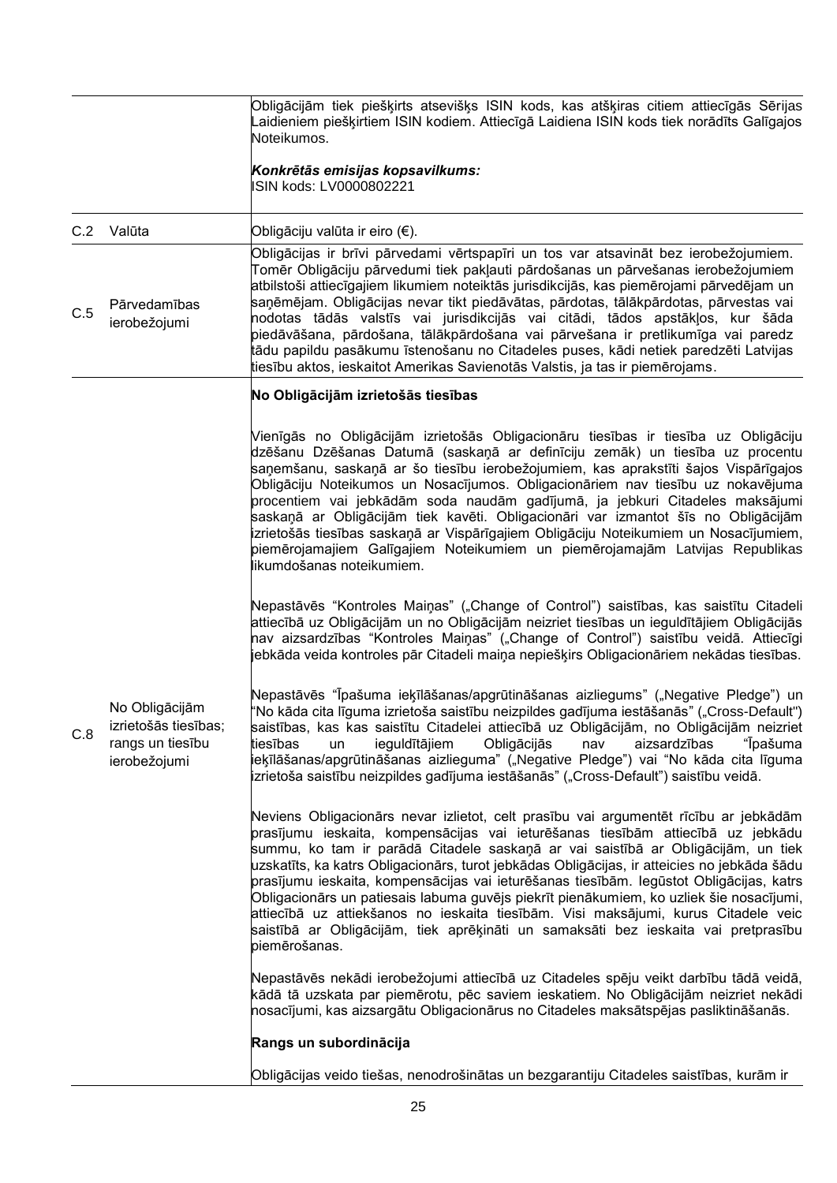| | | |
|---|---|---|
| | | Obligācijām tiek piešķirts atsevišķs ISIN kods, kas atšķiras citiem attiecīgās Sērijas Laidieniem piešķirtiem ISIN kodiem. Attiecīgā Laidiena ISIN kods tiek norādīts Galīgajos Noteikumos.<br><br>***Konkrētās emisijas kopsavilkums:***<br>ISIN kods: LV0000802221 |
| C.2 | Valūta | Obligāciju valūta ir eiro (€). |
| C.5 | Pārvedamības ierobežojumi | Obligācijas ir brīvi pārvedami vērtspapīri un tos var atsavināt bez ierobežojumiem. Tomēr Obligāciju pārvedumi tiek pakļauti pārdošanas un pārvešanas ierobežojumiem atbilstoši attiecīgajiem likumiem noteiktās jurisdikcijās, kas piemērojami pārvedējam un saņēmējam. Obligācijas nevar tikt piedāvātas, pārdotas, tālākpārdotas, pārvestas vai nodotas tādās valstīs vai jurisdikcijās vai citādi, tādos apstākļos, kur šāda piedāvāšana, pārdošana, tālākpārdošana vai pārvešana ir pretlikumīga vai paredz tādu papildu pasākumu īstenošanu no Citadeles puses, kādi netiek paredzēti Latvijas tiesību aktos, ieskaitot Amerikas Savienotās Valstis, ja tas ir piemērojams. |
| C.8 | No Obligācijām izrietošās tiesības; rangs un tiesību ierobežojumi | **No Obligācijām izrietošās tiesības**<br><br>Vienīgās no Obligācijām izrietošās Obligacionāru tiesības ir tiesība uz Obligāciju dzēšanu Dzēšanas Datumā (saskaņā ar definīciju zemāk) un tiesība uz procentu saņemšanu, saskaņā ar šo tiesību ierobežojumiem, kas aprakstīti šajos Vispārīgajos Obligāciju Noteikumos un Nosacījumos. Obligacionāriem nav tiesību uz nokavējuma procentiem vai jebkādām soda naudām gadījumā, ja jebkuri Citadeles maksājumi saskaņā ar Obligācijām tiek kavēti. Obligacionāri var izmantot šīs no Obligācijām izrietošās tiesības saskaņā ar Vispārīgajiem Obligāciju Noteikumiem un Nosacījumiem, piemērojamajiem Galīgajiem Noteikumiem un piemērojamajām Latvijas Republikas likumdošanas noteikumiem.<br><br>Nepastāvēs "Kontroles Maiņas" („Change of Control") saistības, kas saistītu Citadeli attiecībā uz Obligācijām un no Obligācijām neizriet tiesības un ieguldītājiem Obligācijās nav aizsardzības "Kontroles Maiņas" („Change of Control") saistību veidā. Attiecīgi jebkāda veida kontroles pār Citadeli maiņa nepiešķirs Obligacionāriem nekādas tiesības.<br><br>Nepastāvēs "Īpašuma ieķīlāšanas/apgrūtināšanas aizliegums" („Negative Pledge") un "No kāda cita līguma izrietoša saistību neizpildes gadījuma iestāšanās" („Cross-Default") saistības, kas kas saistītu Citadelei attiecībā uz Obligācijām, no Obligācijām neizriet tiesības un ieguldītājiem Obligācijās nav aizsardzības "Īpašuma ieķīlāšanas/apgrūtināšanas aizlieguma" („Negative Pledge") vai "No kāda cita līguma izrietoša saistību neizpildes gadījuma iestāšanās" („Cross-Default") saistību veidā.<br><br>Neviens Obligacionārs nevar izlietot, celt prasību vai argumentēt rīcību ar jebkādām prasījumu ieskaita, kompensācijas vai ieturēšanas tiesībām attiecībā uz jebkādu summu, ko tam ir parādā Citadele saskaņā ar vai saistībā ar Obligācijām, un tiek uzskatīts, ka katrs Obligacionārs, turot jebkādas Obligācijas, ir atteicies no jebkāda šādu prasījumu ieskaita, kompensācijas vai ieturēšanas tiesībām. Iegūstot Obligācijas, katrs Obligacionārs un patiesais labuma guvējs piekrīt pienākumiem, ko uzliek šie nosacījumi, attiecībā uz attiekšanos no ieskaita tiesībām. Visi maksājumi, kurus Citadele veic saistībā ar Obligācijām, tiek aprēķināti un samaksāti bez ieskaita vai pretprasību piemērošanas.<br><br>Nepastāvēs nekādi ierobežojumi attiecībā uz Citadeles spēju veikt darbību tādā veidā, kādā tā uzskata par piemērotu, pēc saviem ieskatiem. No Obligācijām neizriet nekādi nosacījumi, kas aizsargātu Obligacionārus no Citadeles maksātspējas pasliktināšanās.<br><br>**Rangs un subordinācija**<br><br>Obligācijas veido tiešas, nenodrošinātas un bezgarantiju Citadeles saistības, kurām ir |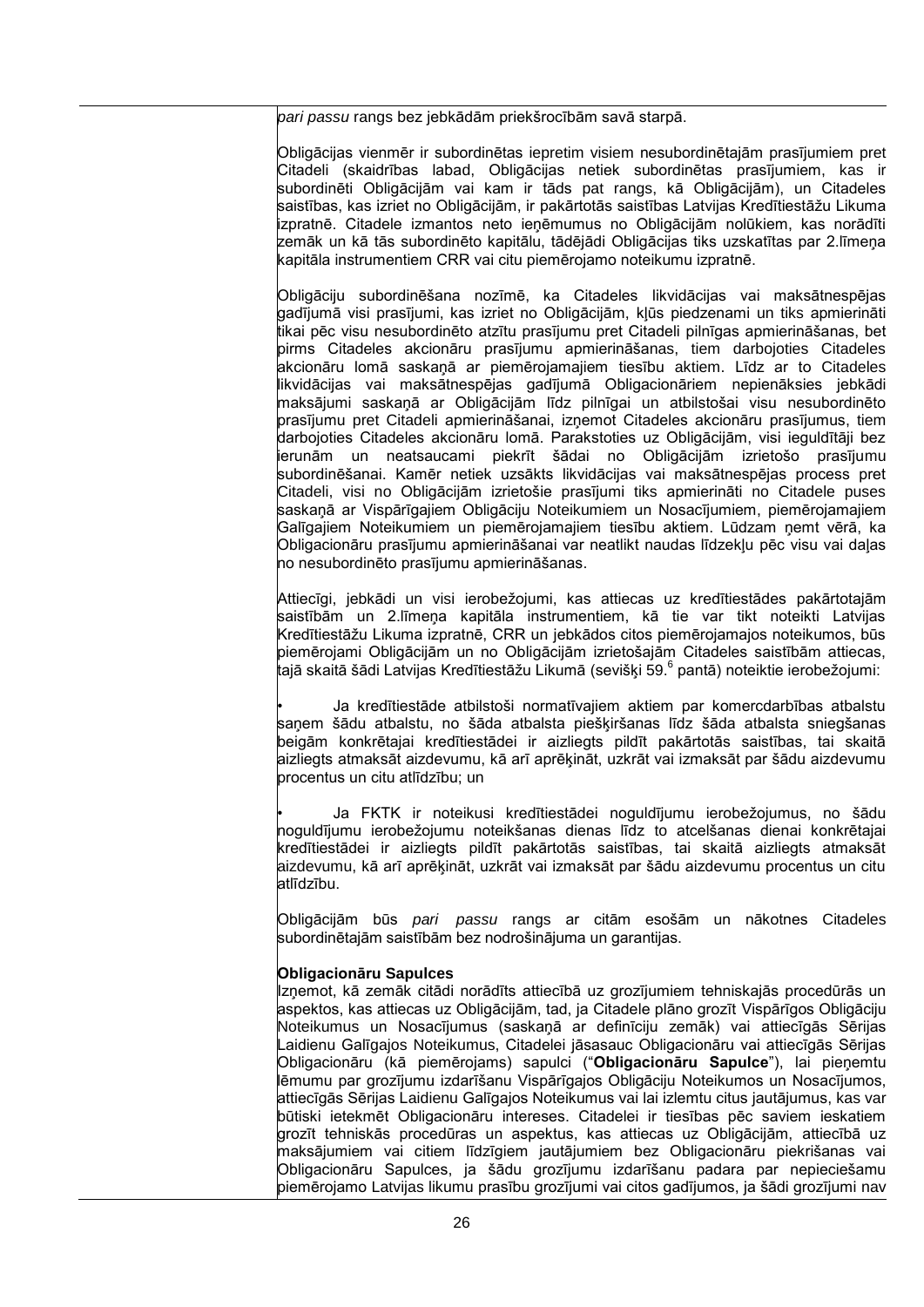*pari passu* rangs bez jebkādām priekšrocībām savā starpā.

Obligācijas vienmēr ir subordinētas iepretim visiem nesubordinētajām prasījumiem pret Citadeli (skaidrības labad, Obligācijas netiek subordinētas prasījumiem, kas ir subordinēti Obligācijām vai kam ir tāds pat rangs, kā Obligācijām), un Citadeles saistības, kas izriet no Obligācijām, ir pakārtotās saistības Latvijas Kredītiestāžu Likuma izpratnē. Citadele izmantos neto ieņēmumus no Obligācijām nolūkiem, kas norādīti zemāk un kā tās subordinēto kapitālu, tādējādi Obligācijas tiks uzskatītas par 2.līmeņa kapitāla instrumentiem CRR vai citu piemērojamo noteikumu izpratnē.

Obligāciju subordinēšana nozīmē, ka Citadeles likvidācijas vai maksātnespējas gadījumā visi prasījumi, kas izriet no Obligācijām, kļūs piedzenami un tiks apmierināti tikai pēc visu nesubordinēto atzītu prasījumu pret Citadeli pilnīgas apmierināšanas, bet pirms Citadeles akcionāru prasījumu apmierināšanas, tiem darbojoties Citadeles akcionāru lomā saskaņā ar piemērojamajiem tiesību aktiem. Līdz ar to Citadeles likvidācijas vai maksātnespējas gadījumā Obligacionāriem nepienāksies jebkādi maksājumi saskaņā ar Obligācijām līdz pilnīgai un atbilstošai visu nesubordinēto prasījumu pret Citadeli apmierināšanai, izņemot Citadeles akcionāru prasījumus, tiem darbojoties Citadeles akcionāru lomā. Parakstoties uz Obligācijām, visi ieguldītāji bez ierunām un neatsaucami piekrīt šādai no Obligācijām izrietošo prasījumu subordinēšanai. Kamēr netiek uzsākts likvidācijas vai maksātnespējas process pret Citadeli, visi no Obligācijām izrietošie prasījumi tiks apmierināti no Citadele puses saskaņā ar Vispārīgajiem Obligāciju Noteikumiem un Nosacījumiem, piemērojamajiem Galīgajiem Noteikumiem un piemērojamajiem tiesību aktiem. Lūdzam ņemt vērā, ka Obligacionāru prasījumu apmierināšanai var neatlikt naudas līdzekļu pēc visu vai daļas no nesubordinēto prasījumu apmierināšanas.

Attiecīgi, jebkādi un visi ierobežojumi, kas attiecas uz kredītiestādes pakārtotajām saistībām un 2.līmeņa kapitāla instrumentiem, kā tie var tikt noteikti Latvijas Kredītiestāžu Likuma izpratnē, CRR un jebkādos citos piemērojamajos noteikumos, būs piemērojami Obligācijām un no Obligācijām izrietošajām Citadeles saistībām attiecas, tajā skaitā šādi Latvijas Kredītiestāžu Likumā (sevišķi 59.[6] pantā) noteiktie ierobežojumi:

- Ja kredītiestāde atbilstoši normatīvajiem aktiem par komercdarbības atbalstu saņem šādu atbalstu, no šāda atbalsta piešķiršanas līdz šāda atbalsta sniegšanas beigām konkrētajai kredītiestādei ir aizliegts pildīt pakārtotās saistības, tai skaitā aizliegts atmaksāt aizdevumu, kā arī aprēķināt, uzkrāt vai izmaksāt par šādu aizdevumu procentus un citu atlīdzību; un

- Ja FKTK ir noteikusi kredītiestādei noguldījumu ierobežojumus, no šādu noguldījumu ierobežojumu noteikšanas dienas līdz to atcelšanas dienai konkrētajai kredītiestādei ir aizliegts pildīt pakārtotās saistības, tai skaitā aizliegts atmaksāt aizdevumu, kā arī aprēķināt, uzkrāt vai izmaksāt par šādu aizdevumu procentus un citu atlīdzību.

Obligācijām būs *pari passu* rangs ar citām esošām un nākotnes Citadeles subordinētajām saistībām bez nodrošinājuma un garantijas.

**Obligacionāru Sapulces**

Izņemot, kā zemāk citādi norādīts attiecībā uz grozījumiem tehniskajās procedūrās un aspektos, kas attiecas uz Obligācijām, tad, ja Citadele plāno grozīt Vispārīgos Obligāciju Noteikumus un Nosacījumus (saskaņā ar definīciju zemāk) vai attiecīgās Sērijas Laidienu Galīgajos Noteikumus, Citadelei jāsasauc Obligacionāru vai attiecīgās Sērijas Obligacionāru (kā piemērojams) sapulci ("**Obligacionāru Sapulce**"), lai pieņemtu lēmumu par grozījumu izdarīšanu Vispārīgajos Obligāciju Noteikumos un Nosacījumos, attiecīgās Sērijas Laidienu Galīgajos Noteikumus vai lai izlemtu citus jautājumus, kas var būtiski ietekmēt Obligacionāru intereses. Citadelei ir tiesības pēc saviem ieskatiem grozīt tehniskās procedūras un aspektus, kas attiecas uz Obligācijām, attiecībā uz maksājumiem vai citiem līdzīgiem jautājumiem bez Obligacionāru piekrišanas vai Obligacionāru Sapulces, ja šādu grozījumu izdarīšanu padara par nepieciešamu piemērojamo Latvijas likumu prasību grozījumi vai citos gadījumos, ja šādi grozījumi nav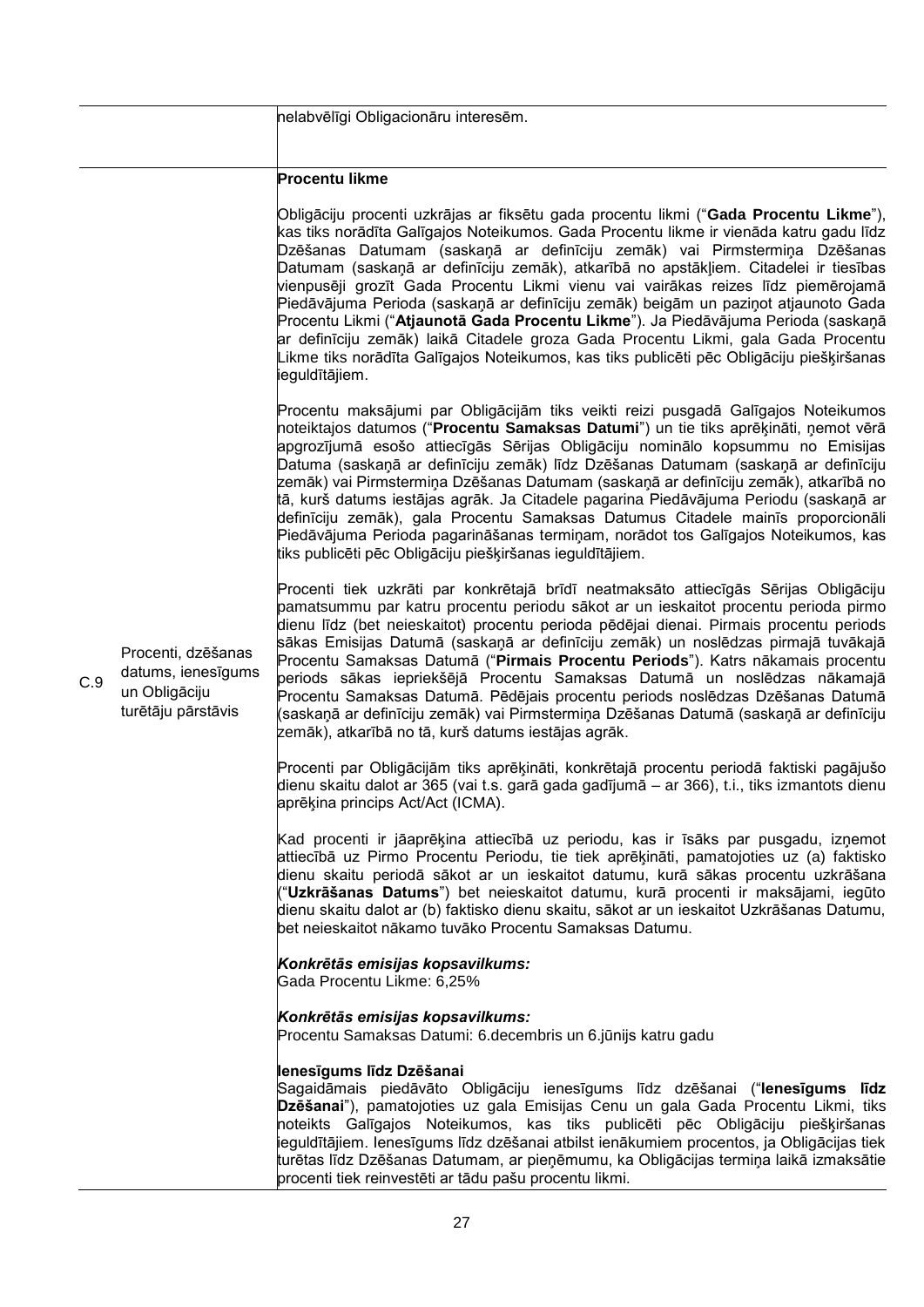| | | |
|---|---|---|
| | | nelabvēlīgi Obligacionāru interesēm. |
| C.9 | Procenti, dzēšanas datums, ienesīgums un Obligāciju turētāju pārstāvis | **Procentu likme**<br><br>Obligāciju procenti uzkrājas ar fiksētu gada procentu likmi ("**Gada Procentu Likme**"), kas tiks norādīta Galīgajos Noteikumos. Gada Procentu likme ir vienāda katru gadu līdz Dzēšanas Datumam (saskaņā ar definīciju zemāk) vai Pirmstermiņa Dzēšanas Datumam (saskaņā ar definīciju zemāk), atkarībā no apstākļiem. Citadelei ir tiesības vienpusēji grozīt Gada Procentu Likmi vienu vai vairākas reizes līdz piemērojamā Piedāvājuma Perioda (saskaņā ar definīciju zemāk) beigām un paziņot atjaunoto Gada Procentu Likmi ("**Atjaunotā Gada Procentu Likme**"). Ja Piedāvājuma Perioda (saskaņā ar definīciju zemāk) laikā Citadele groza Gada Procentu Likmi, gala Gada Procentu Likme tiks norādīta Galīgajos Noteikumos, kas tiks publicēti pēc Obligāciju piešķiršanas ieguldītājiem.<br><br>Procentu maksājumi par Obligācijām tiks veikti reizi pusgadā Galīgajos Noteikumos noteiktajos datumos ("**Procentu Samaksas Datumi**") un tie tiks aprēķināti, ņemot vērā apgrozījumā esošo attiecīgās Sērijas Obligāciju nominālo kopsummu no Emisijas Datuma (saskaņā ar definīciju zemāk) līdz Dzēšanas Datumam (saskaņā ar definīciju zemāk) vai Pirmstermiņa Dzēšanas Datumam (saskaņā ar definīciju zemāk), atkarībā no tā, kurš datums iestājas agrāk. Ja Citadele pagarina Piedāvājuma Periodu (saskaņā ar definīciju zemāk), gala Procentu Samaksas Datumus Citadele mainīs proporcionāli Piedāvājuma Perioda pagarināšanas termiņam, norādot tos Galīgajos Noteikumos, kas tiks publicēti pēc Obligāciju piešķiršanas ieguldītājiem.<br><br>Procenti tiek uzkrāti par konkrētajā brīdī neatmaksāto attiecīgās Sērijas Obligāciju pamatsummu par katru procentu periodu sākot ar un ieskaitot procentu perioda pirmo dienu līdz (bet neieskaitot) procentu perioda pēdējai dienai. Pirmais procentu periods sākas Emisijas Datumā (saskaņā ar definīciju zemāk) un noslēdzas pirmajā tuvākajā Procentu Samaksas Datumā ("**Pirmais Procentu Periods**"). Katrs nākamais procentu periods sākas iepriekšējā Procentu Samaksas Datumā un noslēdzas nākamajā Procentu Samaksas Datumā. Pēdējais procentu periods noslēdzas Dzēšanas Datumā (saskaņā ar definīciju zemāk) vai Pirmstermiņa Dzēšanas Datumā (saskaņā ar definīciju zemāk), atkarībā no tā, kurš datums iestājas agrāk.<br><br>Procenti par Obligācijām tiks aprēķināti, konkrētajā procentu periodā faktiski pagājušo dienu skaitu dalot ar 365 (vai t.s. garā gada gadījumā – ar 366), t.i., tiks izmantots dienu aprēķina princips Act/Act (ICMA).<br><br>Kad procenti ir jāaprēķina attiecībā uz periodu, kas ir īsāks par pusgadu, izņemot attiecībā uz Pirmo Procentu Periodu, tie tiek aprēķināti, pamatojoties uz (a) faktisko dienu skaitu periodā sākot ar un ieskaitot datumu, kurā sākas procentu uzkrāšana ("**Uzkrāšanas Datums**") bet neieskaitot datumu, kurā procenti ir maksājami, iegūto dienu skaitu dalot ar (b) faktisko dienu skaitu, sākot ar un ieskaitot Uzkrāšanas Datumu, bet neieskaitot nākamo tuvāko Procentu Samaksas Datumu.<br><br>***Konkrētās emisijas kopsavilkums:***<br>Gada Procentu Likme: 6,25%<br><br>***Konkrētās emisijas kopsavilkums:***<br>Procentu Samaksas Datumi: 6.decembris un 6.jūnijs katru gadu<br><br>**Ienesīgums līdz Dzēšanai**<br>Sagaidāmais piedāvāto Obligāciju ienesīgums līdz dzēšanai ("**Ienesīgums līdz Dzēšanai**"), pamatojoties uz gala Emisijas Cenu un gala Gada Procentu Likmi, tiks noteikts Galīgajos Noteikumos, kas tiks publicēti pēc Obligāciju piešķiršanas ieguldītājiem. Ienesīgums līdz dzēšanai atbilst ienākumiem procentos, ja Obligācijas tiek turētas līdz Dzēšanas Datumam, ar pieņēmumu, ka Obligācijas termiņa laikā izmaksātie procenti tiek reinvestēti ar tādu pašu procentu likmi. |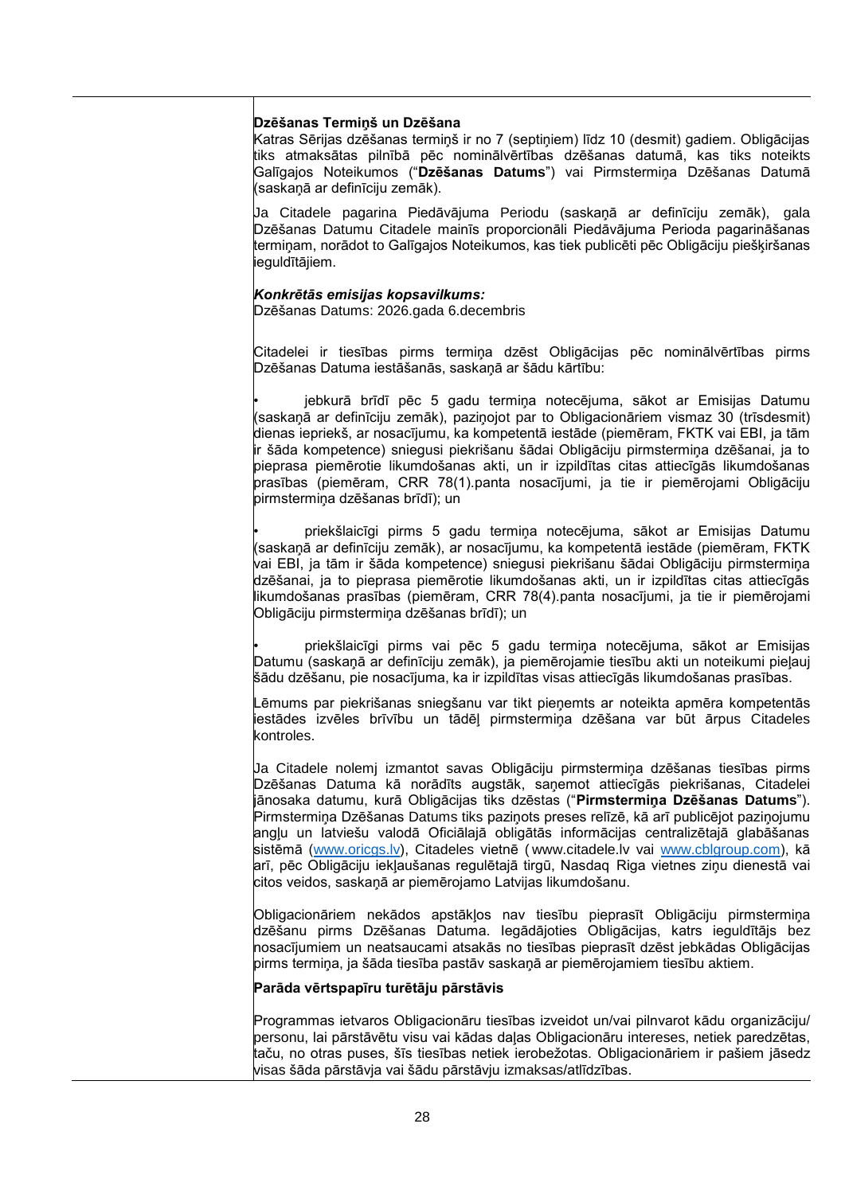**Dzēšanas Termiņš un Dzēšana**

Katras Sērijas dzēšanas termiņš ir no 7 (septiņiem) līdz 10 (desmit) gadiem. Obligācijas tiks atmaksātas pilnībā pēc nominālvērtības dzēšanas datumā, kas tiks noteikts Galīgajos Noteikumos ("**Dzēšanas Datums**") vai Pirmstermiņa Dzēšanas Datumā (saskaņā ar definīciju zemāk).

Ja Citadele pagarina Piedāvājuma Periodu (saskaņā ar definīciju zemāk), gala Dzēšanas Datumu Citadele mainīs proporcionāli Piedāvājuma Perioda pagarināšanas termiņam, norādot to Galīgajos Noteikumos, kas tiek publicēti pēc Obligāciju piešķiršanas ieguldītājiem.

***Konkrētās emisijas kopsavilkums:***

Dzēšanas Datums: 2026.gada 6.decembris

Citadelei ir tiesības pirms termiņa dzēst Obligācijas pēc nominālvērtības pirms Dzēšanas Datuma iestāšanās, saskaņā ar šādu kārtību:

- jebkurā brīdī pēc 5 gadu termiņa notecējuma, sākot ar Emisijas Datumu (saskaņā ar definīciju zemāk), paziņojot par to Obligacionāriem vismaz 30 (trīsdesmit) dienas iepriekš, ar nosacījumu, ka kompetentā iestāde (piemēram, FKTK vai EBI, ja tām ir šāda kompetence) sniegusi piekrišanu šādai Obligāciju pirmstermiņa dzēšanai, ja to pieprasa piemērotie likumdošanas akti, un ir izpildītas citas attiecīgās likumdošanas prasības (piemēram, CRR 78(1).panta nosacījumi, ja tie ir piemērojami Obligāciju pirmstermiņa dzēšanas brīdī); un
- priekšlaicīgi pirms 5 gadu termiņa notecējuma, sākot ar Emisijas Datumu (saskaņā ar definīciju zemāk), ar nosacījumu, ka kompetentā iestāde (piemēram, FKTK vai EBI, ja tām ir šāda kompetence) sniegusi piekrišanu šādai Obligāciju pirmstermiņa dzēšanai, ja to pieprasa piemērotie likumdošanas akti, un ir izpildītas citas attiecīgās likumdošanas prasības (piemēram, CRR 78(4).panta nosacījumi, ja tie ir piemērojami Obligāciju pirmstermiņa dzēšanas brīdī); un
- priekšlaicīgi pirms vai pēc 5 gadu termiņa notecējuma, sākot ar Emisijas Datumu (saskaņā ar definīciju zemāk), ja piemērojamie tiesību akti un noteikumi pieļauj šādu dzēšanu, pie nosacījuma, ka ir izpildītas visas attiecīgās likumdošanas prasības.

Lēmums par piekrišanas sniegšanu var tikt pieņemts ar noteikta apmēra kompetentās iestādes izvēles brīvību un tādēļ pirmstermiņa dzēšana var būt ārpus Citadeles kontroles.

Ja Citadele nolemj izmantot savas Obligāciju pirmstermiņa dzēšanas tiesības pirms Dzēšanas Datuma kā norādīts augstāk, saņemot attiecīgās piekrišanas, Citadelei jānosaka datumu, kurā Obligācijas tiks dzēstas ("**Pirmstermiņa Dzēšanas Datums**"). Pirmstermiņa Dzēšanas Datums tiks paziņots preses relīzē, kā arī publicējot paziņojumu angļu un latviešu valodā Oficiālajā obligātās informācijas centralizētajā glabāšanas sistēmā (www.oricgs.lv), Citadeles vietnē (www.citadele.lv vai www.cblgroup.com), kā arī, pēc Obligāciju iekļaušanas regulētajā tirgū, Nasdaq Riga vietnes ziņu dienestā vai citos veidos, saskaņā ar piemērojamo Latvijas likumdošanu.

Obligacionāriem nekādos apstākļos nav tiesību pieprasīt Obligāciju pirmstermiņa dzēšanu pirms Dzēšanas Datuma. Iegādājoties Obligācijas, katrs ieguldītājs bez nosacījumiem un neatsaucami atsakās no tiesības pieprasīt dzēst jebkādas Obligācijas pirms termiņa, ja šāda tiesība pastāv saskaņā ar piemērojamiem tiesību aktiem.

**Parāda vērtspapīru turētāju pārstāvis**

Programmas ietvaros Obligacionāru tiesības izveidot un/vai pilnvarot kādu organizāciju/ personu, lai pārstāvētu visu vai kādas daļas Obligacionāru intereses, netiek paredzētas, taču, no otras puses, šīs tiesības netiek ierobežotas. Obligacionāriem ir pašiem jāsedz visas šāda pārstāvja vai šādu pārstāvju izmaksas/atlīdzības.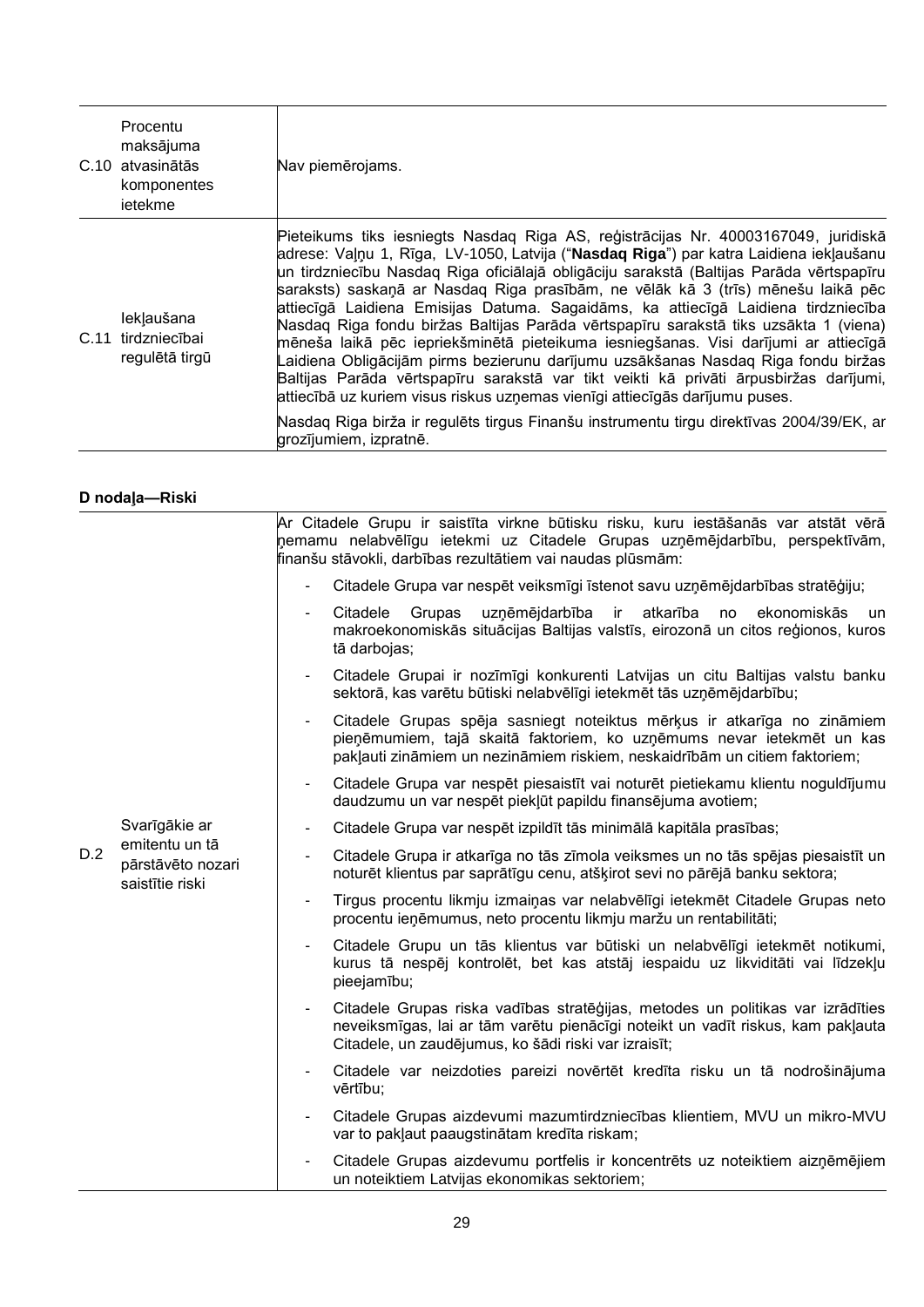| | | |
|---|---|---|
| C.10 | Procentu maksājuma atvasinātās komponentes ietekme | Nav piemērojams. |
| C.11 | Iekļaušana tirdzniecībai regulētā tirgū | Pieteikums tiks iesniegts Nasdaq Riga AS, reģistrācijas Nr. 40003167049, juridiskā adrese: Vaļņu 1, Rīga, LV-1050, Latvija ("**Nasdaq Riga**") par katra Laidiena iekļaušanu un tirdzniecību Nasdaq Riga oficiālajā obligāciju sarakstā (Baltijas Parāda vērtspapīru saraksts) saskaņā ar Nasdaq Riga prasībām, ne vēlāk kā 3 (trīs) mēnešu laikā pēc attiecīgā Laidiena Emisijas Datuma. Sagaidāms, ka attiecīgā Laidiena tirdzniecība Nasdaq Riga fondu biržas Baltijas Parāda vērtspapīru sarakstā tiks uzsākta 1 (viena) mēneša laikā pēc iepriekšminētā pieteikuma iesniegšanas. Visi darījumi ar attiecīgā Laidiena Obligācijām pirms bezierunu darījumu uzsākšanas Nasdaq Riga fondu biržas Baltijas Parāda vērtspapīru sarakstā var tikt veikti kā privāti ārpusbiržas darījumi, attiecībā uz kuriem visus riskus uzņemas vienīgi attiecīgās darījumu puses.<br><br>Nasdaq Riga birža ir regulēts tirgus Finanšu instrumentu tirgu direktīvas 2004/39/EK, ar grozījumiem, izpratnē. |

**D nodaļa—Riski**

| | | |
|---|---|---|
| D.2 | Svarīgākie ar emitentu un tā pārstāvēto nozari saistītie riski | Ar Citadele Grupu ir saistīta virkne būtisku risku, kuru iestāšanās var atstāt vērā ņemamu nelabvēlīgu ietekmi uz Citadele Grupas uzņēmējdarbību, perspektīvām, finanšu stāvokli, darbības rezultātiem vai naudas plūsmām:<br><br>- Citadele Grupa var nespēt veiksmīgi īstenot savu uzņēmējdarbības stratēģiju;<br>- Citadele Grupas uzņēmējdarbība ir atkarība no ekonomiskās un makroekonomiskās situācijas Baltijas valstīs, eirozonā un citos reģionos, kuros tā darbojas;<br>- Citadele Grupai ir nozīmīgi konkurenti Latvijas un citu Baltijas valstu banku sektorā, kas varētu būtiski nelabvēlīgi ietekmēt tās uzņēmējdarbību;<br>- Citadele Grupas spēja sasniegt noteiktus mērķus ir atkarīga no zināmiem pieņēmumiem, tajā skaitā faktoriem, ko uzņēmums nevar ietekmēt un kas pakļauti zināmiem un nezināmiem riskiem, neskaidrībām un citiem faktoriem;<br>- Citadele Grupa var nespēt piesaistīt vai noturēt pietiekamu klientu noguldījumu daudzumu un var nespēt piekļūt papildu finansējuma avotiem;<br>- Citadele Grupa var nespēt izpildīt tās minimālā kapitāla prasības;<br>- Citadele Grupa ir atkarīga no tās zīmola veiksmes un no tās spējas piesaistīt un noturēt klientus par saprātīgu cenu, atšķirot sevi no pārējā banku sektora;<br>- Tirgus procentu likmju izmaiņas var nelabvēlīgi ietekmēt Citadele Grupas neto procentu ieņēmumus, neto procentu likmju maržu un rentabilitāti;<br>- Citadele Grupu un tās klientus var būtiski un nelabvēlīgi ietekmēt notikumi, kurus tā nespēj kontrolēt, bet kas atstāj iespaidu uz likviditāti vai līdzekļu pieejamību;<br>- Citadele Grupas riska vadības stratēģijas, metodes un politikas var izrādīties neveiksmīgas, lai ar tām varētu pienācīgi noteikt un vadīt riskus, kam pakļauta Citadele, un zaudējumus, ko šādi riski var izraisīt;<br>- Citadele var neizdoties pareizi novērtēt kredīta risku un tā nodrošinājuma vērtību;<br>- Citadele Grupas aizdevumi mazumtirdzniecības klientiem, MVU un mikro-MVU var to pakļaut paaugstinātam kredīta riskam;<br>- Citadele Grupas aizdevumu portfelis ir koncentrēts uz noteiktiem aizņēmējiem un noteiktiem Latvijas ekonomikas sektoriem; |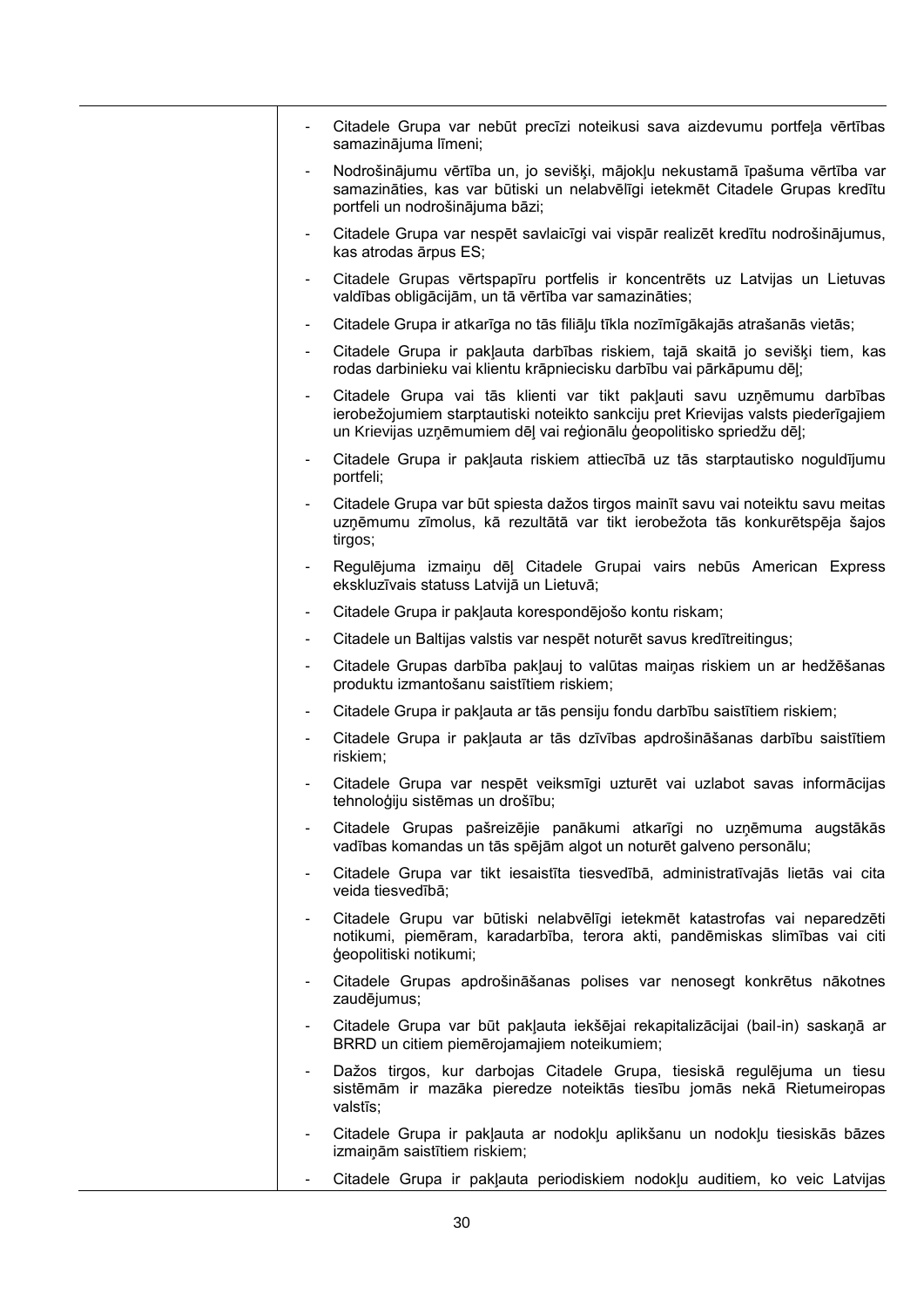- Citadele Grupa var nebūt precīzi noteikusi sava aizdevumu portfeļa vērtības samazinājuma līmeni;
- Nodrošinājumu vērtība un, jo sevišķi, mājokļu nekustamā īpašuma vērtība var samazināties, kas var būtiski un nelabvēlīgi ietekmēt Citadele Grupas kredītu portfeli un nodrošinājuma bāzi;
- Citadele Grupa var nespēt savlaicīgi vai vispār realizēt kredītu nodrošinājumus, kas atrodas ārpus ES;
- Citadele Grupas vērtspapīru portfelis ir koncentrēts uz Latvijas un Lietuvas valdības obligācijām, un tā vērtība var samazināties;
- Citadele Grupa ir atkarīga no tās filiāļu tīkla nozīmīgākajās atrašanās vietās;
- Citadele Grupa ir pakļauta darbības riskiem, tajā skaitā jo sevišķi tiem, kas rodas darbinieku vai klientu krāpniecisku darbību vai pārkāpumu dēļ;
- Citadele Grupa vai tās klienti var tikt pakļauti savu uzņēmumu darbības ierobežojumiem starptautiski noteikto sankciju pret Krievijas valsts piederīgajiem un Krievijas uzņēmumiem dēļ vai reģionālu ģeopolitisko spriedžu dēļ;
- Citadele Grupa ir pakļauta riskiem attiecībā uz tās starptautisko noguldījumu portfeli;
- Citadele Grupa var būt spiesta dažos tirgos mainīt savu vai noteiktu savu meitas uzņēmumu zīmolus, kā rezultātā var tikt ierobežota tās konkurētspēja šajos tirgos;
- Regulējuma izmaiņu dēļ Citadele Grupai vairs nebūs American Express ekskluzīvais statuss Latvijā un Lietuvā;
- Citadele Grupa ir pakļauta korespondējošo kontu riskam;
- Citadele un Baltijas valstis var nespēt noturēt savus kredītreitingus;
- Citadele Grupas darbība pakļauj to valūtas maiņas riskiem un ar hedžēšanas produktu izmantošanu saistītiem riskiem;
- Citadele Grupa ir pakļauta ar tās pensiju fondu darbību saistītiem riskiem;
- Citadele Grupa ir pakļauta ar tās dzīvības apdrošināšanas darbību saistītiem riskiem;
- Citadele Grupa var nespēt veiksmīgi uzturēt vai uzlabot savas informācijas tehnoloģiju sistēmas un drošību;
- Citadele Grupas pašreizējie panākumi atkarīgi no uzņēmuma augstākās vadības komandas un tās spējām algot un noturēt galveno personālu;
- Citadele Grupa var tikt iesaistīta tiesvedībā, administratīvajās lietās vai cita veida tiesvedībā;
- Citadele Grupu var būtiski nelabvēlīgi ietekmēt katastrofas vai neparedzēti notikumi, piemēram, karadarbība, terora akti, pandēmiskas slimības vai citi ģeopolitiski notikumi;
- Citadele Grupas apdrošināšanas polises var nenosegt konkrētus nākotnes zaudējumus;
- Citadele Grupa var būt pakļauta iekšējai rekapitalizācijai (bail-in) saskaņā ar BRRD un citiem piemērojamajiem noteikumiem;
- Dažos tirgos, kur darbojas Citadele Grupa, tiesiskā regulējuma un tiesu sistēmām ir mazāka pieredze noteiktās tiesību jomās nekā Rietumeiropas valstīs;
- Citadele Grupa ir pakļauta ar nodokļu aplikšanu un nodokļu tiesiskās bāzes izmaiņām saistītiem riskiem;
- Citadele Grupa ir pakļauta periodiskiem nodokļu auditiem, ko veic Latvijas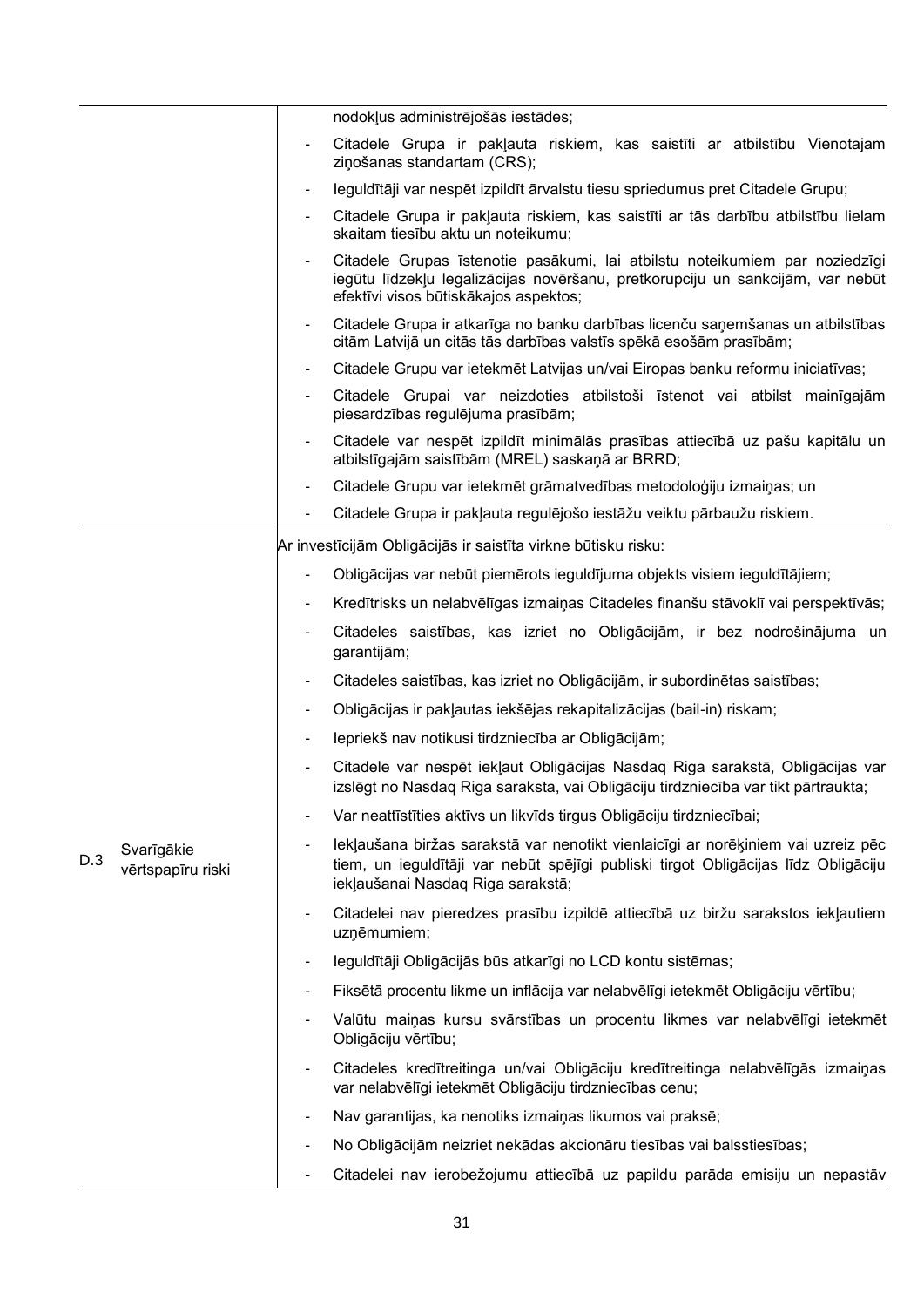| | | |
|---|---|---|
| | | nodokļus administrējošās iestādes;<br>- Citadele Grupa ir pakļauta riskiem, kas saistīti ar atbilstību Vienotajam ziņošanas standartam (CRS);<br>- Ieguldītāji var nespēt izpildīt ārvalstu tiesu spriedumus pret Citadele Grupu;<br>- Citadele Grupa ir pakļauta riskiem, kas saistīti ar tās darbību atbilstību lielam skaitam tiesību aktu un noteikumu;<br>- Citadele Grupas īstenotie pasākumi, lai atbilstu noteikumiem par noziedzīgi iegūtu līdzekļu legalizācijas novēršanu, pretkorupciju un sankcijām, var nebūt efektīvi visos būtiskākajos aspektos;<br>- Citadele Grupa ir atkarīga no banku darbības licenču saņemšanas un atbilstības citām Latvijā un citās tās darbības valstīs spēkā esošām prasībām;<br>- Citadele Grupu var ietekmēt Latvijas un/vai Eiropas banku reformu iniciatīvas;<br>- Citadele Grupai var neizdoties atbilstoši īstenot vai atbilst mainīgajām piesardzības regulējuma prasībām;<br>- Citadele var nespēt izpildīt minimālās prasības attiecībā uz pašu kapitālu un atbilstīgajām saistībām (MREL) saskaņā ar BRRD;<br>- Citadele Grupu var ietekmēt grāmatvedības metodoloģiju izmaiņas; un<br>- Citadele Grupa ir pakļauta regulējošo iestāžu veiktu pārbaužu riskiem. |
| D.3 | Svarīgākie vērtspapīru riski | Ar investīcijām Obligācijās ir saistīta virkne būtisku risku:<br>- Obligācijas var nebūt piemērots ieguldījuma objekts visiem ieguldītājiem;<br>- Kredītrisks un nelabvēlīgas izmaiņas Citadeles finanšu stāvoklī vai perspektīvās;<br>- Citadeles saistības, kas izriet no Obligācijām, ir bez nodrošinājuma un garantijām;<br>- Citadeles saistības, kas izriet no Obligācijām, ir subordinētas saistības;<br>- Obligācijas ir pakļautas iekšējas rekapitalizācijas (bail-in) riskam;<br>- Iepriekš nav notikusi tirdzniecība ar Obligācijām;<br>- Citadele var nespēt iekļaut Obligācijas Nasdaq Riga sarakstā, Obligācijas var izslēgt no Nasdaq Riga saraksta, vai Obligāciju tirdzniecība var tikt pārtraukta;<br>- Var neattīstīties aktīvs un likvīds tirgus Obligāciju tirdzniecībai;<br>- Iekļaušana biržas sarakstā var nenotikt vienlaicīgi ar norēķiniem vai uzreiz pēc tiem, un ieguldītāji var nebūt spējīgi publiski tirgot Obligācijas līdz Obligāciju iekļaušanai Nasdaq Riga sarakstā;<br>- Citadelei nav pieredzes prasību izpildē attiecībā uz biržu sarakstos iekļautiem uzņēmumiem;<br>- Ieguldītāji Obligācijās būs atkarīgi no LCD kontu sistēmas;<br>- Fiksētā procentu likme un inflācija var nelabvēlīgi ietekmēt Obligāciju vērtību;<br>- Valūtu maiņas kursu svārstības un procentu likmes var nelabvēlīgi ietekmēt Obligāciju vērtību;<br>- Citadeles kredītreitinga un/vai Obligāciju kredītreitinga nelabvēlīgās izmaiņas var nelabvēlīgi ietekmēt Obligāciju tirdzniecības cenu;<br>- Nav garantijas, ka nenotiks izmaiņas likumos vai praksē;<br>- No Obligācijām neizriet nekādas akcionāru tiesības vai balsstiesības;<br>- Citadelei nav ierobežojumu attiecībā uz papildu parāda emisiju un nepastāv |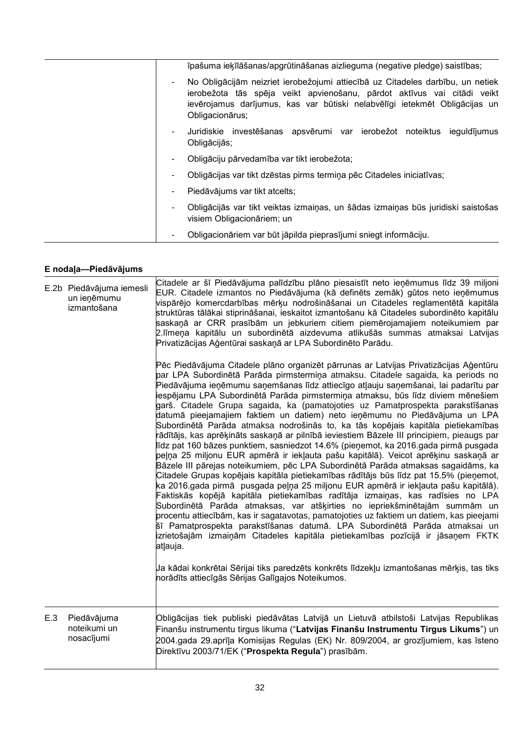| | |
|---|---|
| | īpašuma ieķīlāšanas/apgrūtināšanas aizlieguma (negative pledge) saistības;<br>- No Obligācijām neizriet ierobežojumi attiecībā uz Citadeles darbību, un netiek ierobežota tās spēja veikt apvienošanu, pārdot aktīvus vai citādi veikt ievērojamus darījumus, kas var būtiski nelabvēlīgi ietekmēt Obligācijas un Obligacionārus;<br>- Juridiskie investēšanas apsvērumi var ierobežot noteiktus ieguldījumus Obligācijās;<br>- Obligāciju pārvedamība var tikt ierobežota;<br>- Obligācijas var tikt dzēstas pirms termiņa pēc Citadeles iniciatīvas;<br>- Piedāvājums var tikt atcelts;<br>- Obligācijās var tikt veiktas izmaiņas, un šādas izmaiņas būs juridiski saistošas visiem Obligacionāriem; un<br>- Obligacionāriem var būt jāpilda pieprasījumi sniegt informāciju. |

**E nodaļa—Piedāvājums**

| | |
|---|---|
| E.2b Piedāvājuma iemesli un ieņēmumu izmantošana | Citadele ar šī Piedāvājuma palīdzību plāno piesaistīt neto ieņēmumus līdz 39 miljoni EUR. Citadele izmantos no Piedāvājuma (kā definēts zemāk) gūtos neto ieņēmumus vispārējo komercdarbības mērķu nodrošināšanai un Citadeles reglamentētā kapitāla struktūras tālākai stiprināšanai, ieskaitot izmantošanu kā Citadeles subordinēto kapitālu saskaņā ar CRR prasībām un jebkuriem citiem piemērojamajiem noteikumiem par 2.līmeņa kapitālu un subordinētā aizdevuma atlikušās summas atmaksai Latvijas Privatizācijas Aģentūrai saskaņā ar LPA Subordinēto Parādu.<br><br>Pēc Piedāvājuma Citadele plāno organizēt pārrunas ar Latvijas Privatizācijas Aģentūru par LPA Subordinētā Parāda pirmstermiņa atmaksu. Citadele sagaida, ka periods no Piedāvājuma ieņēmumu saņemšanas līdz attiecīgo atļauju saņemšanai, lai padarītu par iespējamu LPA Subordinētā Parāda pirmstermiņa atmaksu, būs līdz diviem mēnešiem garš. Citadele Grupa sagaida, ka (pamatojoties uz Pamatprospekta parakstīšanas datumā pieejamajiem faktiem un datiem) neto ieņēmumu no Piedāvājuma un LPA Subordinētā Parāda atmaksa nodrošinās to, ka tās kopējais kapitāla pietiekamības rādītājs, kas aprēķināts saskaņā ar pilnībā ieviestiem Bāzele III principiem, pieaugs par līdz pat 160 bāzes punktiem, sasniedzot 14.6% (pieņemot, ka 2016.gada pirmā pusgada peļņa 25 miljonu EUR apmērā ir iekļauta pašu kapitālā). Veicot aprēķinu saskaņā ar Bāzele III pārejas noteikumiem, pēc LPA Subordinētā Parāda atmaksas sagaidāms, ka Citadele Grupas kopējais kapitāla pietiekamības rādītājs būs līdz pat 15.5% (pieņemot, ka 2016.gada pirmā pusgada peļņa 25 miljonu EUR apmērā ir iekļauta pašu kapitālā). Faktiskās kopējā kapitāla pietiekamības radītāja izmaiņas, kas radīsies no LPA Subordinētā Parāda atmaksas, var atšķirties no iepriekšminētajām summām un procentu attiecībām, kas ir sagatavotas, pamatojoties uz faktiem un datiem, kas pieejami šī Pamatprospekta parakstīšanas datumā. LPA Subordinētā Parāda atmaksai un izrietošajām izmaiņām Citadeles kapitāla pietiekamības pozīcijā ir jāsaņem FKTK atļauja.<br><br>Ja kādai konkrētai Sērijai tiks paredzēts konkrēts līdzekļu izmantošanas mērķis, tas tiks norādīts attiecīgās Sērijas Galīgajos Noteikumos. |
| E.3 Piedāvājuma noteikumi un nosacījumi | Obligācijas tiek publiski piedāvātas Latvijā un Lietuvā atbilstoši Latvijas Republikas Finanšu instrumentu tirgus likuma ("**Latvijas Finanšu Instrumentu Tirgus Likums**") un 2004.gada 29.aprīļa Komisijas Regulas (EK) Nr. 809/2004, ar grozījumiem, kas īsteno Direktīvu 2003/71/EK ("**Prospekta Regula**") prasībām. |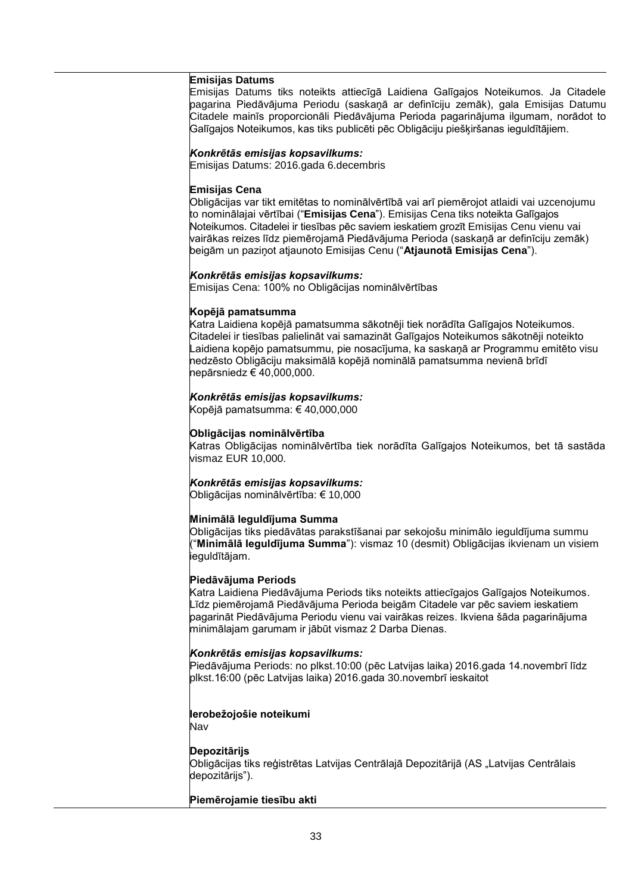**Emisijas Datums**
Emisijas Datums tiks noteikts attiecīgā Laidiena Galīgajos Noteikumos. Ja Citadele pagarina Piedāvājuma Periodu (saskaņā ar definīciju zemāk), gala Emisijas Datumu Citadele mainīs proporcionāli Piedāvājuma Perioda pagarinājuma ilgumam, norādot to Galīgajos Noteikumos, kas tiks publicēti pēc Obligāciju piešķiršanas ieguldītājiem.

***Konkrētās emisijas kopsavilkums:***
Emisijas Datums: 2016.gada 6.decembris

**Emisijas Cena**
Obligācijas var tikt emitētas to nominālvērtībā vai arī piemērojot atlaidi vai uzcenojumu to nominālajai vērtībai ("**Emisijas Cena**"). Emisijas Cena tiks noteikta Galīgajos Noteikumos. Citadelei ir tiesības pēc saviem ieskatiem grozīt Emisijas Cenu vienu vai vairākas reizes līdz piemērojamā Piedāvājuma Perioda (saskaņā ar definīciju zemāk) beigām un paziņot atjaunoto Emisijas Cenu ("**Atjaunotā Emisijas Cena**").

***Konkrētās emisijas kopsavilkums:***
Emisijas Cena: 100% no Obligācijas nominālvērtības

**Kopējā pamatsumma**
Katra Laidiena kopējā pamatsumma sākotnēji tiek norādīta Galīgajos Noteikumos. Citadelei ir tiesības palielināt vai samazināt Galīgajos Noteikumos sākotnēji noteikto Laidiena kopējo pamatsummu, pie nosacījuma, ka saskaņā ar Programmu emitēto visu nedzēsto Obligāciju maksimālā kopējā nominālā pamatsumma nevienā brīdī nepārsniedz € 40,000,000.

***Konkrētās emisijas kopsavilkums:***
Kopējā pamatsumma: € 40,000,000

**Obligācijas nominālvērtība**
Katras Obligācijas nominālvērtība tiek norādīta Galīgajos Noteikumos, bet tā sastāda vismaz EUR 10,000.

***Konkrētās emisijas kopsavilkums:***
Obligācijas nominālvērtība: € 10,000

**Minimālā Ieguldījuma Summa**
Obligācijas tiks piedāvātas parakstīšanai par sekojošu minimālo ieguldījuma summu ("**Minimālā Ieguldījuma Summa**"): vismaz 10 (desmit) Obligācijas ikvienam un visiem ieguldītājam.

**Piedāvājuma Periods**
Katra Laidiena Piedāvājuma Periods tiks noteikts attiecīgajos Galīgajos Noteikumos. Līdz piemērojamā Piedāvājuma Perioda beigām Citadele var pēc saviem ieskatiem pagarināt Piedāvājuma Periodu vienu vai vairākas reizes. Ikviena šāda pagarinājuma minimālajam garumam ir jābūt vismaz 2 Darba Dienas.

***Konkrētās emisijas kopsavilkums:***
Piedāvājuma Periods: no plkst.10:00 (pēc Latvijas laika) 2016.gada 14.novembrī līdz plkst.16:00 (pēc Latvijas laika) 2016.gada 30.novembrī ieskaitot

**Ierobežojošie noteikumi**
Nav

**Depozitārijs**
Obligācijas tiks reģistrētas Latvijas Centrālajā Depozitārijā (AS „Latvijas Centrālais depozitārijs").

**Piemērojamie tiesību akti**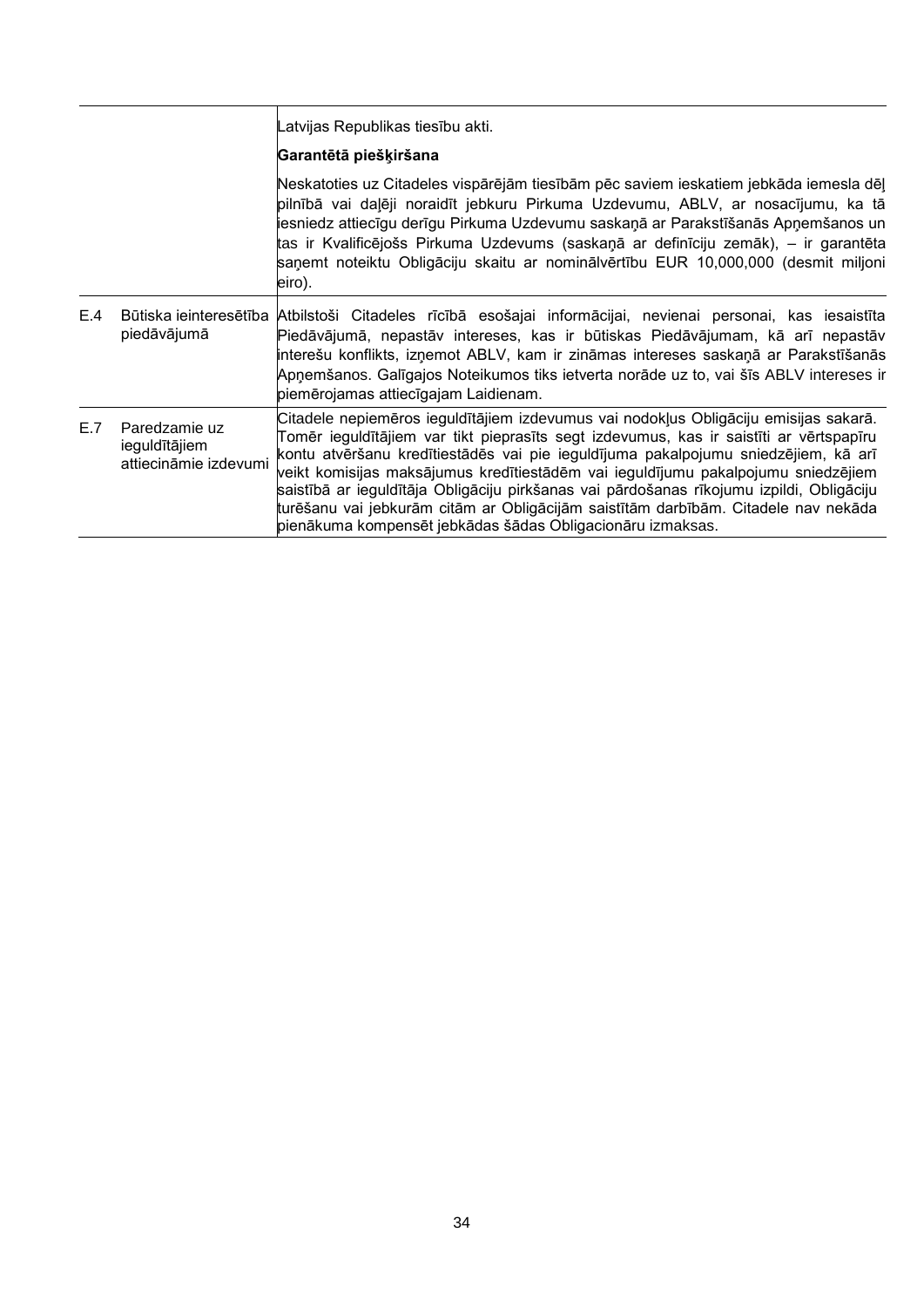| | | |
|---|---|---|
| | | Latvijas Republikas tiesību akti.<br><br>**Garantētā piešķiršana**<br><br>Neskatoties uz Citadeles vispārējām tiesībām pēc saviem ieskatiem jebkāda iemesla dēļ pilnībā vai daļēji noraidīt jebkuru Pirkuma Uzdevumu, ABLV, ar nosacījumu, ka tā iesniedz attiecīgu derīgu Pirkuma Uzdevumu saskaņā ar Parakstīšanās Apņemšanos un tas ir Kvalificējošs Pirkuma Uzdevums (saskaņā ar definīciju zemāk), – ir garantēta saņemt noteiktu Obligāciju skaitu ar nominālvērtību EUR 10,000,000 (desmit miljoni eiro). |
| E.4 | Būtiska ieinteresētība piedāvājumā | Atbilstoši Citadeles rīcībā esošajai informācijai, nevienai personai, kas iesaistīta Piedāvājumā, nepastāv intereses, kas ir būtiskas Piedāvājumam, kā arī nepastāv interešu konflikts, izņemot ABLV, kam ir zināmas intereses saskaņā ar Parakstīšanās Apņemšanos. Galīgajos Noteikumos tiks ietverta norāde uz to, vai šīs ABLV intereses ir piemērojamas attiecīgajam Laidienam. |
| E.7 | Paredzamie uz ieguldītājiem attiecināmie izdevumi | Citadele nepiemēros ieguldītājiem izdevumus vai nodokļus Obligāciju emisijas sakarā. Tomēr ieguldītājiem var tikt pieprasīts segt izdevumus, kas ir saistīti ar vērtspapīru kontu atvēršanu kredītiestādēs vai pie ieguldījuma pakalpojumu sniedzējiem, kā arī veikt komisijas maksājumus kredītiestādēm vai ieguldījumu pakalpojumu sniedzējiem saistībā ar ieguldītāja Obligāciju pirkšanas vai pārdošanas rīkojumu izpildi, Obligāciju turēšanu vai jebkurām citām ar Obligācijām saistītām darbībām. Citadele nav nekāda pienākuma kompensēt jebkādas šādas Obligacionāru izmaksas. |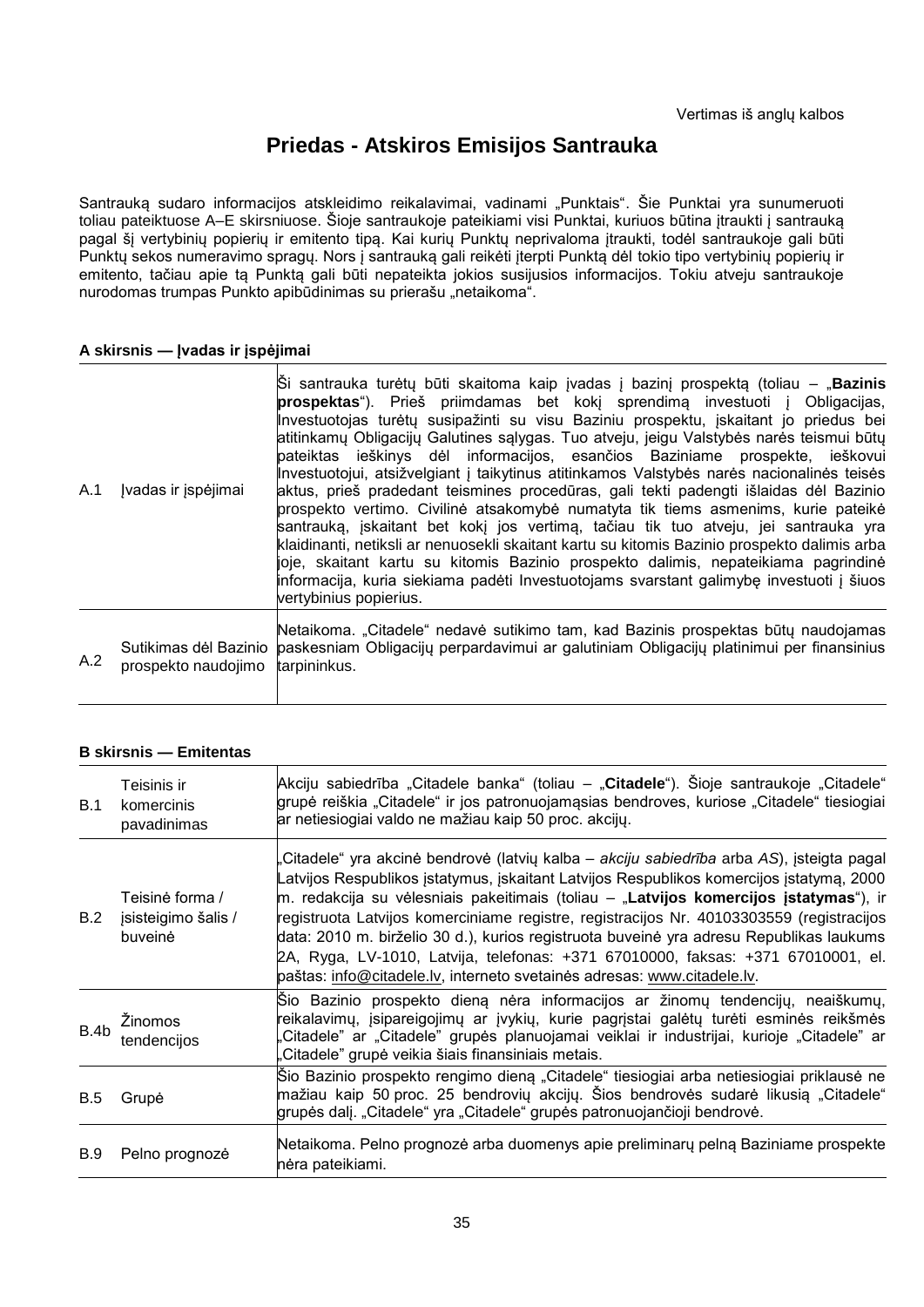Vertimas iš anglų kalbos

# Priedas - Atskiros Emisijos Santrauka

Santrauką sudaro informacijos atskleidimo reikalavimai, vadinami „Punktais". Šie Punktai yra sunumeruoti toliau pateiktuose A–E skirsniuose. Šioje santraukoje pateikiami visi Punktai, kuriuos būtina įtraukti į santrauką pagal šį vertybinių popierių ir emitento tipą. Kai kurių Punktų neprivaloma įtraukti, todėl santraukoje gali būti Punktų sekos numeravimo spragų. Nors į santrauką gali reikėti įterpti Punktą dėl tokio tipo vertybinių popierių ir emitento, tačiau apie tą Punktą gali būti nepateikta jokios susijusios informacijos. Tokiu atveju santraukoje nurodomas trumpas Punkto apibūdinimas su prierašu „netaikoma".

**A skirsnis — Įvadas ir įspėjimai**

| | | |
|---|---|---|
| A.1 | Įvadas ir įspėjimai | Ši santrauka turėtų būti skaitoma kaip įvadas į bazinį prospektą (toliau – „**Bazinis prospektas**"). Prieš priimdamas bet kokį sprendimą investuoti į Obligacijas, Investuotojas turėtų susipažinti su visu Baziniu prospektu, įskaitant jo priedus bei atitinkamų Obligacijų Galutines sąlygas. Tuo atveju, jeigu Valstybės narės teismui būtų pateiktas ieškinys dėl informacijos, esančios Baziniame prospekte, ieškovui Investuotojui, atsižvelgiant į taikytinus atitinkamos Valstybės narės nacionalinės teisės aktus, prieš pradedant teismines procedūras, gali tekti padengti išlaidas dėl Bazinio prospekto vertimo. Civilinė atsakomybė numatyta tik tiems asmenims, kurie pateikė santrauką, įskaitant bet kokį jos vertimą, tačiau tik tuo atveju, jei santrauka yra klaidinanti, netiksli ar nenuosekli skaitant kartu su kitomis Bazinio prospekto dalimis arba joje, skaitant kartu su kitomis Bazinio prospekto dalimis, nepateikiama pagrindinė informacija, kuria siekiama padėti Investuotojams svarstant galimybę investuoti į šiuos vertybinius popierius. |
| A.2 | Sutikimas dėl Bazinio prospekto naudojimo | Netaikoma. „Citadele" nedavė sutikimo tam, kad Bazinis prospektas būtų naudojamas paskesniam Obligacijų perpardavimui ar galutiniam Obligacijų platinimui per finansinius tarpininkus. |

**B skirsnis — Emitentas**

| | | |
|---|---|---|
| B.1 | Teisinis ir komercinis pavadinimas | Akciju sabiedrība „Citadele banka" (toliau – „**Citadele**"). Šioje santraukoje „Citadele" grupė reiškia „Citadele" ir jos patronuojamąsias bendroves, kuriose „Citadele" tiesiogiai ar netiesiogiai valdo ne mažiau kaip 50 proc. akcijų. |
| B.2 | Teisinė forma / įsisteigimo šalis / buveinė | „Citadele" yra akcinė bendrovė (latvių kalba – *akciju sabiedrība* arba *AS*), įsteigta pagal Latvijos Respublikos įstatymus, įskaitant Latvijos Respublikos komercijos įstatymą, 2000 m. redakcija su vėlesniais pakeitimais (toliau – „**Latvijos komercijos įstatymas**"), ir registruota Latvijos komerciniame registre, registracijos Nr. 40103303559 (registracijos data: 2010 m. birželio 30 d.), kurios registruota buveinė yra adresu Republikas laukums 2A, Ryga, LV-1010, Latvija, telefonas: +371 67010000, faksas: +371 67010001, el. paštas: info@citadele.lv, interneto svetainės adresas: www.citadele.lv. |
| B.4b | Žinomos tendencijos | Šio Bazinio prospekto dieną nėra informacijos ar žinomų tendencijų, neaiškumų, reikalavimų, įsipareigojimų ar įvykių, kurie pagrįstai galėtų turėti esminės reikšmės „Citadele" ar „Citadele" grupės planuojamai veiklai ir industrijai, kurioje „Citadele" ar „Citadele" grupė veikia šiais finansiniais metais. |
| B.5 | Grupė | Šio Bazinio prospekto rengimo dieną „Citadele" tiesiogiai arba netiesiogiai priklausė ne mažiau kaip 50 proc. 25 bendrovių akcijų. Šios bendrovės sudarė likusią „Citadele" grupės dalį. „Citadele" yra „Citadele" grupės patronuojančioji bendrovė. |
| B.9 | Pelno prognozė | Netaikoma. Pelno prognozė arba duomenys apie preliminarų pelną Baziniame prospekte nėra pateikiami. |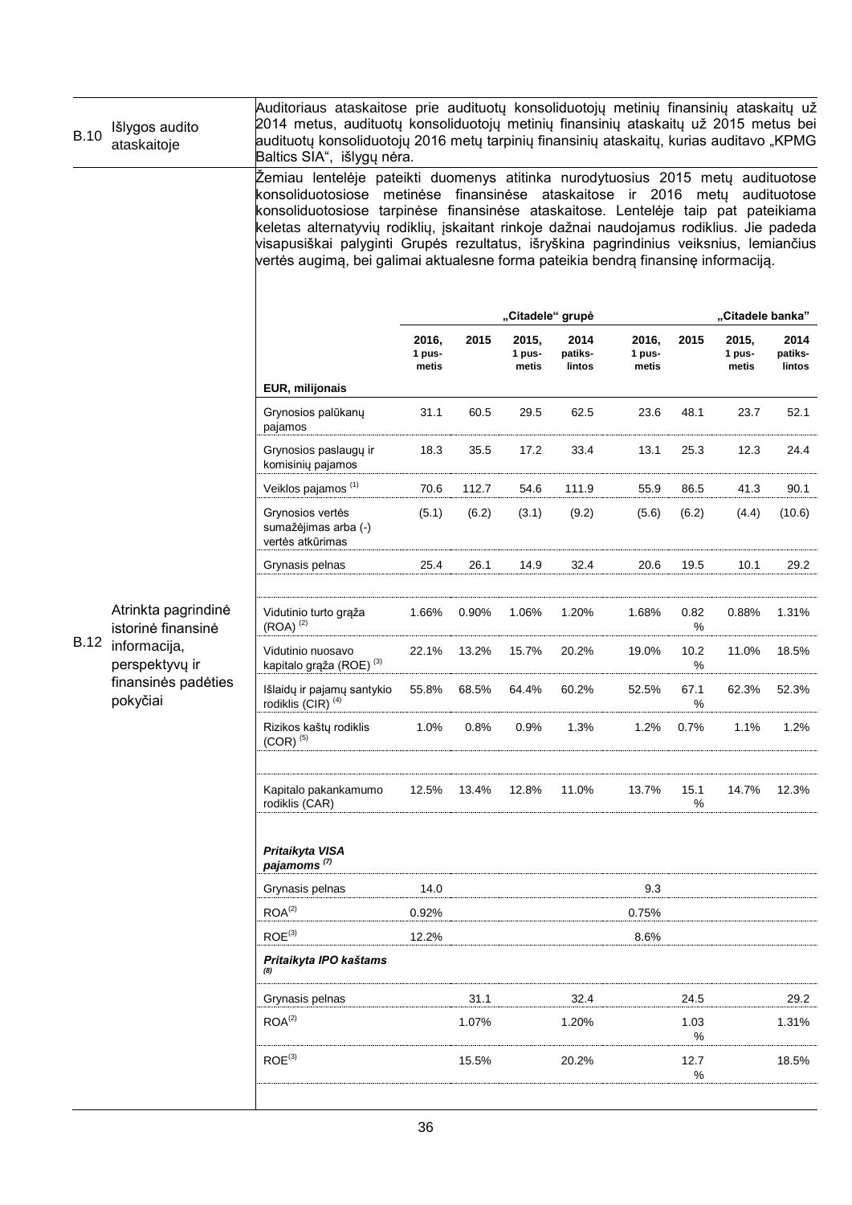| | | |
|---|---|---|
| B.10 | Išlygos audito ataskaitoje | Auditoriaus ataskaitose prie audituotų konsoliduotojų metinių finansinių ataskaitų už 2014 metus, audituotų konsoliduotojų metinių finansinių ataskaitų už 2015 metus bei audituotų konsoliduotojų 2016 metų tarpinių finansinių ataskaitų, kurias auditavo „KPMG Baltics SIA“, išlygų nėra. |
| B.12 | Atrinkta pagrindinė istorinė finansinė informacija, perspektyvų ir finansinės padėties pokyčiai | Žemiau lentelėje pateikti duomenys atitinka nurodytuosius 2015 metų audituotose konsoliduotosiose metinėse finansinėse ataskaitose ir 2016 metų audituotose konsoliduotosiose tarpinėse finansinėse ataskaitose. Lentelėje taip pat pateikiama keletas alternatyvių rodiklių, įskaitant rinkoje dažnai naudojamus rodiklius. Jie padeda visapusiškai palyginti Grupės rezultatus, išryškina pagrindinius veiksnius, lemiančius vertės augimą, bei galimai aktualesne forma pateikia bendrą finansinę informaciją. |

| | „Citadele“ grupė | | | | „Citadele banka” | | | |
|---|---|---|---|---|---|---|---|---|
| | 2016, 1 pus-metis | 2015 | 2015, 1 pus-metis | 2014 patiks-lintos | 2016, 1 pus-metis | 2015 | 2015, 1 pus-metis | 2014 patiks-lintos |
| **EUR, milijonais** | | | | | | | | |
| Grynosios palūkanų pajamos | 31.1 | 60.5 | 29.5 | 62.5 | 23.6 | 48.1 | 23.7 | 52.1 |
| Grynosios paslaugų ir komisinių pajamos | 18.3 | 35.5 | 17.2 | 33.4 | 13.1 | 25.3 | 12.3 | 24.4 |
| Veiklos pajamos [(1)] | 70.6 | 112.7 | 54.6 | 111.9 | 55.9 | 86.5 | 41.3 | 90.1 |
| Grynosios vertės sumažėjimas arba (-) vertės atkūrimas | (5.1) | (6.2) | (3.1) | (9.2) | (5.6) | (6.2) | (4.4) | (10.6) |
| Grynasis pelnas | 25.4 | 26.1 | 14.9 | 32.4 | 20.6 | 19.5 | 10.1 | 29.2 |
| | | | | | | | | |
| Vidutinio turto grąža (ROA) [(2)] | 1.66% | 0.90% | 1.06% | 1.20% | 1.68% | 0.82 % | 0.88% | 1.31% |
| Vidutinio nuosavo kapitalo grąža (ROE) [(3)] | 22.1% | 13.2% | 15.7% | 20.2% | 19.0% | 10.2 % | 11.0% | 18.5% |
| Išlaidų ir pajamų santykio rodiklis (CIR) [(4)] | 55.8% | 68.5% | 64.4% | 60.2% | 52.5% | 67.1 % | 62.3% | 52.3% |
| Rizikos kaštų rodiklis (COR) [(5)] | 1.0% | 0.8% | 0.9% | 1.3% | 1.2% | 0.7% | 1.1% | 1.2% |
| | | | | | | | | |
| Kapitalo pakankamumo rodiklis (CAR) | 12.5% | 13.4% | 12.8% | 11.0% | 13.7% | 15.1 % | 14.7% | 12.3% |
| | | | | | | | | |
| ***Pritaikyta VISA pajamoms*** [(7)] | | | | | | | | |
| Grynasis pelnas | 14.0 | | | | 9.3 | | | |
| ROA[(2)] | 0.92% | | | | 0.75% | | | |
| ROE[(3)] | 12.2% | | | | 8.6% | | | |
| ***Pritaikyta IPO kaštams*** [(8)] | | | | | | | | |
| Grynasis pelnas | | 31.1 | | 32.4 | | 24.5 | | 29.2 |
| ROA[(2)] | | 1.07% | | 1.20% | | 1.03 % | | 1.31% |
| ROE[(3)] | | 15.5% | | 20.2% | | 12.7 % | | 18.5% |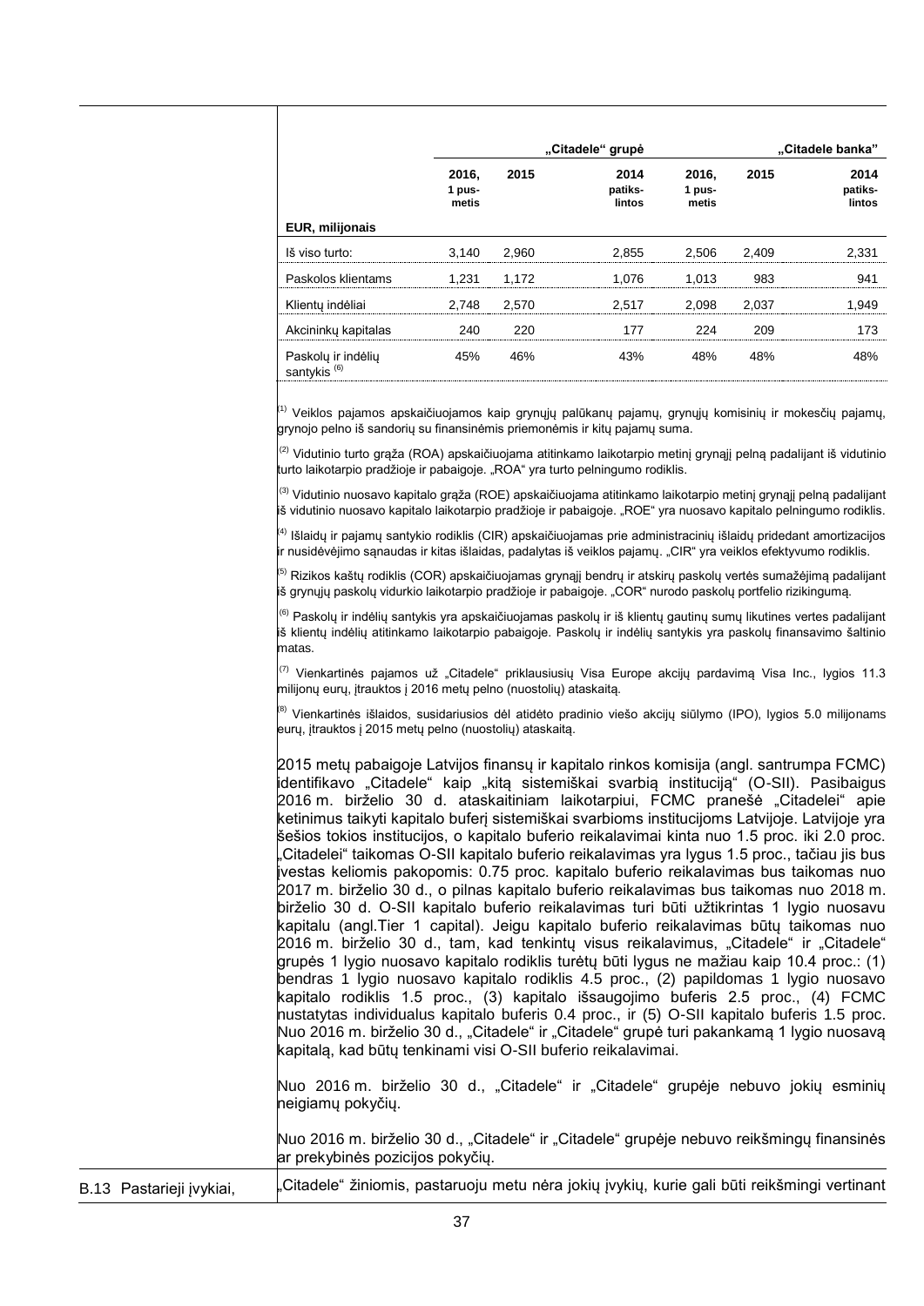| EUR, milijonais | „Citadele" grupė | | | „Citadele banka" | | |
|---|---|---|---|---|---|---|
| | 2016, 1 pus-metis | 2015 | 2014 patiks-lintos | 2016, 1 pus-metis | 2015 | 2014 patiks-lintos |
| Iš viso turto: | 3,140 | 2,960 | 2,855 | 2,506 | 2,409 | 2,331 |
| Paskolos klientams | 1,231 | 1,172 | 1,076 | 1,013 | 983 | 941 |
| Klientų indėliai | 2,748 | 2,570 | 2,517 | 2,098 | 2,037 | 1,949 |
| Akcininkų kapitalas | 240 | 220 | 177 | 224 | 209 | 173 |
| Paskolų ir indėlių santykis [6] | 45% | 46% | 43% | 48% | 48% | 48% |

[1] Veiklos pajamos apskaičiuojamos kaip grynųjų palūkanų pajamų, grynųjų komisinių ir mokesčių pajamų, grynojo pelno iš sandorių su finansinėmis priemonėmis ir kitų pajamų suma.

[2] Vidutinio turto grąža (ROA) apskaičiuojama atitinkamo laikotarpio metinį grynąjį pelną padalijant iš vidutinio turto laikotarpio pradžioje ir pabaigoje. „ROA" yra turto pelningumo rodiklis.

[3] Vidutinio nuosavo kapitalo grąža (ROE) apskaičiuojama atitinkamo laikotarpio metinį grynąjį pelną padalijant iš vidutinio nuosavo kapitalo laikotarpio pradžioje ir pabaigoje. „ROE" yra nuosavo kapitalo pelningumo rodiklis.

[4] Išlaidų ir pajamų santykio rodiklis (CIR) apskaičiuojamas prie administracinių išlaidų pridedant amortizacijos ir nusidėvėjimo sąnaudas ir kitas išlaidas, padalytas iš veiklos pajamų. „CIR" yra veiklos efektyvumo rodiklis.

[5] Rizikos kaštų rodiklis (COR) apskaičiuojamas grynąjį bendrų ir atskirų paskolų vertės sumažėjimą padalijant iš grynųjų paskolų vidurkio laikotarpio pradžioje ir pabaigoje. „COR" nurodo paskolų portfelio rizikingumą.

[6] Paskolų ir indėlių santykis yra apskaičiuojamas paskolų ir iš klientų gautinų sumų likutines vertes padalijant iš klientų indėlių atitinkamo laikotarpio pabaigoje. Paskolų ir indėlių santykis yra paskolų finansavimo šaltinio matas.

[7] Vienkartinės pajamos už „Citadele" priklausiusių Visa Europe akcijų pardavimą Visa Inc., lygios 11.3 milijonų eurų, įtrauktos į 2016 metų pelno (nuostolių) ataskaitą.

[8] Vienkartinės išlaidos, susidariusios dėl atidėto pradinio viešo akcijų siūlymo (IPO), lygios 5.0 milijonams eurų, įtrauktos į 2015 metų pelno (nuostolių) ataskaitą.

2015 metų pabaigoje Latvijos finansų ir kapitalo rinkos komisija (angl. santrumpa FCMC) identifikavo „Citadele" kaip „kitą sistemiškai svarbią instituciją" (O-SII). Pasibaigus 2016 m. birželio 30 d. ataskaitiniam laikotarpiui, FCMC pranešė „Citadelei" apie ketinimus taikyti kapitalo buferį sistemiškai svarbioms institucijoms Latvijoje. Latvijoje yra šešios tokios institucijos, o kapitalo buferio reikalavimai kinta nuo 1.5 proc. iki 2.0 proc. „Citadelei" taikomas O-SII kapitalo buferio reikalavimas yra lygus 1.5 proc., tačiau jis bus įvestas keliomis pakopomis: 0.75 proc. kapitalo buferio reikalavimas bus taikomas nuo 2017 m. birželio 30 d., o pilnas kapitalo buferio reikalavimas bus taikomas nuo 2018 m. birželio 30 d. O-SII kapitalo buferio reikalavimas turi būti užtikrintas 1 lygio nuosavu kapitalu (angl.Tier 1 capital). Jeigu kapitalo buferio reikalavimas būtų taikomas nuo 2016 m. birželio 30 d., tam, kad tenkintų visus reikalavimus, „Citadele" ir „Citadele" grupės 1 lygio nuosavo kapitalo rodiklis turėtų būti lygus ne mažiau kaip 10.4 proc.: (1) bendras 1 lygio nuosavo kapitalo rodiklis 4.5 proc., (2) papildomas 1 lygio nuosavo kapitalo rodiklis 1.5 proc., (3) kapitalo išsaugojimo buferis 2.5 proc., (4) FCMC nustatytas individualus kapitalo buferis 0.4 proc., ir (5) O-SII kapitalo buferis 1.5 proc. Nuo 2016 m. birželio 30 d., „Citadele" ir „Citadele" grupė turi pakankamą 1 lygio nuosavą kapitalą, kad būtų tenkinami visi O-SII buferio reikalavimai.

Nuo 2016 m. birželio 30 d., „Citadele" ir „Citadele" grupėje nebuvo jokių esminių neigiamų pokyčių.

Nuo 2016 m. birželio 30 d., „Citadele" ir „Citadele" grupėje nebuvo reikšmingų finansinės ar prekybinės pozicijos pokyčių.

| | |
|---|---|
| B.13 Pastarieji įvykiai, | „Citadele" žiniomis, pastaruoju metu nėra jokių įvykių, kurie gali būti reikšmingi vertinant |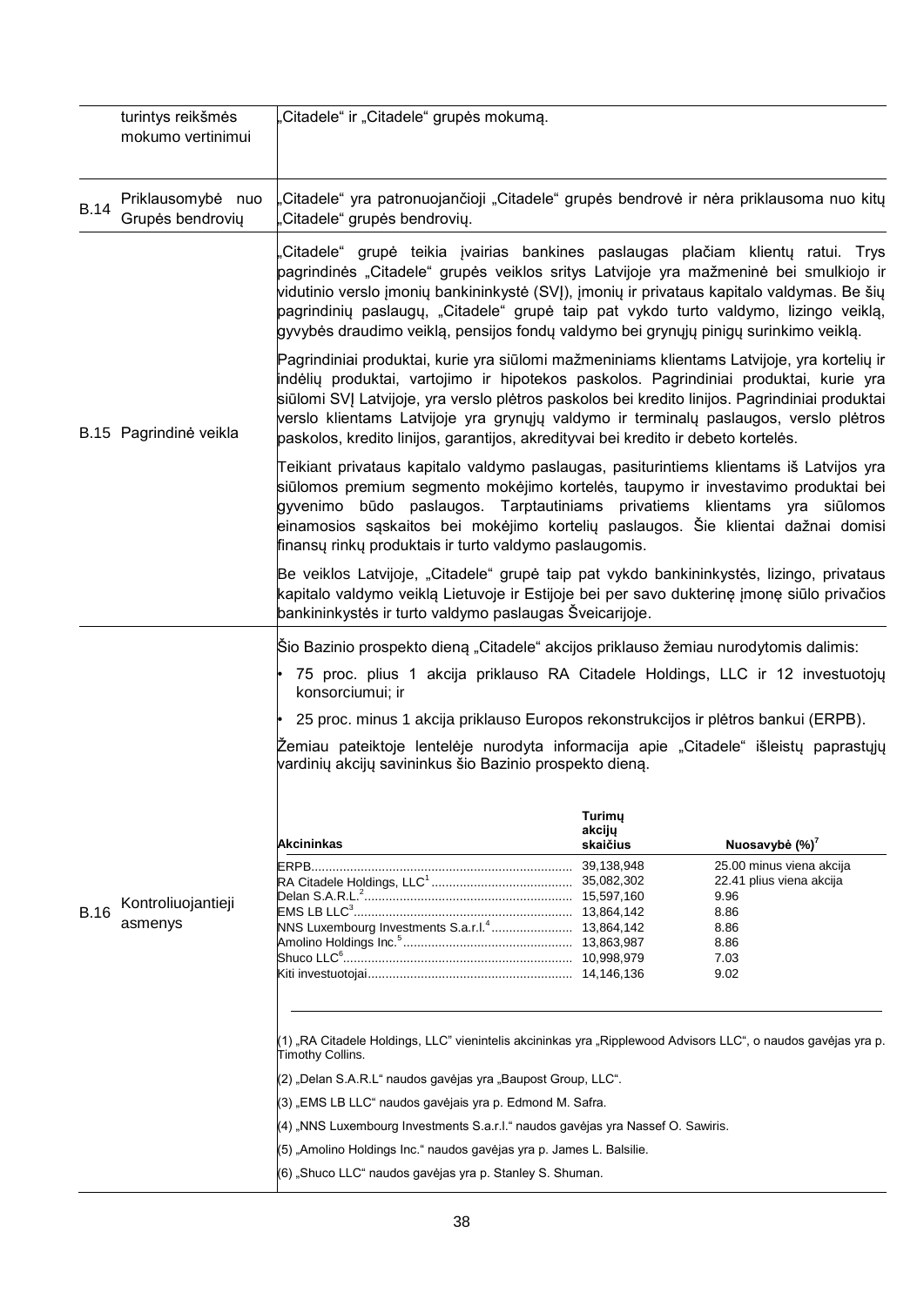| | | |
|---|---|---|
| | turintys reikšmės mokumo vertinimui | „Citadele“ ir „Citadele“ grupės mokumą. |
| B.14 | Priklausomybė nuo Grupės bendrovių | „Citadele“ yra patronuojančioji „Citadele“ grupės bendrovė ir nėra priklausoma nuo kitų „Citadele“ grupės bendrovių. |
| B.15 | Pagrindinė veikla | „Citadele“ grupė teikia įvairias bankines paslaugas plačiam klientų ratui. Trys pagrindinės „Citadele“ grupės veiklos sritys Latvijoje yra mažmeninė bei smulkiojo ir vidutinio verslo įmonių bankininkystė (SVĮ), įmonių ir privataus kapitalo valdymas. Be šių pagrindinių paslaugų, „Citadele“ grupė taip pat vykdo turto valdymo, lizingo veiklą, gyvybės draudimo veiklą, pensijos fondų valdymo bei grynųjų pinigų surinkimo veiklą.<br><br>Pagrindiniai produktai, kurie yra siūlomi mažmeniniams klientams Latvijoje, yra kortelių ir indėlių produktai, vartojimo ir hipotekos paskolos. Pagrindiniai produktai, kurie yra siūlomi SVĮ Latvijoje, yra verslo plėtros paskolos bei kredito linijos. Pagrindiniai produktai verslo klientams Latvijoje yra grynųjų valdymo ir terminalų paslaugos, verslo plėtros paskolos, kredito linijos, garantijos, akredityvai bei kredito ir debeto kortelės.<br><br>Teikiant privataus kapitalo valdymo paslaugas, pasiturintiems klientams iš Latvijos yra siūlomos premium segmento mokėjimo kortelės, taupymo ir investavimo produktai bei gyvenimo būdo paslaugos. Tarptautiniams privatiems klientams yra siūlomos einamosios sąskaitos bei mokėjimo kortelių paslaugos. Šie klientai dažnai domisi finansų rinkų produktais ir turto valdymo paslaugomis.<br><br>Be veiklos Latvijoje, „Citadele“ grupė taip pat vykdo bankininkystės, lizingo, privataus kapitalo valdymo veiklą Lietuvoje ir Estijoje bei per savo dukterinę įmonę siūlo privačios bankininkystės ir turto valdymo paslaugas Šveicarijoje. |
| B.16 | Kontroliuojantieji asmenys | Šio Bazinio prospekto dieną „Citadele“ akcijos priklauso žemiau nurodytomis dalimis:<br>• 75 proc. plius 1 akcija priklauso RA Citadele Holdings, LLC ir 12 investuotojų konsorciumui; ir<br>• 25 proc. minus 1 akcija priklauso Europos rekonstrukcijos ir plėtros bankui (ERPB).<br><br>Žemiau pateiktoje lentelėje nurodyta informacija apie „Citadele“ išleistų paprastųjų vardinių akcijų savininkus šio Bazinio prospekto dieną. |

| Akcininkas | Turimų akcijų skaičius | Nuosavybė (%)[7] |
|---|---|---|
| ERPB | 39,138,948 | 25.00 minus viena akcija |
| RA Citadele Holdings, LLC[1] | 35,082,302 | 22.41 plius viena akcija |
| Delan S.A.R.L.[2] | 15,597,160 | 9.96 |
| EMS LB LLC[3] | 13,864,142 | 8.86 |
| NNS Luxembourg Investments S.a.r.l.[4] | 13,864,142 | 8.86 |
| Amolino Holdings Inc.[5] | 13,863,987 | 8.86 |
| Shuco LLC[6] | 10,998,979 | 7.03 |
| Kiti investuotojai | 14,146,136 | 9.02 |

(1) „RA Citadele Holdings, LLC“ vienintelis akcininkas yra „Ripplewood Advisors LLC“, o naudos gavėjas yra p. Timothy Collins.

(2) „Delan S.A.R.L“ naudos gavėjas yra „Baupost Group, LLC“.

(3) „EMS LB LLC“ naudos gavėjais yra p. Edmond M. Safra.

(4) „NNS Luxembourg Investments S.a.r.l.“ naudos gavėjas yra Nassef O. Sawiris.

(5) „Amolino Holdings Inc.“ naudos gavėjas yra p. James L. Balsilie.

(6) „Shuco LLC“ naudos gavėjas yra p. Stanley S. Shuman.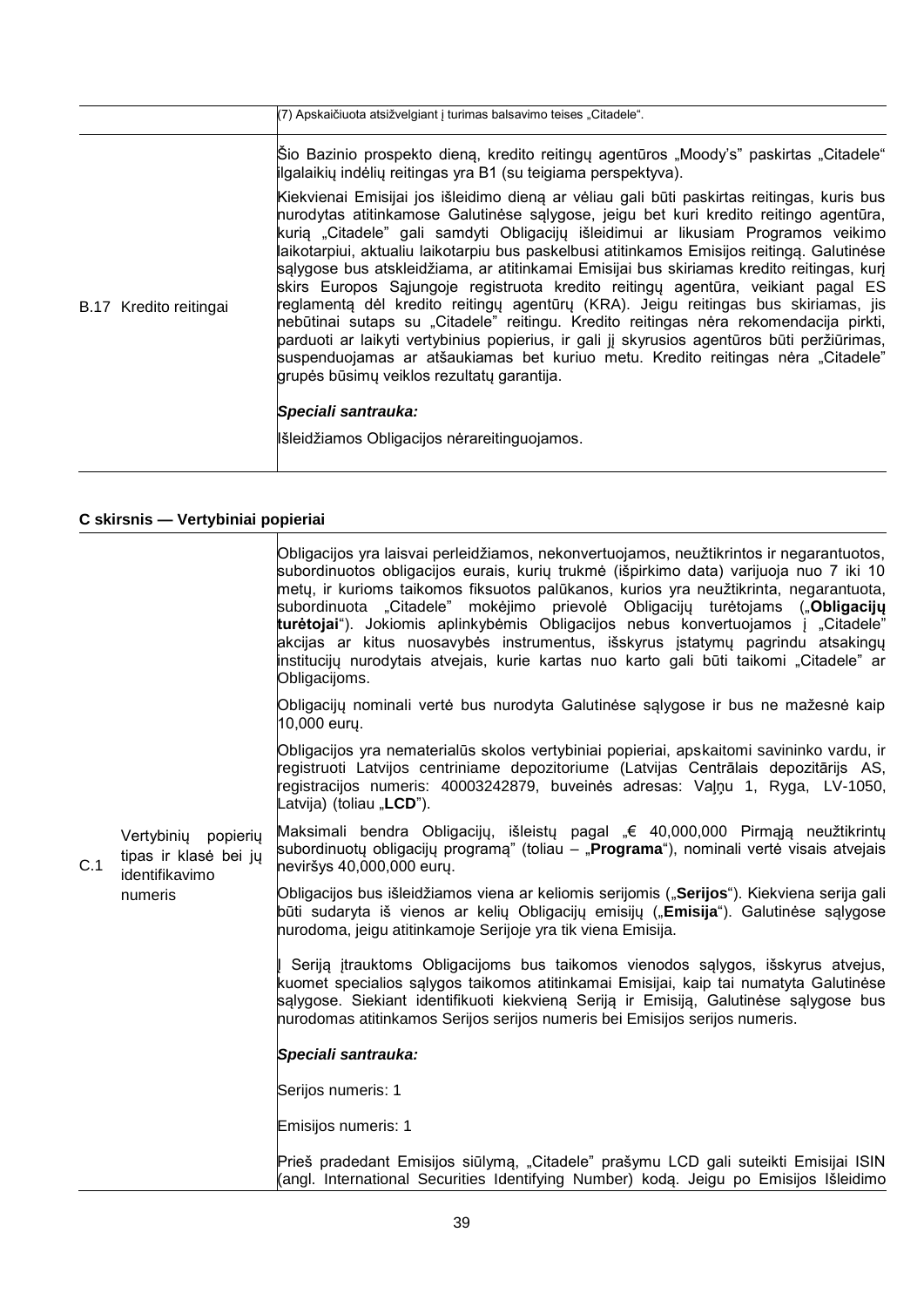| | |
|---|---|
| | (7) Apskaičiuota atsižvelgiant į turimas balsavimo teises „Citadele". |
| B.17 Kredito reitingai | Šio Bazinio prospekto dieną, kredito reitingų agentūros „Moody's" paskirtas „Citadele" ilgalaikių indėlių reitingas yra B1 (su teigiama perspektyva).<br><br>Kiekvienai Emisijai jos išleidimo dieną ar vėliau gali būti paskirtas reitingas, kuris bus nurodytas atitinkamose Galutinėse sąlygose, jeigu bet kuri kredito reitingo agentūra, kurią „Citadele" gali samdyti Obligacijų išleidimui ar likusiam Programos veikimo laikotarpiui, aktualiu laikotarpiu bus paskelbusi atitinkamos Emisijos reitingą. Galutinėse sąlygose bus atskleidžiama, ar atitinkamai Emisijai bus skiriamas kredito reitingas, kurį skirs Europos Sąjungoje registruota kredito reitingų agentūra, veikiant pagal ES reglamentą dėl kredito reitingų agentūrų (KRA). Jeigu reitingas bus skiriamas, jis nebūtinai sutaps su „Citadele" reitingu. Kredito reitingas nėra rekomendacija pirkti, parduoti ar laikyti vertybinius popierius, ir gali jį skyrusios agentūros būti peržiūrimas, suspenduojamas ar atšaukiamas bet kuriuo metu. Kredito reitingas nėra „Citadele" grupės būsimų veiklos rezultatų garantija.<br><br>***Speciali santrauka:***<br><br>Išleidžiamos Obligacijos nėrareitinguojamos. |

**C skirsnis — Vertybiniai popieriai**

| | | |
|---|---|---|
| C.1 | Vertybinių popierių tipas ir klasė bei jų identifikavimo numeris | Obligacijos yra laisvai perleidžiamos, nekonvertuojamos, neužtikrintos ir negarantuotos, subordinuotos obligacijos eurais, kurių trukmė (išpirkimo data) varijuoja nuo 7 iki 10 metų, ir kurioms taikomos fiksuotos palūkanos, kurios yra neužtikrinta, negarantuota, subordinuota „Citadele" mokėjimo prievolė Obligacijų turėtojams („**Obligacijų turėtojai**"). Jokiomis aplinkybėmis Obligacijos nebus konvertuojamos į „Citadele" akcijas ar kitus nuosavybės instrumentus, išskyrus įstatymų pagrindu atsakingų institucijų nurodytais atvejais, kurie kartas nuo karto gali būti taikomi „Citadele" ar Obligacijoms.<br><br>Obligacijų nominali vertė bus nurodyta Galutinėse sąlygose ir bus ne mažesnė kaip 10,000 eurų.<br><br>Obligacijos yra nematerialūs skolos vertybiniai popieriai, apskaitomi savininko vardu, ir registruoti Latvijos centriniame depozitoriume (Latvijas Centrālais depozitārijs AS, registracijos numeris: 40003242879, buveinės adresas: Vaļņu 1, Ryga, LV-1050, Latvija) (toliau „**LCD**").<br><br>Maksimali bendra Obligacijų, išleistų pagal „€ 40,000,000 Pirmąją neužtikrintų subordinuotų obligacijų programą" (toliau – „**Programa**"), nominali vertė visais atvejais neviršys 40,000,000 eurų.<br><br>Obligacijos bus išleidžiamos viena ar keliomis serijomis („**Serijos**"). Kiekviena serija gali būti sudaryta iš vienos ar kelių Obligacijų emisijų („**Emisija**"). Galutinėse sąlygose nurodoma, jeigu atitinkamoje Serijoje yra tik viena Emisija.<br><br>Į Seriją įtrauktoms Obligacijoms bus taikomos vienodos sąlygos, išskyrus atvejus, kuomet specialios sąlygos taikomos atitinkamai Emisijai, kaip tai numatyta Galutinėse sąlygose. Siekiant identifikuoti kiekvieną Seriją ir Emisiją, Galutinėse sąlygose bus nurodomas atitinkamos Serijos serijos numeris bei Emisijos serijos numeris.<br><br>***Speciali santrauka:***<br><br>Serijos numeris: 1<br><br>Emisijos numeris: 1<br><br>Prieš pradedant Emisijos siūlymą, „Citadele" prašymu LCD gali suteikti Emisijai ISIN (angl. International Securities Identifying Number) kodą. Jeigu po Emisijos Išleidimo |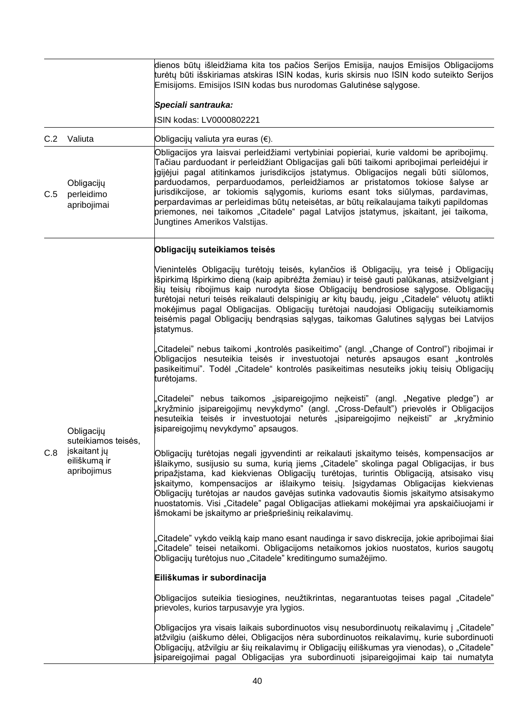| | | |
|---|---|---|
| | | dienos būtų išleidžiama kita tos pačios Serijos Emisija, naujos Emisijos Obligacijoms turėtų būti išskiriamas atskiras ISIN kodas, kuris skirsis nuo ISIN kodo suteikto Serijos Emisijoms. Emisijos ISIN kodas bus nurodomas Galutinėse sąlygose.<br><br>***Speciali santrauka:***<br><br>ISIN kodas: LV0000802221 |
| C.2 | Valiuta | Obligacijų valiuta yra euras (€). |
| C.5 | Obligacijų perleidimo apribojimai | Obligacijos yra laisvai perleidžiami vertybiniai popieriai, kurie valdomi be apribojimų. Tačiau parduodant ir perleidžiant Obligacijas gali būti taikomi apribojimai perleidėjui ir įgijėjui pagal atitinkamos jurisdikcijos įstatymus. Obligacijos negali būti siūlomos, parduodamos, perparduodamos, perleidžiamos ar pristatomos tokiose šalyse ar jurisdikcijose, ar tokiomis sąlygomis, kurioms esant toks siūlymas, pardavimas, perpardavimas ar perleidimas būtų neteisėtas, ar būtų reikalaujama taikyti papildomas priemones, nei taikomos „Citadele" pagal Latvijos įstatymus, įskaitant, jei taikoma, Jungtines Amerikos Valstijas. |
| C.8 | Obligacijų suteikiamos teisės, įskaitant jų eiliškumą ir apribojimus | **Obligacijų suteikiamos teisės**<br><br>Vienintelės Obligacijų turėtojų teisės, kylančios iš Obligacijų, yra teisė į Obligacijų išpirkimą Išpirkimo dieną (kaip apibrėžta žemiau) ir teisė gauti palūkanas, atsižvelgiant į šių teisių ribojimus kaip nurodyta šiose Obligacijų bendrosiose sąlygose. Obligacijų turėtojai neturi teisės reikalauti delspinigių ar kitų baudų, jeigu „Citadele" vėluotų atlikti mokėjimus pagal Obligacijas. Obligacijų turėtojai naudojasi Obligacijų suteikiamomis teisėmis pagal Obligacijų bendrąsias sąlygas, taikomas Galutines sąlygas bei Latvijos įstatymus.<br><br>„Citadelei" nebus taikomi „kontrolės pasikeitimo" (angl. „Change of Control") ribojimai ir Obligacijos nesuteikia teisės ir investuotojai neturės apsaugos esant „kontrolės pasikeitimui". Todėl „Citadele" kontrolės pasikeitimas nesuteiks jokių teisių Obligacijų turėtojams.<br><br>„Citadelei" nebus taikomos „įsipareigojimo neįkeisti" (angl. „Negative pledge") ar „kryžminio įsipareigojimų nevykdymo" (angl. „Cross-Default") prievolės ir Obligacijos nesuteikia teisės ir investuotojai neturės „įsipareigojimo neįkeisti" ar „kryžminio įsipareigojimų nevykdymo" apsaugos.<br><br>Obligacijų turėtojas negali įgyvendinti ar reikalauti įskaitymo teisės, kompensacijos ar išlaikymo, susijusio su suma, kurią jiems „Citadele" skolinga pagal Obligacijas, ir bus pripažįstama, kad kiekvienas Obligacijų turėtojas, turintis Obligaciją, atsisako visų įskaitymo, kompensacijos ar išlaikymo teisių. Įsigydamas Obligacijas kiekvienas Obligacijų turėtojas ar naudos gavėjas sutinka vadovautis šiomis įskaitymo atsisakymo nuostatomis. Visi „Citadele" pagal Obligacijas atliekami mokėjimai yra apskaičiuojami ir išmokami be įskaitymo ar priešpriešinių reikalavimų.<br><br>„Citadele" vykdo veiklą kaip mano esant naudinga ir savo diskrecija, jokie apribojimai šiai „Citadele" teisei netaikomi. Obligacijoms netaikomos jokios nuostatos, kurios saugotų Obligacijų turėtojus nuo „Citadele" kreditingumo sumažėjimo.<br><br>**Eiliškumas ir subordinacija**<br><br>Obligacijos suteikia tiesiogines, neužtikrintas, negarantuotas teises pagal „Citadele" prievoles, kurios tarpusavyje yra lygios.<br><br>Obligacijos yra visais laikais subordinuotos visų nesubordinuotų reikalavimų į „Citadele" atžvilgiu (aiškumo dėlei, Obligacijos nėra subordinuotos reikalavimų, kurie subordinuoti Obligacijų, atžvilgiu ar šių reikalavimų ir Obligacijų eiliškumas yra vienodas), o „Citadele" įsipareigojimai pagal Obligacijas yra subordinuoti įsipareigojimai kaip tai numatyta |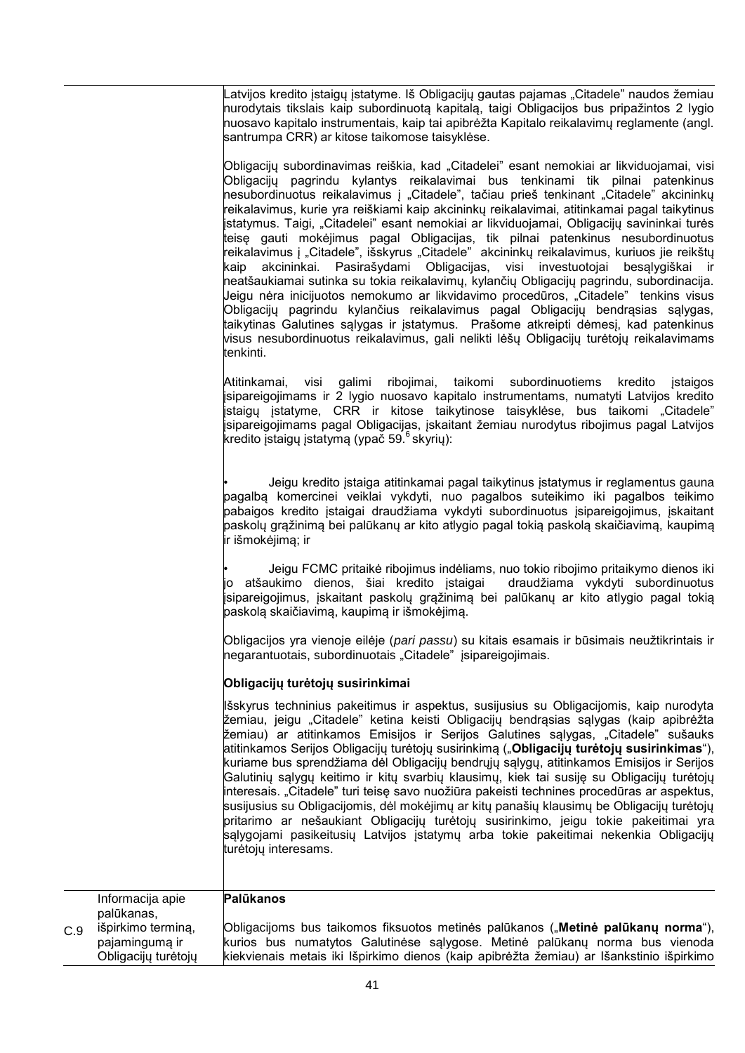| | | |
|---|---|---|
| | | Latvijos kredito įstaigų įstatyme. Iš Obligacijų gautas pajamas „Citadele" naudos žemiau nurodytais tikslais kaip subordinuotą kapitalą, taigi Obligacijos bus pripažintos 2 lygio nuosavo kapitalo instrumentais, kaip tai apibrėžta Kapitalo reikalavimų reglamente (angl. santrumpa CRR) ar kitose taikomose taisyklėse.<br><br>Obligacijų subordinavimas reiškia, kad „Citadelei" esant nemokiai ar likviduojamai, visi Obligacijų pagrindu kylantys reikalavimai bus tenkinami tik pilnai patenkinus nesubordinuotus reikalavimus į „Citadele", tačiau prieš tenkinant „Citadele" akcininkų reikalavimus, kurie yra reiškiami kaip akcininkų reikalavimai, atitinkamai pagal taikytinus įstatymus. Taigi, „Citadelei" esant nemokiai ar likviduojamai, Obligacijų savininkai turės teisę gauti mokėjimus pagal Obligacijas, tik pilnai patenkinus nesubordinuotus reikalavimus į „Citadele", išskyrus „Citadele" akcininkų reikalavimus, kuriuos jie reikštų kaip akcininkai. Pasirašydami Obligacijas, visi investuotojai besąlygiškai ir neatšaukiamai sutinka su tokia reikalavimų, kylančių Obligacijų pagrindu, subordinacija. Jeigu nėra inicijuotos nemokumo ar likvidavimo procedūros, „Citadele" tenkins visus Obligacijų pagrindu kylančius reikalavimus pagal Obligacijų bendrąsias sąlygas, taikytinas Galutines sąlygas ir įstatymus. Prašome atkreipti dėmesį, kad patenkinus visus nesubordinuotus reikalavimus, gali nelikti lėšų Obligacijų turėtojų reikalavimams tenkinti.<br><br>Atitinkamai, visi galimi ribojimai, taikomi subordinuotiems kredito įstaigos įsipareigojimams ir 2 lygio nuosavo kapitalo instrumentams, numatyti Latvijos kredito įstaigų įstatyme, CRR ir kitose taikytinose taisyklėse, bus taikomi „Citadele" įsipareigojimams pagal Obligacijas, įskaitant žemiau nurodytus ribojimus pagal Latvijos kredito įstaigų įstatymą (ypač 59.[6] skyrių):<br><br>• Jeigu kredito įstaiga atitinkamai pagal taikytinus įstatymus ir reglamentus gauna pagalbą komercinei veiklai vykdyti, nuo pagalbos suteikimo iki pagalbos teikimo pabaigos kredito įstaigai draudžiama vykdyti subordinuotus įsipareigojimus, įskaitant paskolų grąžinimą bei palūkanų ar kito atlygio pagal tokią paskolą skaičiavimą, kaupimą ir išmokėjimą; ir<br><br>• Jeigu FCMC pritaikė ribojimus indėliams, nuo tokio ribojimo pritaikymo dienos iki jo atšaukimo dienos, šiai kredito įstaigai draudžiama vykdyti subordinuotus įsipareigojimus, įskaitant paskolų grąžinimą bei palūkanų ar kito atlygio pagal tokią paskolą skaičiavimą, kaupimą ir išmokėjimą.<br><br>Obligacijos yra vienoje eilėje (*pari passu*) su kitais esamais ir būsimais neužtikrintais ir negarantuotais, subordinuotais „Citadele" įsipareigojimais.<br><br>**Obligacijų turėtojų susirinkimai**<br><br>Išskyrus techninius pakeitimus ir aspektus, susijusius su Obligacijomis, kaip nurodyta žemiau, jeigu „Citadele" ketina keisti Obligacijų bendrąsias sąlygas (kaip apibrėžta žemiau) ar atitinkamos Emisijos ir Serijos Galutines sąlygas, „Citadele" sušauks atitinkamos Serijos Obligacijų turėtojų susirinkimą („**Obligacijų turėtojų susirinkimas**"), kuriame bus sprendžiama dėl Obligacijų bendrųjų sąlygų, atitinkamos Emisijos ir Serijos Galutinių sąlygų keitimo ir kitų svarbių klausimų, kiek tai susiję su Obligacijų turėtojų interesais. „Citadele" turi teisę savo nuožiūra pakeisti technines procedūras ar aspektus, susijusius su Obligacijomis, dėl mokėjimų ar kitų panašių klausimų be Obligacijų turėtojų pritarimo ar nešaukiant Obligacijų turėtojų susirinkimo, jeigu tokie pakeitimai yra sąlygojami pasikeitusių Latvijos įstatymų arba tokie pakeitimai nekenkia Obligacijų turėtojų interesams. |
| C.9 | Informacija apie palūkanas, išpirkimo terminą, pajamingumą ir Obligacijų turėtojų | **Palūkanos**<br><br>Obligacijoms bus taikomos fiksuotos metinės palūkanos („**Metinė palūkanų norma**"), kurios bus numatytos Galutinėse sąlygose. Metinė palūkanų norma bus vienoda kiekvienais metais iki Išpirkimo dienos (kaip apibrėžta žemiau) ar Išankstinio išpirkimo |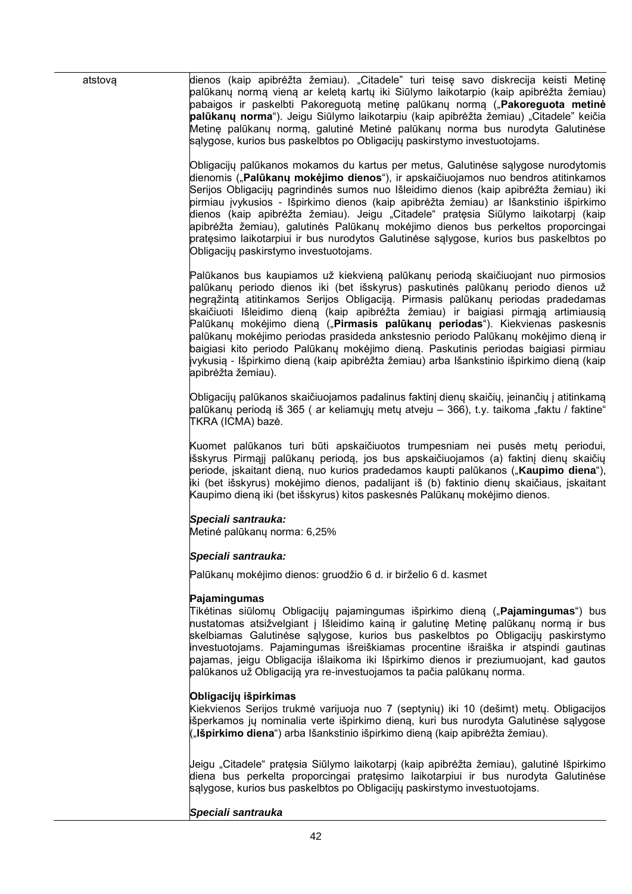| | |
|---|---|
| atstovą | dienos (kaip apibrėžta žemiau). „Citadele" turi teisę savo diskrecija keisti Metinę palūkanų normą vieną ar keletą kartų iki Siūlymo laikotarpio (kaip apibrėžta žemiau) pabaigos ir paskelbti Pakoreguotą metinę palūkanų normą („**Pakoreguota metinė palūkanų norma**"). Jeigu Siūlymo laikotarpiu (kaip apibrėžta žemiau) „Citadele" keičia Metinę palūkanų normą, galutinė Metinė palūkanų norma bus nurodyta Galutinėse sąlygose, kurios bus paskelbtos po Obligacijų paskirstymo investuotojams.<br><br>Obligacijų palūkanos mokamos du kartus per metus, Galutinėse sąlygose nurodytomis dienomis („**Palūkanų mokėjimo dienos**"), ir apskaičiuojamos nuo bendros atitinkamos Serijos Obligacijų pagrindinės sumos nuo Išleidimo dienos (kaip apibrėžta žemiau) iki pirmiau įvykusios - Išpirkimo dienos (kaip apibrėžta žemiau) ar Išankstinio išpirkimo dienos (kaip apibrėžta žemiau). Jeigu „Citadele" pratęsia Siūlymo laikotarpį (kaip apibrėžta žemiau), galutinės Palūkanų mokėjimo dienos bus perkeltos proporcingai pratęsimo laikotarpiui ir bus nurodytos Galutinėse sąlygose, kurios bus paskelbtos po Obligacijų paskirstymo investuotojams.<br><br>Palūkanos bus kaupiamos už kiekvieną palūkanų periodą skaičiuojant nuo pirmosios palūkanų periodo dienos iki (bet išskyrus) paskutinės palūkanų periodo dienos už negrąžintą atitinkamos Serijos Obligaciją. Pirmasis palūkanų periodas pradedamas skaičiuoti Išleidimo dieną (kaip apibrėžta žemiau) ir baigiasi pirmąją artimiausią Palūkanų mokėjimo dieną („**Pirmasis palūkanų periodas**"). Kiekvienas paskesnis palūkanų mokėjimo periodas prasideda ankstesnio periodo Palūkanų mokėjimo dieną ir baigiasi kito periodo Palūkanų mokėjimo dieną. Paskutinis periodas baigiasi pirmiau įvykusią - Išpirkimo dieną (kaip apibrėžta žemiau) arba Išankstinio išpirkimo dieną (kaip apibrėžta žemiau).<br><br>Obligacijų palūkanos skaičiuojamos padalinus faktinį dienų skaičių, įeinančių į atitinkamą palūkanų periodą iš 365 ( ar keliamųjų metų atveju – 366), t.y. taikoma „faktu / faktinė" TKRA (ICMA) bazė.<br><br>Kuomet palūkanos turi būti apskaičiuotos trumpesniam nei pusės metų periodui, išskyrus Pirmąjį palūkanų periodą, jos bus apskaičiuojamos (a) faktinį dienų skaičių periode, įskaitant dieną, nuo kurios pradedamos kaupti palūkanos („**Kaupimo diena**"), iki (bet išskyrus) mokėjimo dienos, padalijant iš (b) faktinio dienų skaičiaus, įskaitant Kaupimo dieną iki (bet išskyrus) kitos paskesnės Palūkanų mokėjimo dienos.<br><br>***Speciali santrauka:***<br>Metinė palūkanų norma: 6,25%<br><br>***Speciali santrauka:***<br>Palūkanų mokėjimo dienos: gruodžio 6 d. ir birželio 6 d. kasmet<br><br>**Pajamingumas**<br>Tikėtinas siūlomų Obligacijų pajamingumas išpirkimo dieną („**Pajamingumas**") bus nustatomas atsižvelgiant į Išleidimo kainą ir galutinę Metinę palūkanų normą ir bus skelbiamas Galutinėse sąlygose, kurios bus paskelbtos po Obligacijų paskirstymo investuotojams. Pajamingumas išreiškiamas procentine išraiška ir atspindi gautinas pajamas, jeigu Obligacija išlaikoma iki Išpirkimo dienos ir preziumuojant, kad gautos palūkanos už Obligaciją yra re-investuojamos ta pačia palūkanų norma.<br><br>**Obligacijų išpirkimas**<br>Kiekvienos Serijos trukmė varijuoja nuo 7 (septynių) iki 10 (dešimt) metų. Obligacijos išperkamos jų nominalia verte išpirkimo dieną, kuri bus nurodyta Galutinėse sąlygose („**Išpirkimo diena**") arba Išankstinio išpirkimo dieną (kaip apibrėžta žemiau).<br><br>Jeigu „Citadele" pratęsia Siūlymo laikotarpį (kaip apibrėžta žemiau), galutinė Išpirkimo diena bus perkelta proporcingai pratęsimo laikotarpiui ir bus nurodyta Galutinėse sąlygose, kurios bus paskelbtos po Obligacijų paskirstymo investuotojams.<br><br>***Speciali santrauka*** |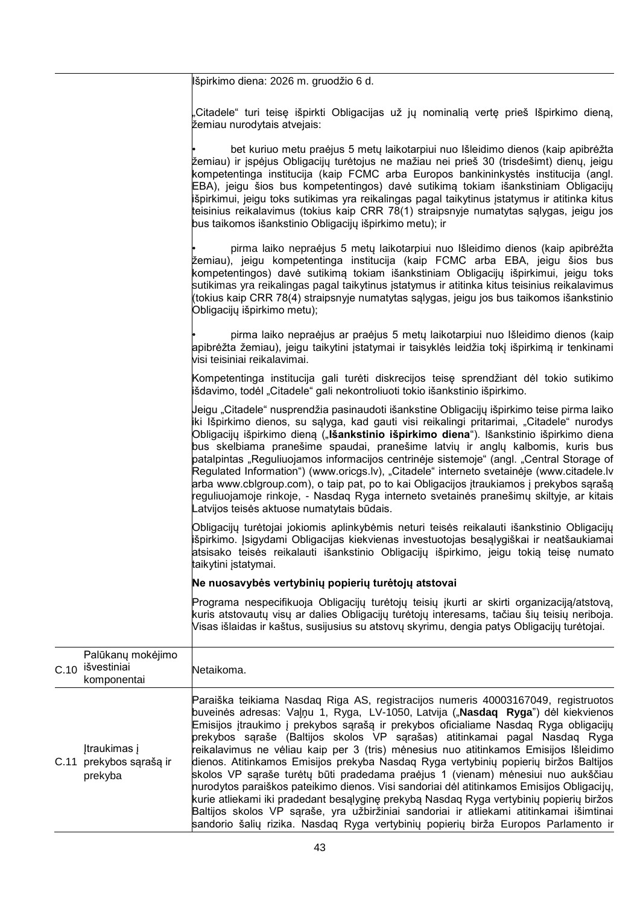| | | |
|---|---|---|
| | | Išpirkimo diena: 2026 m. gruodžio 6 d.<br><br>„Citadele" turi teisę išpirkti Obligacijas už jų nominalią vertę prieš Išpirkimo dieną, žemiau nurodytais atvejais:<br><br>• bet kuriuo metu praėjus 5 metų laikotarpiui nuo Išleidimo dienos (kaip apibrėžta žemiau) ir įspėjus Obligacijų turėtojus ne mažiau nei prieš 30 (trisdešimt) dienų, jeigu kompetentinga institucija (kaip FCMC arba Europos bankininkystės institucija (angl. EBA), jeigu šios bus kompetentingos) davė sutikimą tokiam išankstiniam Obligacijų išpirkimui, jeigu toks sutikimas yra reikalingas pagal taikytinus įstatymus ir atitinka kitus teisinius reikalavimus (tokius kaip CRR 78(1) straipsnyje numatytas sąlygas, jeigu jos bus taikomos išankstinio Obligacijų išpirkimo metu); ir<br><br>• pirma laiko nepraėjus 5 metų laikotarpiui nuo Išleidimo dienos (kaip apibrėžta žemiau), jeigu kompetentinga institucija (kaip FCMC arba EBA, jeigu šios bus kompetentingos) davė sutikimą tokiam išankstiniam Obligacijų išpirkimui, jeigu toks sutikimas yra reikalingas pagal taikytinus įstatymus ir atitinka kitus teisinius reikalavimus (tokius kaip CRR 78(4) straipsnyje numatytas sąlygas, jeigu jos bus taikomos išankstinio Obligacijų išpirkimo metu);<br><br>• pirma laiko nepraėjus ar praėjus 5 metų laikotarpiui nuo Išleidimo dienos (kaip apibrėžta žemiau), jeigu taikytini įstatymai ir taisyklės leidžia tokį išpirkimą ir tenkinami visi teisiniai reikalavimai.<br><br>Kompetentinga institucija gali turėti diskrecijos teisę sprendžiant dėl tokio sutikimo išdavimo, todėl „Citadele" gali nekontroliuoti tokio išankstinio išpirkimo.<br><br>Jeigu „Citadele" nusprendžia pasinaudoti išankstine Obligacijų išpirkimo teise pirma laiko iki Išpirkimo dienos, su sąlyga, kad gauti visi reikalingi pritarimai, „Citadele" nurodys Obligacijų išpirkimo dieną („**Išankstinio išpirkimo diena**"). Išankstinio išpirkimo diena bus skelbiama pranešime spaudai, pranešime latvių ir anglų kalbomis, kuris bus patalpintas „Reguliuojamos informacijos centrinėje sistemoje" (angl. „Central Storage of Regulated Information") (www.oricgs.lv), „Citadele" interneto svetainėje (www.citadele.lv arba www.cblgroup.com), o taip pat, po to kai Obligacijos įtraukiamos į prekybos sąrašą reguliuojamoje rinkoje, - Nasdaq Ryga interneto svetainės pranešimų skiltyje, ar kitais Latvijos teisės aktuose numatytais būdais.<br><br>Obligacijų turėtojai jokiomis aplinkybėmis neturi teisės reikalauti išankstinio Obligacijų išpirkimo. Įsigydami Obligacijas kiekvienas investuotojas besąlygiškai ir neatšaukiamai atsisako teisės reikalauti išankstinio Obligacijų išpirkimo, jeigu tokią teisę numato taikytini įstatymai.<br><br>**Ne nuosavybės vertybinių popierių turėtojų atstovai**<br><br>Programa nespecifikuoja Obligacijų turėtojų teisių įkurti ar skirti organizaciją/atstovą, kuris atstovautų visų ar dalies Obligacijų turėtojų interesams, tačiau šių teisių neriboja. Visas išlaidas ir kaštus, susijusius su atstovų skyrimu, dengia patys Obligacijų turėtojai. |
| C.10 | Palūkanų mokėjimo išvestiniai komponentai | Netaikoma. |
| C.11 | Įtraukimas į prekybos sąrašą ir prekyba | Paraiška teikiama Nasdaq Riga AS, registracijos numeris 40003167049, registruotos buveinės adresas: Vaļņu 1, Ryga, LV-1050, Latvija („**Nasdaq Ryga**") dėl kiekvienos Emisijos įtraukimo į prekybos sąrašą ir prekybos oficialiame Nasdaq Ryga obligacijų prekybos sąraše (Baltijos skolos VP sąrašas) atitinkamai pagal Nasdaq Ryga reikalavimus ne vėliau kaip per 3 (tris) mėnesius nuo atitinkamos Emisijos Išleidimo dienos. Atitinkamos Emisijos prekyba Nasdaq Ryga vertybinių popierių biržos Baltijos skolos VP sąraše turėtų būti pradedama praėjus 1 (vienam) mėnesiui nuo aukščiau nurodytos paraiškos pateikimo dienos. Visi sandoriai dėl atitinkamos Emisijos Obligacijų, kurie atliekami iki pradedant besąlyginę prekybą Nasdaq Ryga vertybinių popierių biržos Baltijos skolos VP sąraše, yra užbiržiniai sandoriai ir atliekami atitinkamai išimtinai sandorio šalių rizika. Nasdaq Ryga vertybinių popierių birža Europos Parlamento ir |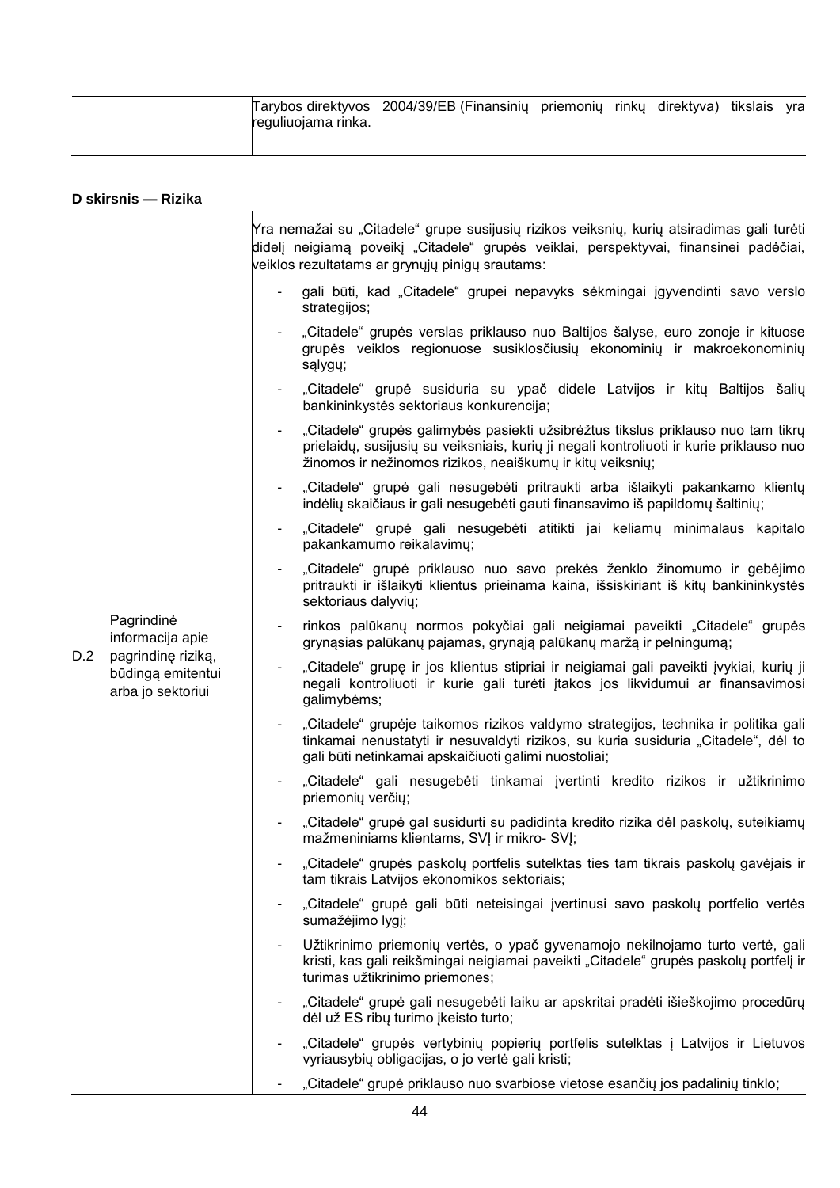| | |
|---|---|
| | Tarybos direktyvos 2004/39/EB (Finansinių priemonių rinkų direktyva) tikslais yra reguliuojama rinka. |

**D skirsnis — Rizika**

| | | |
|---|---|---|
| D.2 | Pagrindinė informacija apie pagrindinę riziką, būdingą emitentui arba jo sektoriui | Yra nemažai su „Citadele“ grupe susijusių rizikos veiksnių, kurių atsiradimas gali turėti didelį neigiamą poveikį „Citadele“ grupės veiklai, perspektyvai, finansinei padėčiai, veiklos rezultatams ar grynųjų pinigų srautams:<br>- gali būti, kad „Citadele“ grupei nepavyks sėkmingai įgyvendinti savo verslo strategijos;<br>- „Citadele“ grupės verslas priklauso nuo Baltijos šalyse, euro zonoje ir kituose grupės veiklos regionuose susiklosčiusių ekonominių ir makroekonominių sąlygų;<br>- „Citadele“ grupė susiduria su ypač didele Latvijos ir kitų Baltijos šalių bankininkystės sektoriaus konkurencija;<br>- „Citadele“ grupės galimybės pasiekti užsibrėžtus tikslus priklauso nuo tam tikrų prielaidų, susijusių su veiksniais, kurių ji negali kontroliuoti ir kurie priklauso nuo žinomos ir nežinomos rizikos, neaiškumų ir kitų veiksnių;<br>- „Citadele“ grupė gali nesugebėti pritraukti arba išlaikyti pakankamo klientų indėlių skaičiaus ir gali nesugebėti gauti finansavimo iš papildomų šaltinių;<br>- „Citadele“ grupė gali nesugebėti atitikti jai keliamų minimalaus kapitalo pakankamumo reikalavimų;<br>- „Citadele“ grupė priklauso nuo savo prekės ženklo žinomumo ir gebėjimo pritraukti ir išlaikyti klientus prieinama kaina, išsiskiriant iš kitų bankininkystės sektoriaus dalyvių;<br>- rinkos palūkanų normos pokyčiai gali neigiamai paveikti „Citadele“ grupės grynąsias palūkanų pajamas, grynąją palūkanų maržą ir pelningumą;<br>- „Citadele“ grupę ir jos klientus stipriai ir neigiamai gali paveikti įvykiai, kurių ji negali kontroliuoti ir kurie gali turėti įtakos jos likvidumui ar finansavimosi galimybėms;<br>- „Citadele“ grupėje taikomos rizikos valdymo strategijos, technika ir politika gali tinkamai nenustatyti ir nesuvaldyti rizikos, su kuria susiduria „Citadele“, dėl to gali būti netinkamai apskaičiuoti galimi nuostoliai;<br>- „Citadele“ gali nesugebėti tinkamai įvertinti kredito rizikos ir užtikrinimo priemonių verčių;<br>- „Citadele“ grupė gal susidurti su padidinta kredito rizika dėl paskolų, suteikiamų mažmeniniams klientams, SVĮ ir mikro- SVĮ;<br>- „Citadele“ grupės paskolų portfelis sutelktas ties tam tikrais paskolų gavėjais ir tam tikrais Latvijos ekonomikos sektoriais;<br>- „Citadele“ grupė gali būti neteisingai įvertinusi savo paskolų portfelio vertės sumažėjimo lygį;<br>- Užtikrinimo priemonių vertės, o ypač gyvenamojo nekilnojamo turto vertė, gali kristi, kas gali reikšmingai neigiamai paveikti „Citadele“ grupės paskolų portfelį ir turimas užtikrinimo priemones;<br>- „Citadele“ grupė gali nesugebėti laiku ar apskritai pradėti išieškojimo procedūrų dėl už ES ribų turimo įkeisto turto;<br>- „Citadele“ grupės vertybinių popierių portfelis sutelktas į Latvijos ir Lietuvos vyriausybių obligacijas, o jo vertė gali kristi;<br>- „Citadele“ grupė priklauso nuo svarbiose vietose esančių jos padalinių tinklo; |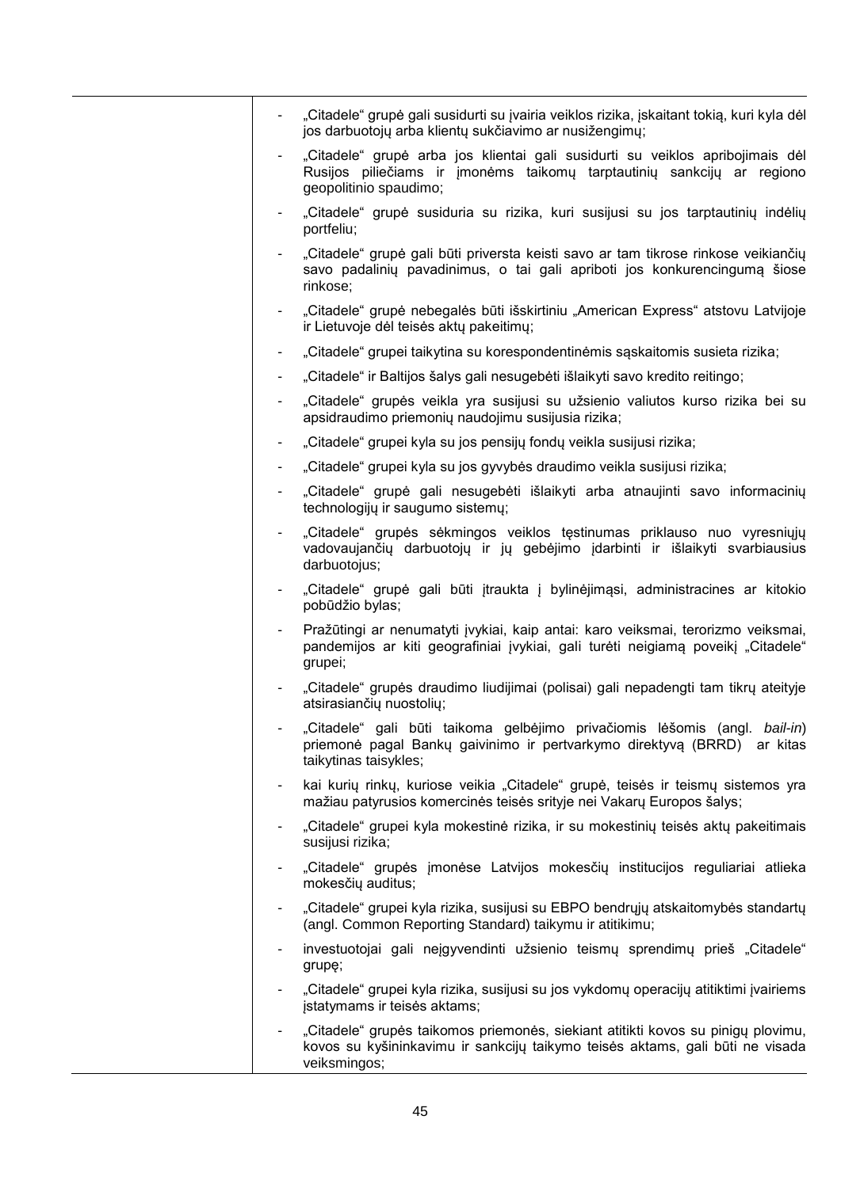| | |
|---|---|
| | - „Citadele“ grupė gali susidurti su įvairia veiklos rizika, įskaitant tokią, kuri kyla dėl jos darbuotojų arba klientų sukčiavimo ar nusižengimų;<br>- „Citadele“ grupė arba jos klientai gali susidurti su veiklos apribojimais dėl Rusijos piliečiams ir įmonėms taikomų tarptautinių sankcijų ar regiono geopolitinio spaudimo;<br>- „Citadele“ grupė susiduria su rizika, kuri susijusi su jos tarptautinių indėlių portfeliu;<br>- „Citadele“ grupė gali būti priversta keisti savo ar tam tikrose rinkose veikiančių savo padalinių pavadinimus, o tai gali apriboti jos konkurencingumą šiose rinkose;<br>- „Citadele“ grupė nebegalės būti išskirtiniu „American Express“ atstovu Latvijoje ir Lietuvoje dėl teisės aktų pakeitimų;<br>- „Citadele“ grupei taikytina su korespondentinėmis sąskaitomis susieta rizika;<br>- „Citadele“ ir Baltijos šalys gali nesugebėti išlaikyti savo kredito reitingo;<br>- „Citadele“ grupės veikla yra susijusi su užsienio valiutos kurso rizika bei su apsidraudimo priemonių naudojimu susijusia rizika;<br>- „Citadele“ grupei kyla su jos pensijų fondų veikla susijusi rizika;<br>- „Citadele“ grupei kyla su jos gyvybės draudimo veikla susijusi rizika;<br>- „Citadele“ grupė gali nesugebėti išlaikyti arba atnaujinti savo informacinių technologijų ir saugumo sistemų;<br>- „Citadele“ grupės sėkmingos veiklos tęstinumas priklauso nuo vyresniųjų vadovaujančių darbuotojų ir jų gebėjimo įdarbinti ir išlaikyti svarbiausius darbuotojus;<br>- „Citadele“ grupė gali būti įtraukta į bylinėjimąsi, administracines ar kitokio pobūdžio bylas;<br>- Pražūtingi ar nenumatyti įvykiai, kaip antai: karo veiksmai, terorizmo veiksmai, pandemijos ar kiti geografiniai įvykiai, gali turėti neigiamą poveikį „Citadele“ grupei;<br>- „Citadele“ grupės draudimo liudijimai (polisai) gali nepadengti tam tikrų ateityje atsirasiančių nuostolių;<br>- „Citadele“ gali būti taikoma gelbėjimo privačiomis lėšomis (angl. *bail-in*) priemonė pagal Bankų gaivinimo ir pertvarkymo direktyvą (BRRD) ar kitas taikytinas taisykles;<br>- kai kurių rinkų, kuriose veikia „Citadele“ grupė, teisės ir teismų sistemos yra mažiau patyrusios komercinės teisės srityje nei Vakarų Europos šalys;<br>- „Citadele“ grupei kyla mokestinė rizika, ir su mokestinių teisės aktų pakeitimais susijusi rizika;<br>- „Citadele“ grupės įmonėse Latvijos mokesčių institucijos reguliariai atlieka mokesčių auditus;<br>- „Citadele“ grupei kyla rizika, susijusi su EBPO bendrųjų atskaitomybės standartų (angl. Common Reporting Standard) taikymu ir atitikimu;<br>- investuotojai gali neįgyvendinti užsienio teismų sprendimų prieš „Citadele“ grupę;<br>- „Citadele“ grupei kyla rizika, susijusi su jos vykdomų operacijų atitiktimi įvairiems įstatymams ir teisės aktams;<br>- „Citadele“ grupės taikomos priemonės, siekiant atitikti kovos su pinigų plovimu, kovos su kyšininkavimu ir sankcijų taikymo teisės aktams, gali būti ne visada veiksmingos; |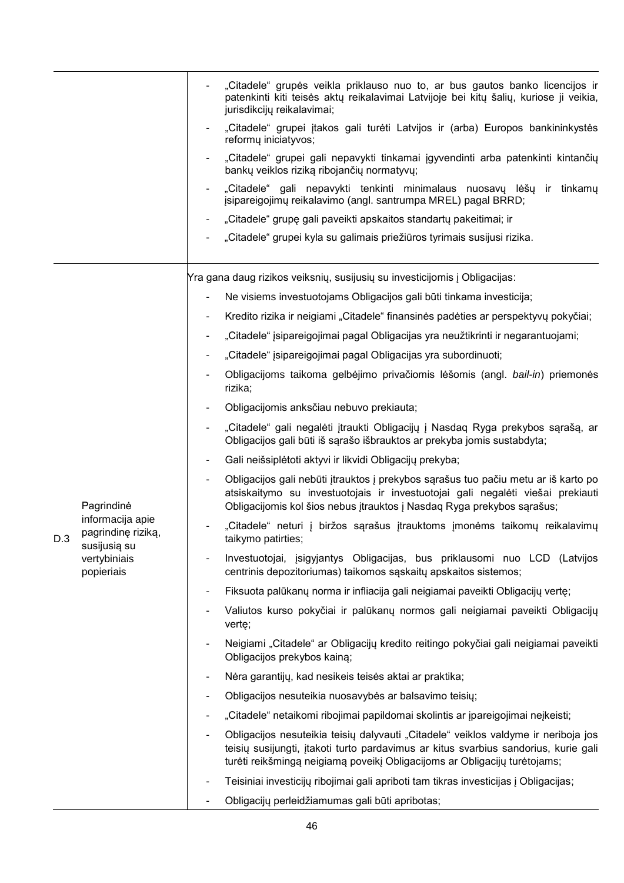| | | |
|---|---|---|
| | | - „Citadele“ grupės veikla priklauso nuo to, ar bus gautos banko licencijos ir patenkinti kiti teisės aktų reikalavimai Latvijoje bei kitų šalių, kuriose ji veikia, jurisdikcijų reikalavimai;<br>- „Citadele“ grupei įtakos gali turėti Latvijos ir (arba) Europos bankininkystės reformų iniciatyvos;<br>- „Citadele“ grupei gali nepavykti tinkamai įgyvendinti arba patenkinti kintančių bankų veiklos riziką ribojančių normatyvų;<br>- „Citadele“ gali nepavykti tenkinti minimalaus nuosavų lėšų ir tinkamų įsipareigojimų reikalavimo (angl. santrumpa MREL) pagal BRRD;<br>- „Citadele“ grupę gali paveikti apskaitos standartų pakeitimai; ir<br>- „Citadele“ grupei kyla su galimais priežiūros tyrimais susijusi rizika. |
| D.3 | Pagrindinė informacija apie pagrindinę riziką, susijusią su vertybiniais popieriais | Yra gana daug rizikos veiksnių, susijusių su investicijomis į Obligacijas:<br>- Ne visiems investuotojams Obligacijos gali būti tinkama investicija;<br>- Kredito rizika ir neigiami „Citadele“ finansinės padėties ar perspektyvų pokyčiai;<br>- „Citadele“ įsipareigojimai pagal Obligacijas yra neužtikrinti ir negarantuojami;<br>- „Citadele“ įsipareigojimai pagal Obligacijas yra subordinuoti;<br>- Obligacijoms taikoma gelbėjimo privačiomis lėšomis (angl. *bail-in*) priemonės rizika;<br>- Obligacijomis anksčiau nebuvo prekiauta;<br>- „Citadele“ gali negalėti įtraukti Obligacijų į Nasdaq Ryga prekybos sąrašą, ar Obligacijos gali būti iš sąrašo išbrauktos ar prekyba jomis sustabdyta;<br>- Gali neišsiplėtoti aktyvi ir likvidi Obligacijų prekyba;<br>- Obligacijos gali nebūti įtrauktos į prekybos sąrašus tuo pačiu metu ar iš karto po atsiskaitymo su investuotojais ir investuotojai gali negalėti viešai prekiauti Obligacijomis kol šios nebus įtrauktos į Nasdaq Ryga prekybos sąrašus;<br>- „Citadele“ neturi į biržos sąrašus įtrauktoms įmonėms taikomų reikalavimų taikymo patirties;<br>- Investuotojai, įsigyjantys Obligacijas, bus priklausomi nuo LCD (Latvijos centrinis depozitoriumas) taikomos sąskaitų apskaitos sistemos;<br>- Fiksuota palūkanų norma ir infliacija gali neigiamai paveikti Obligacijų vertę;<br>- Valiutos kurso pokyčiai ir palūkanų normos gali neigiamai paveikti Obligacijų vertę;<br>- Neigiami „Citadele“ ar Obligacijų kredito reitingo pokyčiai gali neigiamai paveikti Obligacijos prekybos kainą;<br>- Nėra garantijų, kad nesikeis teisės aktai ar praktika;<br>- Obligacijos nesuteikia nuosavybės ar balsavimo teisių;<br>- „Citadele“ netaikomi ribojimai papildomai skolintis ar įpareigojimai neįkeisti;<br>- Obligacijos nesuteikia teisių dalyvauti „Citadele“ veiklos valdyme ir neriboja jos teisių susijungti, įtakoti turto pardavimus ar kitus svarbius sandorius, kurie gali turėti reikšmingą neigiamą poveikį Obligacijoms ar Obligacijų turėtojams;<br>- Teisiniai investicijų ribojimai gali apriboti tam tikras investicijas į Obligacijas;<br>- Obligacijų perleidžiamumas gali būti apribotas; |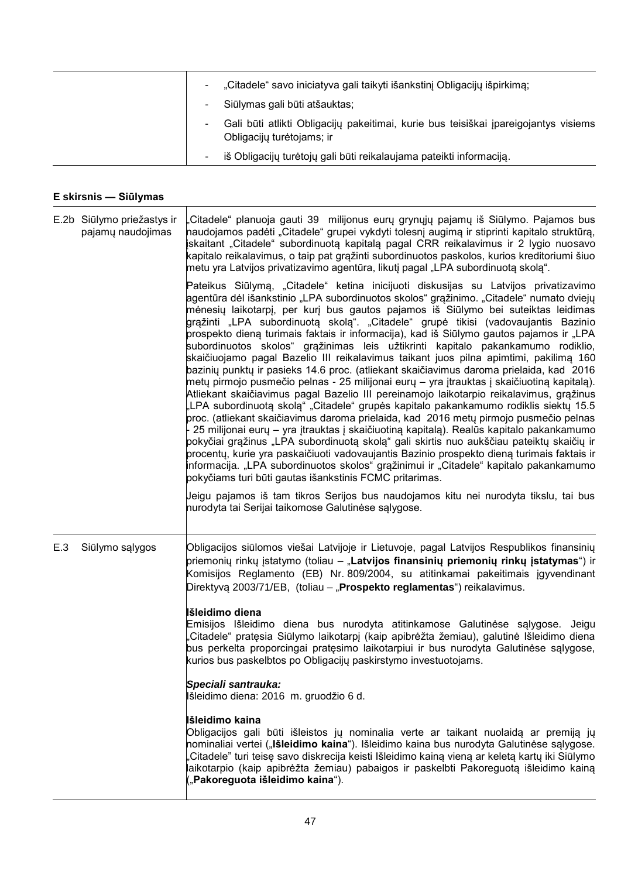| | |
|---|---|
| | - „Citadele“ savo iniciatyva gali taikyti išankstinį Obligacijų išpirkimą;<br>- Siūlymas gali būti atšauktas;<br>- Gali būti atlikti Obligacijų pakeitimai, kurie bus teisiškai įpareigojantys visiems Obligacijų turėtojams; ir<br>- iš Obligacijų turėtojų gali būti reikalaujama pateikti informaciją. |

**E skirsnis — Siūlymas**

| | |
|---|---|
| E.2b Siūlymo priežastys ir pajamų naudojimas | „Citadele“ planuoja gauti 39 milijonus eurų grynųjų pajamų iš Siūlymo. Pajamos bus naudojamos padėti „Citadele“ grupei vykdyti tolesnį augimą ir stiprinti kapitalo struktūrą, įskaitant „Citadele“ subordinuotą kapitalą pagal CRR reikalavimus ir 2 lygio nuosavo kapitalo reikalavimus, o taip pat grąžinti subordinuotos paskolos, kurios kreditoriumi šiuo metu yra Latvijos privatizavimo agentūra, likutį pagal „LPA subordinuotą skolą“.<br><br>Pateikus Siūlymą, „Citadele“ ketina inicijuoti diskusijas su Latvijos privatizavimo agentūra dėl išankstinio „LPA subordinuotos skolos“ grąžinimo. „Citadele“ numato dviejų mėnesių laikotarpį, per kurį bus gautos pajamos iš Siūlymo bei suteiktas leidimas grąžinti „LPA subordinuotą skolą“. „Citadele“ grupė tikisi (vadovaujantis Bazinio prospekto dieną turimais faktais ir informacija), kad iš Siūlymo gautos pajamos ir „LPA subordinuotos skolos“ grąžinimas leis užtikrinti kapitalo pakankamumo rodiklio, skaičiuojamo pagal Bazelio III reikalavimus taikant juos pilna apimtimi, pakilimą 160 bazinių punktų ir pasieks 14.6 proc. (atliekant skaičiavimus daroma prielaida, kad 2016 metų pirmojo pusmečio pelnas - 25 milijonai eurų – yra įtrauktas į skaičiuotiną kapitalą). Atliekant skaičiavimus pagal Bazelio III pereinamojo laikotarpio reikalavimus, grąžinus „LPA subordinuotą skolą“ „Citadele“ grupės kapitalo pakankamumo rodiklis siektų 15.5 proc. (atliekant skaičiavimus daroma prielaida, kad 2016 metų pirmojo pusmečio pelnas - 25 milijonai eurų – yra įtrauktas į skaičiuotiną kapitalą). Realūs kapitalo pakankamumo pokyčiai grąžinus „LPA subordinuotą skolą“ gali skirtis nuo aukščiau pateiktų skaičių ir procentų, kurie yra paskaičiuoti vadovaujantis Bazinio prospekto dieną turimais faktais ir informacija. „LPA subordinuotos skolos“ grąžinimui ir „Citadele“ kapitalo pakankamumo pokyčiams turi būti gautas išankstinis FCMC pritarimas.<br><br>Jeigu pajamos iš tam tikros Serijos bus naudojamos kitu nei nurodyta tikslu, tai bus nurodyta tai Serijai taikomose Galutinėse sąlygose. |
| E.3 Siūlymo sąlygos | Obligacijos siūlomos viešai Latvijoje ir Lietuvoje, pagal Latvijos Respublikos finansinių priemonių rinkų įstatymo (toliau – „**Latvijos finansinių priemonių rinkų įstatymas**“) ir Komisijos Reglamento (EB) Nr. 809/2004, su atitinkamai pakeitimais įgyvendinant Direktyvą 2003/71/EB, (toliau – „**Prospekto reglamentas**“) reikalavimus.<br><br>**Išleidimo diena**<br>Emisijos Išleidimo diena bus nurodyta atitinkamose Galutinėse sąlygose. Jeigu „Citadele“ pratęsia Siūlymo laikotarpį (kaip apibrėžta žemiau), galutinė Išleidimo diena bus perkelta proporcingai pratęsimo laikotarpiui ir bus nurodyta Galutinėse sąlygose, kurios bus paskelbtos po Obligacijų paskirstymo investuotojams.<br><br>***Speciali santrauka:***<br>Išleidimo diena: 2016 m. gruodžio 6 d.<br><br>**Išleidimo kaina**<br>Obligacijos gali būti išleistos jų nominalia verte ar taikant nuolaidą ar premiją jų nominaliai vertei („**Išleidimo kaina**“). Išleidimo kaina bus nurodyta Galutinėse sąlygose. „Citadele” turi teisę savo diskrecija keisti Išleidimo kainą vieną ar keletą kartų iki Siūlymo laikotarpio (kaip apibrėžta žemiau) pabaigos ir paskelbti Pakoreguotą išleidimo kainą („**Pakoreguota išleidimo kaina**“). |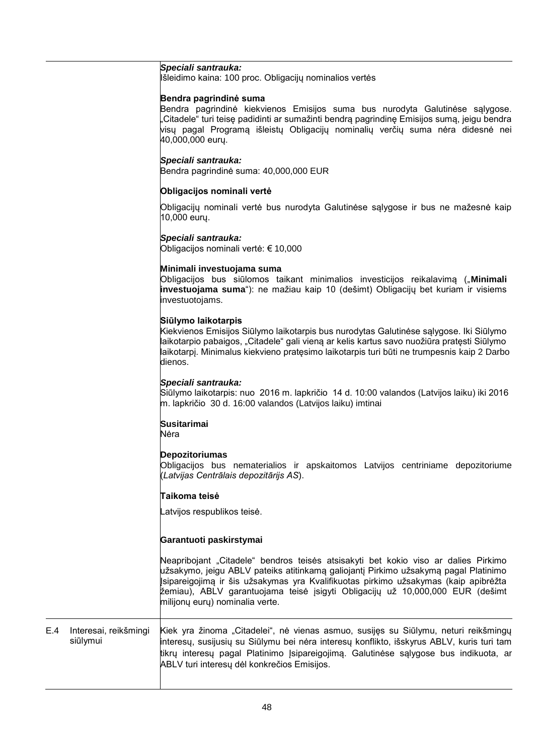| | | |
|---|---|---|
| | | ***Speciali santrauka:***<br>Išleidimo kaina: 100 proc. Obligacijų nominalios vertės<br><br>**Bendra pagrindinė suma**<br>Bendra pagrindinė kiekvienos Emisijos suma bus nurodyta Galutinėse sąlygose. „Citadele" turi teisę padidinti ar sumažinti bendrą pagrindinę Emisijos sumą, jeigu bendra visų pagal Programą išleistų Obligacijų nominalių verčių suma nėra didesnė nei 40,000,000 eurų.<br><br>***Speciali santrauka:***<br>Bendra pagrindinė suma: 40,000,000 EUR<br><br>**Obligacijos nominali vertė**<br>Obligacijų nominali vertė bus nurodyta Galutinėse sąlygose ir bus ne mažesnė kaip 10,000 eurų.<br><br>***Speciali santrauka:***<br>Obligacijos nominali vertė: € 10,000<br><br>**Minimali investuojama suma**<br>Obligacijos bus siūlomos taikant minimalios investicijos reikalavimą („**Minimali investuojama suma**"): ne mažiau kaip 10 (dešimt) Obligacijų bet kuriam ir visiems investuotojams.<br><br>**Siūlymo laikotarpis**<br>Kiekvienos Emisijos Siūlymo laikotarpis bus nurodytas Galutinėse sąlygose. Iki Siūlymo laikotarpio pabaigos, „Citadele" gali vieną ar kelis kartus savo nuožiūra pratęsti Siūlymo laikotarpį. Minimalus kiekvieno pratęsimo laikotarpis turi būti ne trumpesnis kaip 2 Darbo dienos.<br><br>***Speciali santrauka:***<br>Siūlymo laikotarpis: nuo 2016 m. lapkričio 14 d. 10:00 valandos (Latvijos laiku) iki 2016 m. lapkričio 30 d. 16:00 valandos (Latvijos laiku) imtinai<br><br>**Susitarimai**<br>Nėra<br><br>**Depozitoriumas**<br>Obligacijos bus nematerialios ir apskaitomos Latvijos centriniame depozitoriume (*Latvijas Centrālais depozitārijs AS*).<br><br>**Taikoma teisė**<br>Latvijos respublikos teisė.<br><br>**Garantuoti paskirstymai**<br>Neapribojant „Citadele" bendros teisės atsisakyti bet kokio viso ar dalies Pirkimo užsakymo, jeigu ABLV pateiks atitinkamą galiojantį Pirkimo užsakymą pagal Platinimo Įsipareigojimą ir šis užsakymas yra Kvalifikuotas pirkimo užsakymas (kaip apibrėžta žemiau), ABLV garantuojama teisė įsigyti Obligacijų už 10,000,000 EUR (dešimt milijonų eurų) nominalia verte. |
| E.4 | Interesai, reikšmingi siūlymui | Kiek yra žinoma „Citadelei", nė vienas asmuo, susijęs su Siūlymu, neturi reikšmingų interesų, susijusių su Siūlymu bei nėra interesų konflikto, išskyrus ABLV, kuris turi tam tikrų interesų pagal Platinimo Įsipareigojimą. Galutinėse sąlygose bus indikuota, ar ABLV turi interesų dėl konkrečios Emisijos. |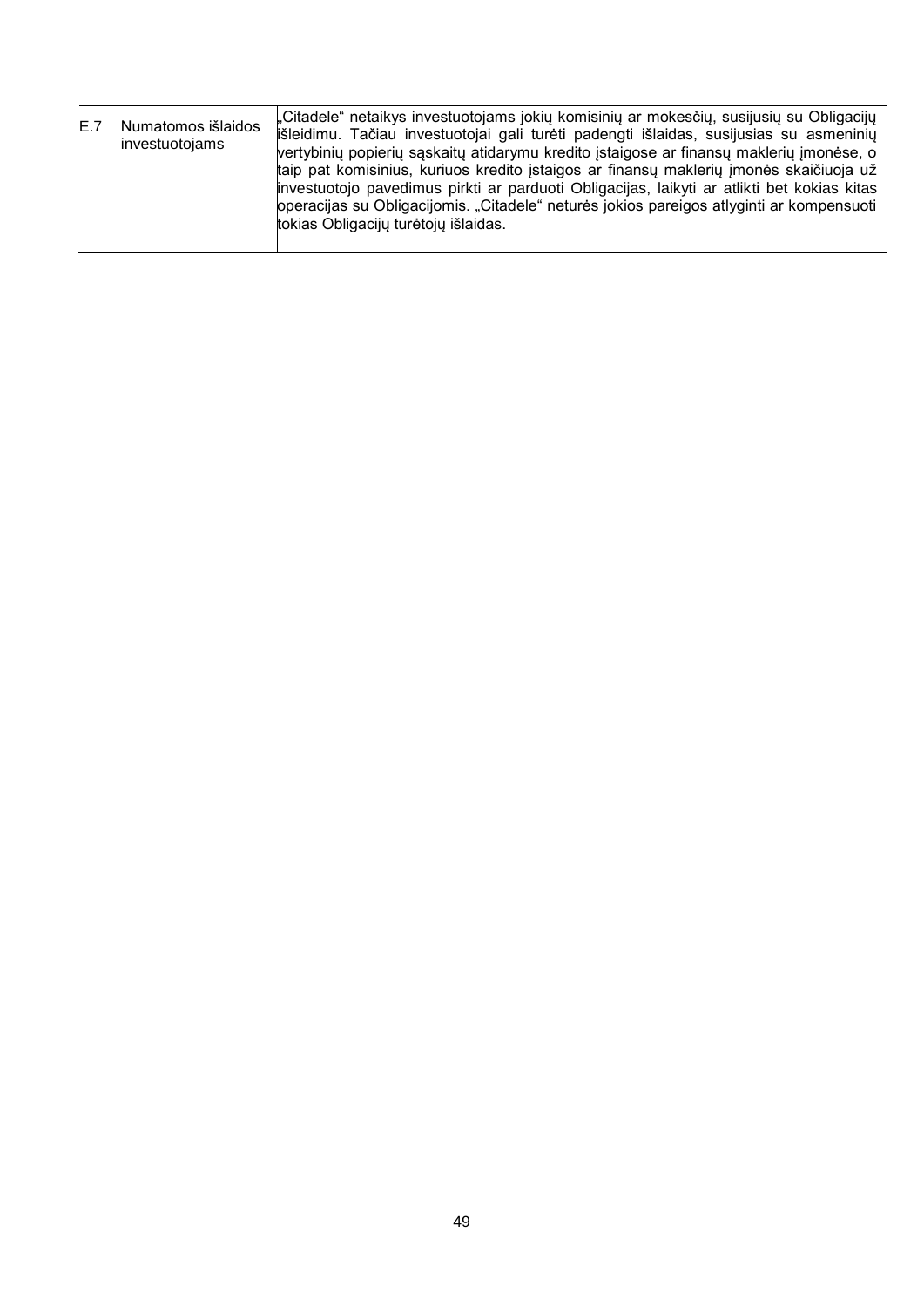| | | |
|---|---|---|
| E.7 | Numatomos išlaidos investuotojams | „Citadele“ netaikys investuotojams jokių komisinių ar mokesčių, susijusių su Obligacijų išleidimu. Tačiau investuotojai gali turėti padengti išlaidas, susijusias su asmeninių vertybinių popierių sąskaitų atidarymu kredito įstaigose ar finansų maklerių įmonėse, o taip pat komisinius, kuriuos kredito įstaigos ar finansų maklerių įmonės skaičiuoja už investuotojo pavedimus pirkti ar parduoti Obligacijas, laikyti ar atlikti bet kokias kitas operacijas su Obligacijomis. „Citadele“ neturės jokios pareigos atlyginti ar kompensuoti tokias Obligacijų turėtojų išlaidas. |